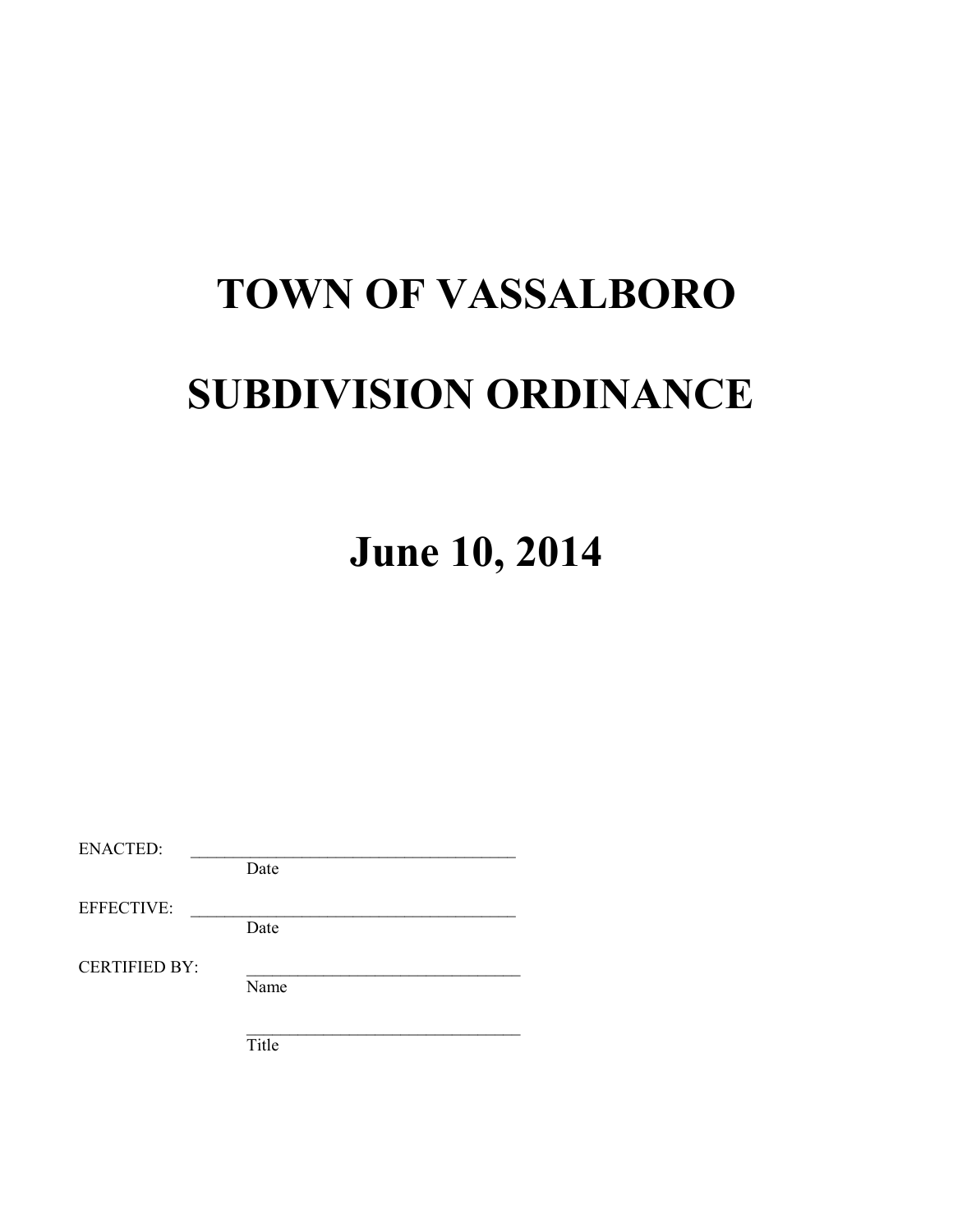# TOWN OF VASSALBORO

# SUBDIVISION ORDINANCE

# June 10, 2014

ENACTED: ______________________________________
Date

EFFECTIVE: ______________________________________
Date

CERTIFIED BY: ________________________________
Name

________________________________
Title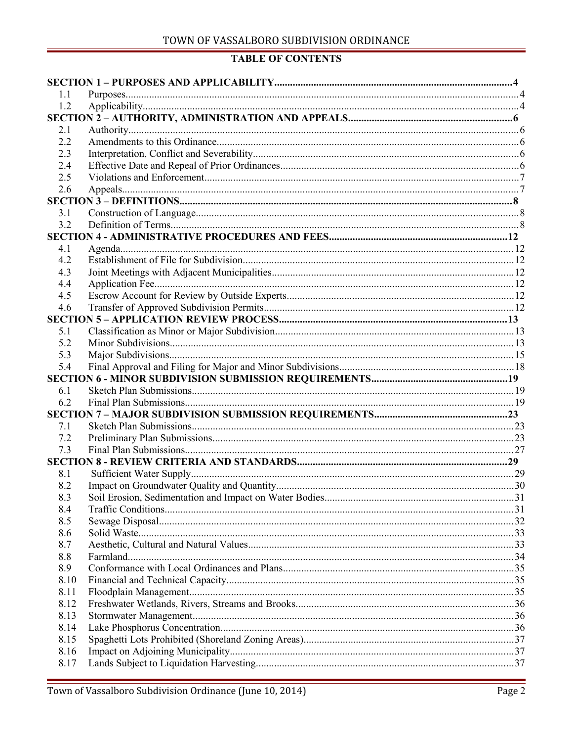## TABLE OF CONTENTS

| | | |
|---|---|---|
| **SECTION 1 – PURPOSES AND APPLICABILITY** | | **4** |
| 1.1 | Purposes | 4 |
| 1.2 | Applicability | 4 |
| **SECTION 2 – AUTHORITY, ADMINISTRATION AND APPEALS** | | **6** |
| 2.1 | Authority | 6 |
| 2.2 | Amendments to this Ordinance | 6 |
| 2.3 | Interpretation, Conflict and Severability | 6 |
| 2.4 | Effective Date and Repeal of Prior Ordinances | 6 |
| 2.5 | Violations and Enforcement | 7 |
| 2.6 | Appeals | 7 |
| **SECTION 3 – DEFINITIONS** | | **8** |
| 3.1 | Construction of Language | 8 |
| 3.2 | Definition of Terms | 8 |
| **SECTION 4 - ADMINISTRATIVE PROCEDURES AND FEES** | | **12** |
| 4.1 | Agenda | 12 |
| 4.2 | Establishment of File for Subdivision | 12 |
| 4.3 | Joint Meetings with Adjacent Municipalities | 12 |
| 4.4 | Application Fee | 12 |
| 4.5 | Escrow Account for Review by Outside Experts | 12 |
| 4.6 | Transfer of Approved Subdivision Permits | 12 |
| **SECTION 5 – APPLICATION REVIEW PROCESS** | | **13** |
| 5.1 | Classification as Minor or Major Subdivision | 13 |
| 5.2 | Minor Subdivisions | 13 |
| 5.3 | Major Subdivisions | 15 |
| 5.4 | Final Approval and Filing for Major and Minor Subdivisions | 18 |
| **SECTION 6 - MINOR SUBDIVISION SUBMISSION REQUIREMENTS** | | **19** |
| 6.1 | Sketch Plan Submissions | 19 |
| 6.2 | Final Plan Submissions | 19 |
| **SECTION 7 – MAJOR SUBDIVISION SUBMISSION REQUIREMENTS** | | **23** |
| 7.1 | Sketch Plan Submissions | 23 |
| 7.2 | Preliminary Plan Submissions | 23 |
| 7.3 | Final Plan Submissions | 27 |
| **SECTION 8 - REVIEW CRITERIA AND STANDARDS** | | **29** |
| 8.1 | Sufficient Water Supply | 29 |
| 8.2 | Impact on Groundwater Quality and Quantity | 30 |
| 8.3 | Soil Erosion, Sedimentation and Impact on Water Bodies | 31 |
| 8.4 | Traffic Conditions | 31 |
| 8.5 | Sewage Disposal | 32 |
| 8.6 | Solid Waste | 33 |
| 8.7 | Aesthetic, Cultural and Natural Values | 33 |
| 8.8 | Farmland | 34 |
| 8.9 | Conformance with Local Ordinances and Plans | 35 |
| 8.10 | Financial and Technical Capacity | 35 |
| 8.11 | Floodplain Management | 35 |
| 8.12 | Freshwater Wetlands, Rivers, Streams and Brooks | 36 |
| 8.13 | Stormwater Management | 36 |
| 8.14 | Lake Phosphorus Concentration | 36 |
| 8.15 | Spaghetti Lots Prohibited (Shoreland Zoning Areas) | 37 |
| 8.16 | Impact on Adjoining Municipality | 37 |
| 8.17 | Lands Subject to Liquidation Harvesting | 37 |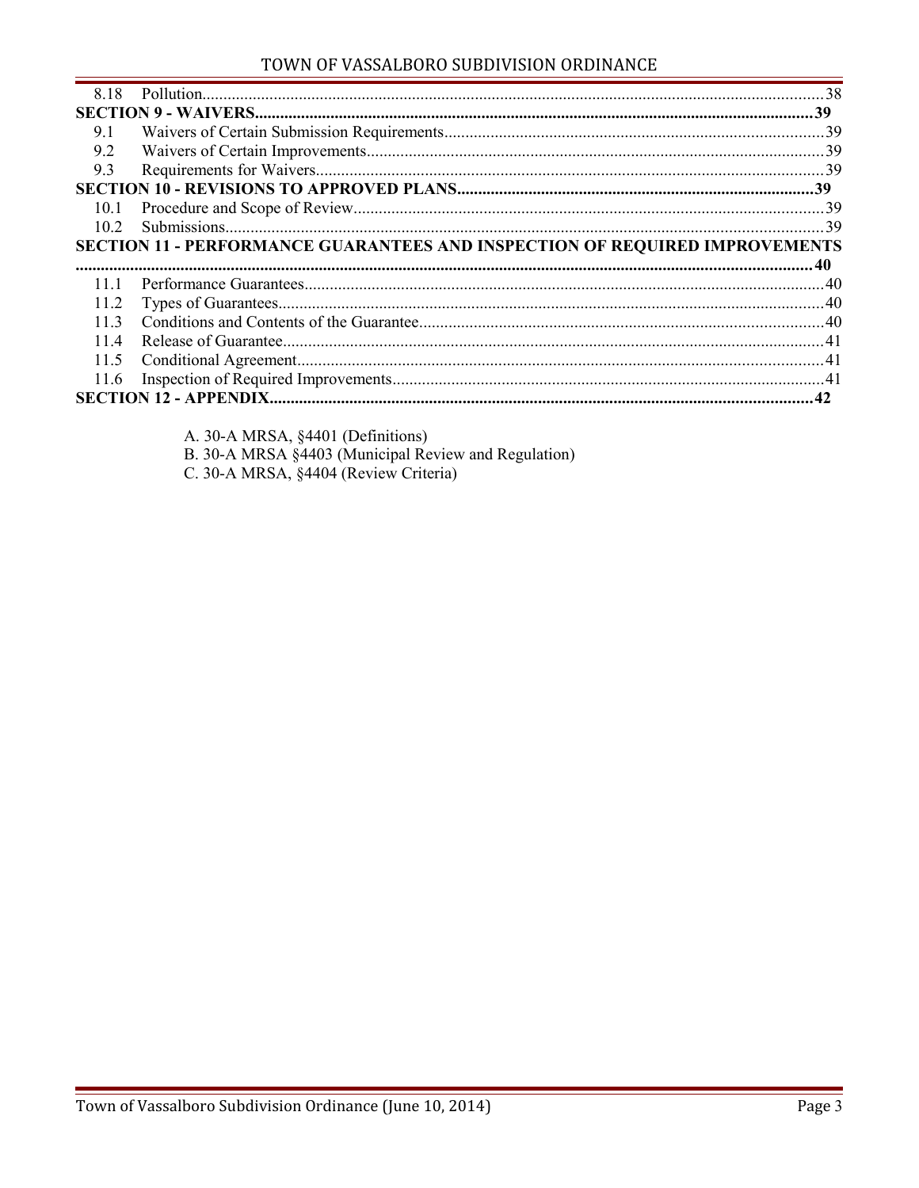| | | |
|---|---|---|
| 8.18 | Pollution | 38 |
| **SECTION 9 - WAIVERS** | | **39** |
| 9.1 | Waivers of Certain Submission Requirements | 39 |
| 9.2 | Waivers of Certain Improvements | 39 |
| 9.3 | Requirements for Waivers | 39 |
| **SECTION 10 - REVISIONS TO APPROVED PLANS** | | **39** |
| 10.1 | Procedure and Scope of Review | 39 |
| 10.2 | Submissions | 39 |
| **SECTION 11 - PERFORMANCE GUARANTEES AND INSPECTION OF REQUIRED IMPROVEMENTS** | | **40** |
| 11.1 | Performance Guarantees | 40 |
| 11.2 | Types of Guarantees | 40 |
| 11.3 | Conditions and Contents of the Guarantee | 40 |
| 11.4 | Release of Guarantee | 41 |
| 11.5 | Conditional Agreement | 41 |
| 11.6 | Inspection of Required Improvements | 41 |
| **SECTION 12 - APPENDIX** | | **42** |

A. 30-A MRSA, §4401 (Definitions)
B. 30-A MRSA §4403 (Municipal Review and Regulation)
C. 30-A MRSA, §4404 (Review Criteria)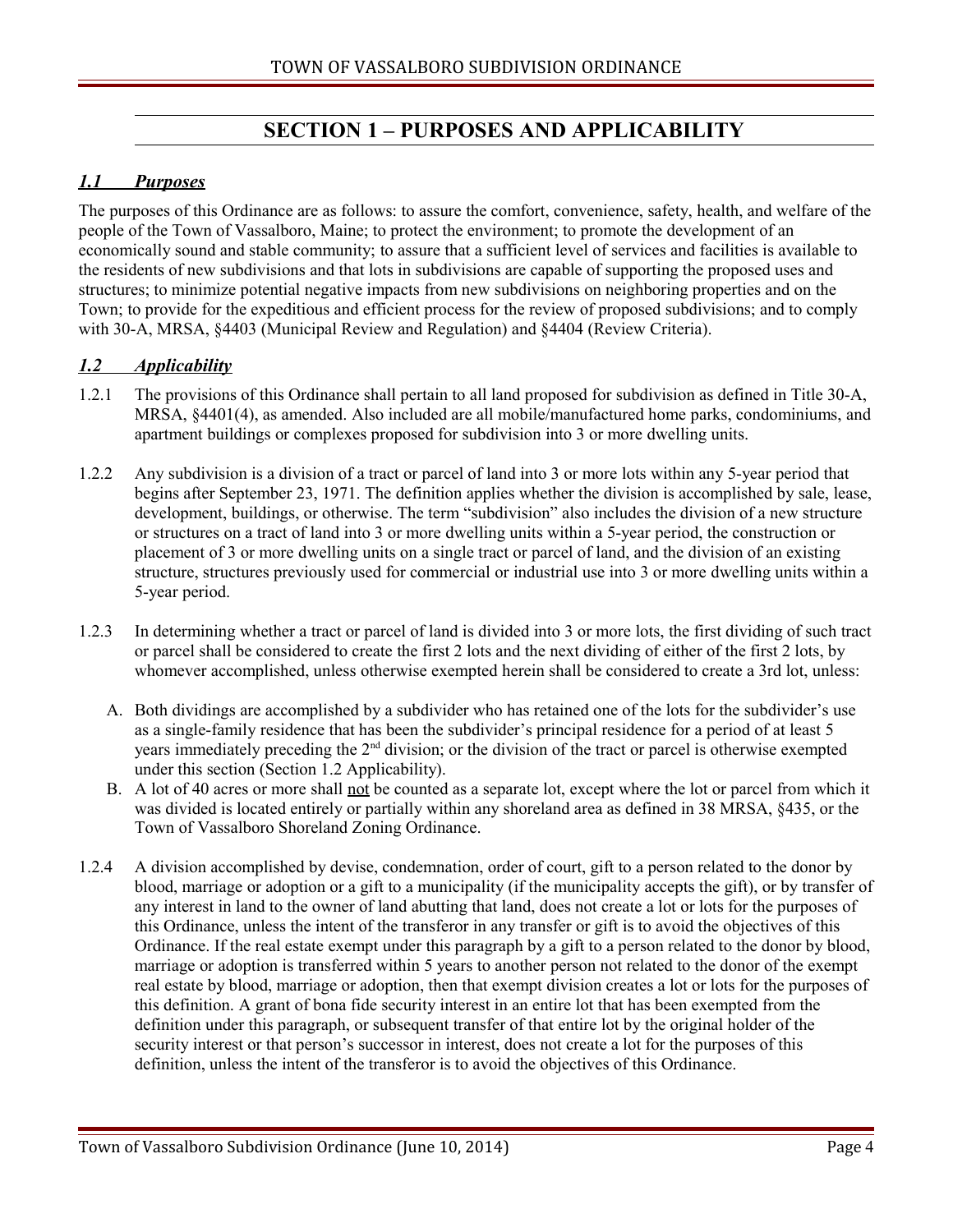# SECTION 1 – PURPOSES AND APPLICABILITY

## *1.1 Purposes*

The purposes of this Ordinance are as follows: to assure the comfort, convenience, safety, health, and welfare of the people of the Town of Vassalboro, Maine; to protect the environment; to promote the development of an economically sound and stable community; to assure that a sufficient level of services and facilities is available to the residents of new subdivisions and that lots in subdivisions are capable of supporting the proposed uses and structures; to minimize potential negative impacts from new subdivisions on neighboring properties and on the Town; to provide for the expeditious and efficient process for the review of proposed subdivisions; and to comply with 30-A, MRSA, §4403 (Municipal Review and Regulation) and §4404 (Review Criteria).

## *1.2 Applicability*

1.2.1 The provisions of this Ordinance shall pertain to all land proposed for subdivision as defined in Title 30-A, MRSA, §4401(4), as amended. Also included are all mobile/manufactured home parks, condominiums, and apartment buildings or complexes proposed for subdivision into 3 or more dwelling units.

1.2.2 Any subdivision is a division of a tract or parcel of land into 3 or more lots within any 5-year period that begins after September 23, 1971. The definition applies whether the division is accomplished by sale, lease, development, buildings, or otherwise. The term "subdivision" also includes the division of a new structure or structures on a tract of land into 3 or more dwelling units within a 5-year period, the construction or placement of 3 or more dwelling units on a single tract or parcel of land, and the division of an existing structure, structures previously used for commercial or industrial use into 3 or more dwelling units within a 5-year period.

1.2.3 In determining whether a tract or parcel of land is divided into 3 or more lots, the first dividing of such tract or parcel shall be considered to create the first 2 lots and the next dividing of either of the first 2 lots, by whomever accomplished, unless otherwise exempted herein shall be considered to create a 3rd lot, unless:

A. Both dividings are accomplished by a subdivider who has retained one of the lots for the subdivider's use as a single-family residence that has been the subdivider's principal residence for a period of at least 5 years immediately preceding the 2nd division; or the division of the tract or parcel is otherwise exempted under this section (Section 1.2 Applicability).

B. A lot of 40 acres or more shall not be counted as a separate lot, except where the lot or parcel from which it was divided is located entirely or partially within any shoreland area as defined in 38 MRSA, §435, or the Town of Vassalboro Shoreland Zoning Ordinance.

1.2.4 A division accomplished by devise, condemnation, order of court, gift to a person related to the donor by blood, marriage or adoption or a gift to a municipality (if the municipality accepts the gift), or by transfer of any interest in land to the owner of land abutting that land, does not create a lot or lots for the purposes of this Ordinance, unless the intent of the transferor in any transfer or gift is to avoid the objectives of this Ordinance. If the real estate exempt under this paragraph by a gift to a person related to the donor by blood, marriage or adoption is transferred within 5 years to another person not related to the donor of the exempt real estate by blood, marriage or adoption, then that exempt division creates a lot or lots for the purposes of this definition. A grant of bona fide security interest in an entire lot that has been exempted from the definition under this paragraph, or subsequent transfer of that entire lot by the original holder of the security interest or that person's successor in interest, does not create a lot for the purposes of this definition, unless the intent of the transferor is to avoid the objectives of this Ordinance.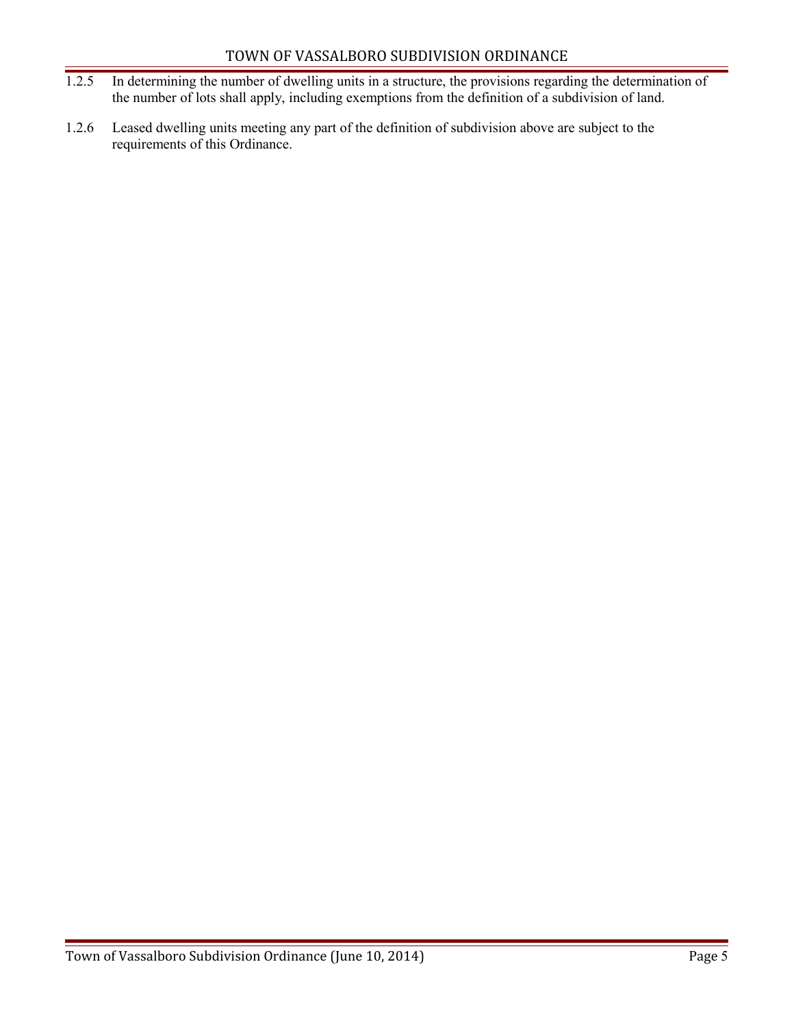1.2.5 In determining the number of dwelling units in a structure, the provisions regarding the determination of the number of lots shall apply, including exemptions from the definition of a subdivision of land.

1.2.6 Leased dwelling units meeting any part of the definition of subdivision above are subject to the requirements of this Ordinance.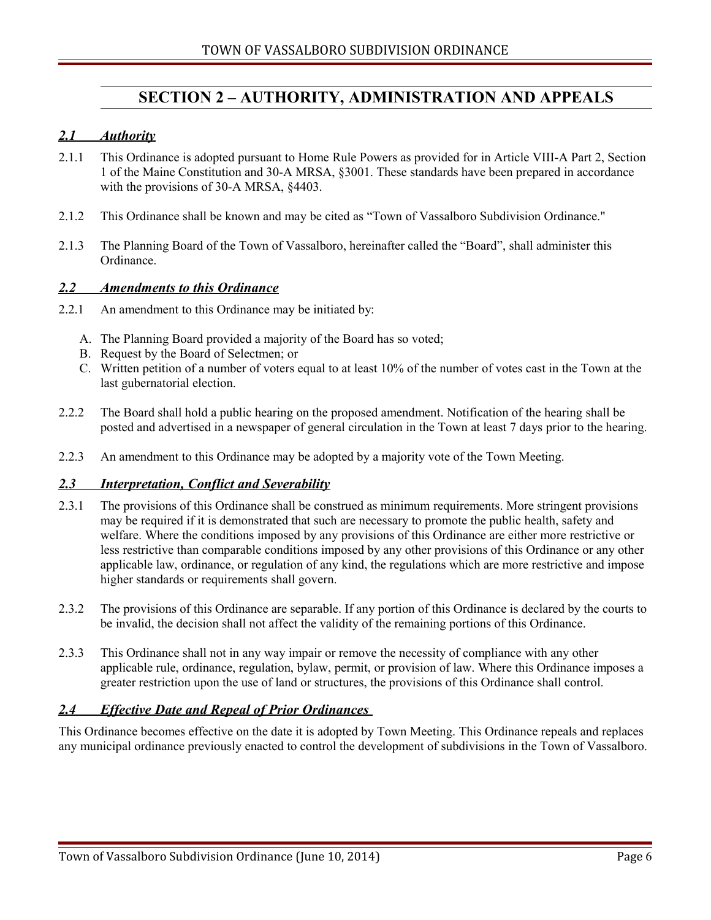# SECTION 2 – AUTHORITY, ADMINISTRATION AND APPEALS

## *2.1 Authority*

2.1.1 This Ordinance is adopted pursuant to Home Rule Powers as provided for in Article VIII-A Part 2, Section 1 of the Maine Constitution and 30-A MRSA, §3001. These standards have been prepared in accordance with the provisions of 30-A MRSA, §4403.

2.1.2 This Ordinance shall be known and may be cited as "Town of Vassalboro Subdivision Ordinance."

2.1.3 The Planning Board of the Town of Vassalboro, hereinafter called the "Board", shall administer this Ordinance.

## *2.2 Amendments to this Ordinance*

2.2.1 An amendment to this Ordinance may be initiated by:

A. The Planning Board provided a majority of the Board has so voted;
B. Request by the Board of Selectmen; or
C. Written petition of a number of voters equal to at least 10% of the number of votes cast in the Town at the last gubernatorial election.

2.2.2 The Board shall hold a public hearing on the proposed amendment. Notification of the hearing shall be posted and advertised in a newspaper of general circulation in the Town at least 7 days prior to the hearing.

2.2.3 An amendment to this Ordinance may be adopted by a majority vote of the Town Meeting.

## *2.3 Interpretation, Conflict and Severability*

2.3.1 The provisions of this Ordinance shall be construed as minimum requirements. More stringent provisions may be required if it is demonstrated that such are necessary to promote the public health, safety and welfare. Where the conditions imposed by any provisions of this Ordinance are either more restrictive or less restrictive than comparable conditions imposed by any other provisions of this Ordinance or any other applicable law, ordinance, or regulation of any kind, the regulations which are more restrictive and impose higher standards or requirements shall govern.

2.3.2 The provisions of this Ordinance are separable. If any portion of this Ordinance is declared by the courts to be invalid, the decision shall not affect the validity of the remaining portions of this Ordinance.

2.3.3 This Ordinance shall not in any way impair or remove the necessity of compliance with any other applicable rule, ordinance, regulation, bylaw, permit, or provision of law. Where this Ordinance imposes a greater restriction upon the use of land or structures, the provisions of this Ordinance shall control.

## *2.4 Effective Date and Repeal of Prior Ordinances*

This Ordinance becomes effective on the date it is adopted by Town Meeting. This Ordinance repeals and replaces any municipal ordinance previously enacted to control the development of subdivisions in the Town of Vassalboro.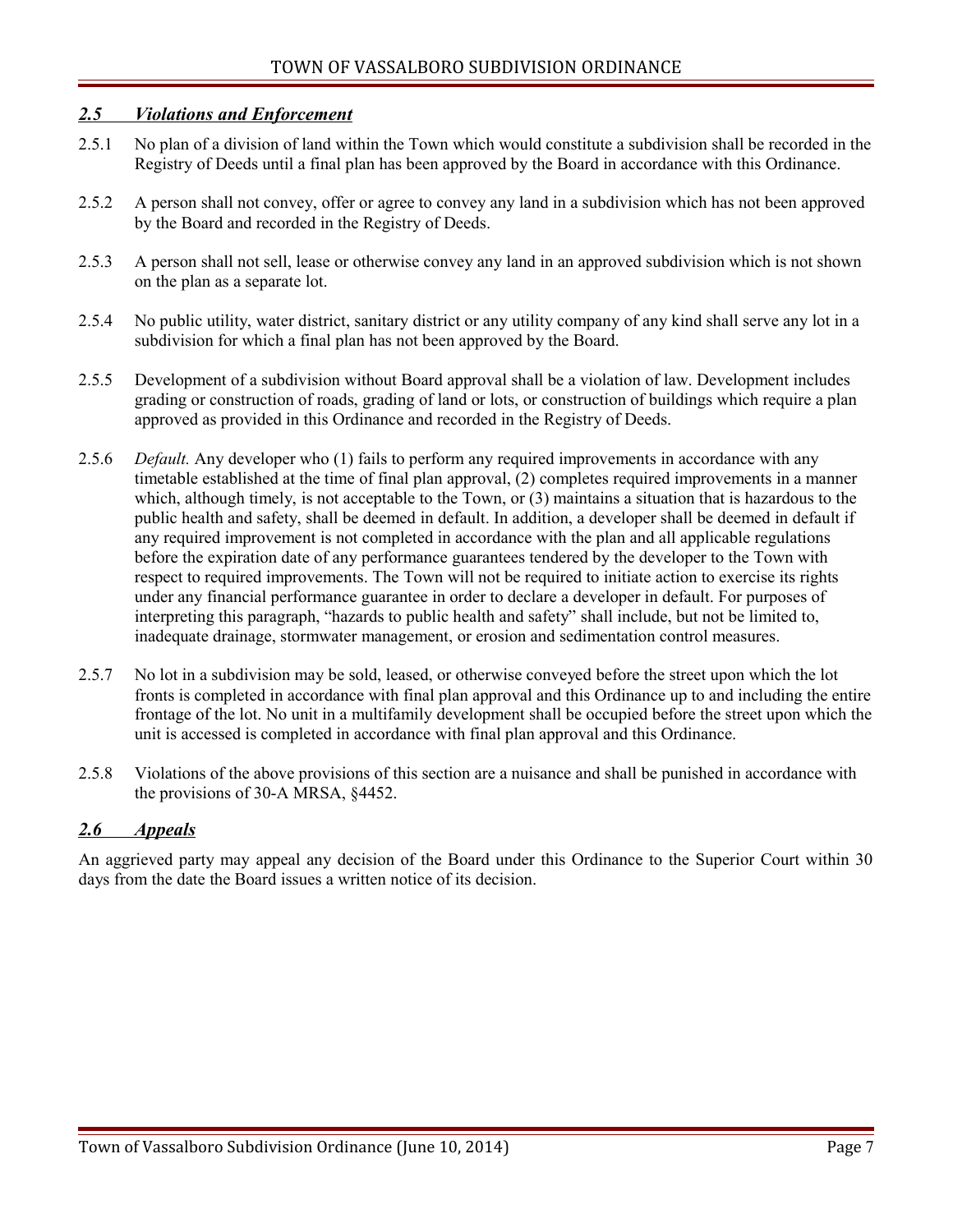## *2.5 Violations and Enforcement*

2.5.1 No plan of a division of land within the Town which would constitute a subdivision shall be recorded in the Registry of Deeds until a final plan has been approved by the Board in accordance with this Ordinance.

2.5.2 A person shall not convey, offer or agree to convey any land in a subdivision which has not been approved by the Board and recorded in the Registry of Deeds.

2.5.3 A person shall not sell, lease or otherwise convey any land in an approved subdivision which is not shown on the plan as a separate lot.

2.5.4 No public utility, water district, sanitary district or any utility company of any kind shall serve any lot in a subdivision for which a final plan has not been approved by the Board.

2.5.5 Development of a subdivision without Board approval shall be a violation of law. Development includes grading or construction of roads, grading of land or lots, or construction of buildings which require a plan approved as provided in this Ordinance and recorded in the Registry of Deeds.

2.5.6 *Default.* Any developer who (1) fails to perform any required improvements in accordance with any timetable established at the time of final plan approval, (2) completes required improvements in a manner which, although timely, is not acceptable to the Town, or (3) maintains a situation that is hazardous to the public health and safety, shall be deemed in default. In addition, a developer shall be deemed in default if any required improvement is not completed in accordance with the plan and all applicable regulations before the expiration date of any performance guarantees tendered by the developer to the Town with respect to required improvements. The Town will not be required to initiate action to exercise its rights under any financial performance guarantee in order to declare a developer in default. For purposes of interpreting this paragraph, "hazards to public health and safety" shall include, but not be limited to, inadequate drainage, stormwater management, or erosion and sedimentation control measures.

2.5.7 No lot in a subdivision may be sold, leased, or otherwise conveyed before the street upon which the lot fronts is completed in accordance with final plan approval and this Ordinance up to and including the entire frontage of the lot. No unit in a multifamily development shall be occupied before the street upon which the unit is accessed is completed in accordance with final plan approval and this Ordinance.

2.5.8 Violations of the above provisions of this section are a nuisance and shall be punished in accordance with the provisions of 30-A MRSA, §4452.

## *2.6 Appeals*

An aggrieved party may appeal any decision of the Board under this Ordinance to the Superior Court within 30 days from the date the Board issues a written notice of its decision.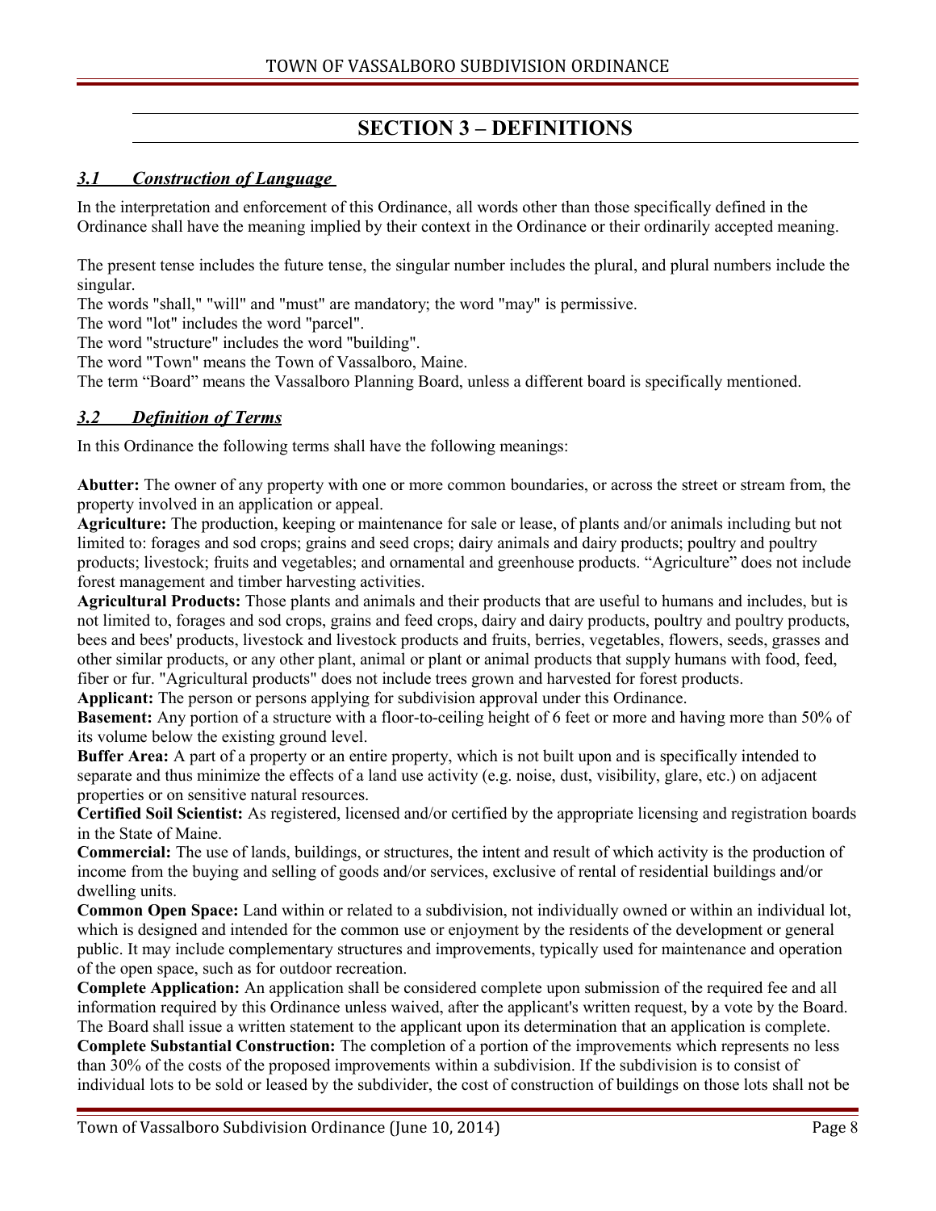# SECTION 3 – DEFINITIONS

## *3.1 Construction of Language*

In the interpretation and enforcement of this Ordinance, all words other than those specifically defined in the Ordinance shall have the meaning implied by their context in the Ordinance or their ordinarily accepted meaning.

The present tense includes the future tense, the singular number includes the plural, and plural numbers include the singular.

The words "shall," "will" and "must" are mandatory; the word "may" is permissive.

The word "lot" includes the word "parcel".

The word "structure" includes the word "building".

The word "Town" means the Town of Vassalboro, Maine.

The term "Board" means the Vassalboro Planning Board, unless a different board is specifically mentioned.

## *3.2 Definition of Terms*

In this Ordinance the following terms shall have the following meanings:

**Abutter:** The owner of any property with one or more common boundaries, or across the street or stream from, the property involved in an application or appeal.

**Agriculture:** The production, keeping or maintenance for sale or lease, of plants and/or animals including but not limited to: forages and sod crops; grains and seed crops; dairy animals and dairy products; poultry and poultry products; livestock; fruits and vegetables; and ornamental and greenhouse products. "Agriculture" does not include forest management and timber harvesting activities.

**Agricultural Products:** Those plants and animals and their products that are useful to humans and includes, but is not limited to, forages and sod crops, grains and feed crops, dairy and dairy products, poultry and poultry products, bees and bees' products, livestock and livestock products and fruits, berries, vegetables, flowers, seeds, grasses and other similar products, or any other plant, animal or plant or animal products that supply humans with food, feed, fiber or fur. "Agricultural products" does not include trees grown and harvested for forest products.

**Applicant:** The person or persons applying for subdivision approval under this Ordinance.

**Basement:** Any portion of a structure with a floor-to-ceiling height of 6 feet or more and having more than 50% of its volume below the existing ground level.

**Buffer Area:** A part of a property or an entire property, which is not built upon and is specifically intended to separate and thus minimize the effects of a land use activity (e.g. noise, dust, visibility, glare, etc.) on adjacent properties or on sensitive natural resources.

**Certified Soil Scientist:** As registered, licensed and/or certified by the appropriate licensing and registration boards in the State of Maine.

**Commercial:** The use of lands, buildings, or structures, the intent and result of which activity is the production of income from the buying and selling of goods and/or services, exclusive of rental of residential buildings and/or dwelling units.

**Common Open Space:** Land within or related to a subdivision, not individually owned or within an individual lot, which is designed and intended for the common use or enjoyment by the residents of the development or general public. It may include complementary structures and improvements, typically used for maintenance and operation of the open space, such as for outdoor recreation.

**Complete Application:** An application shall be considered complete upon submission of the required fee and all information required by this Ordinance unless waived, after the applicant's written request, by a vote by the Board. The Board shall issue a written statement to the applicant upon its determination that an application is complete.

**Complete Substantial Construction:** The completion of a portion of the improvements which represents no less than 30% of the costs of the proposed improvements within a subdivision. If the subdivision is to consist of individual lots to be sold or leased by the subdivider, the cost of construction of buildings on those lots shall not be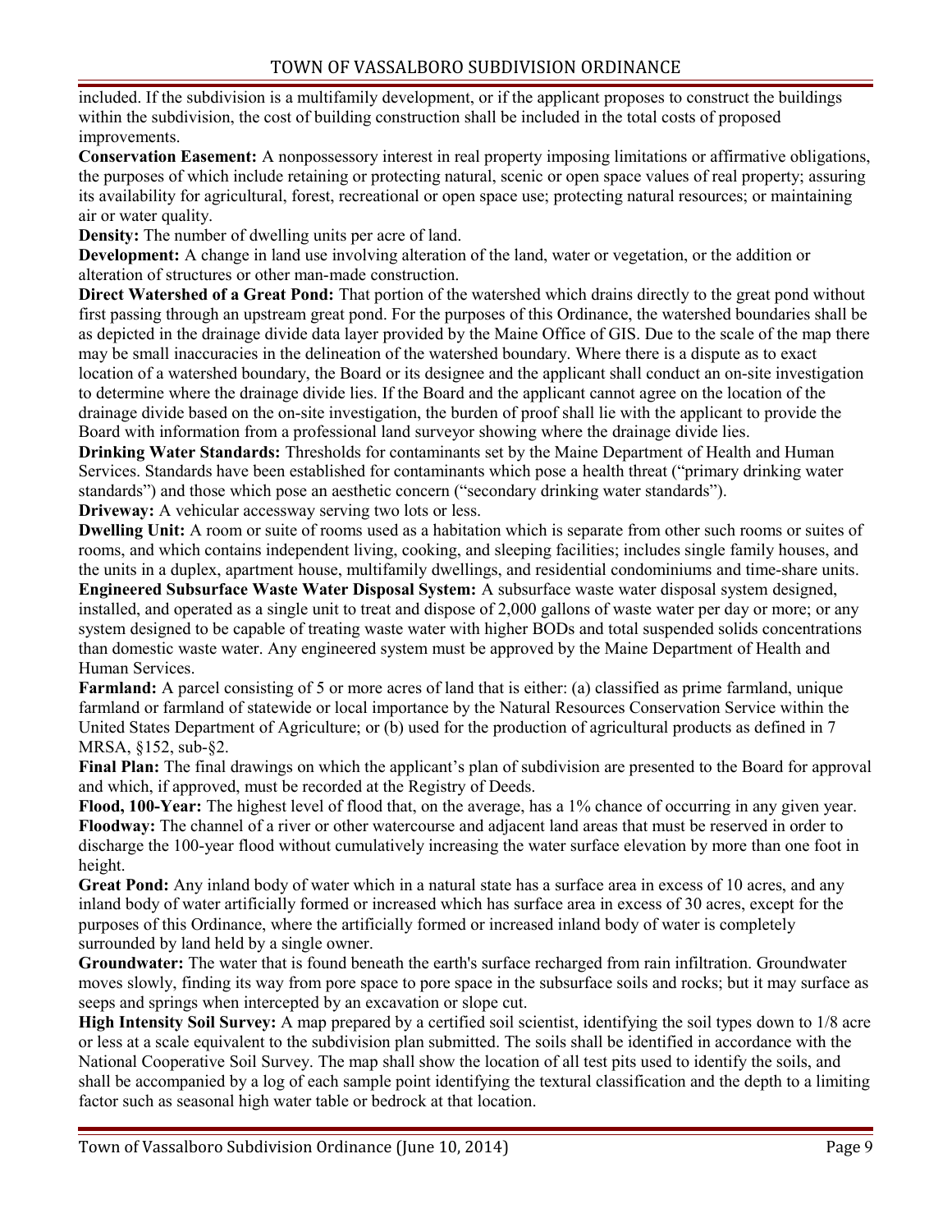included. If the subdivision is a multifamily development, or if the applicant proposes to construct the buildings within the subdivision, the cost of building construction shall be included in the total costs of proposed improvements.

**Conservation Easement:** A nonpossessory interest in real property imposing limitations or affirmative obligations, the purposes of which include retaining or protecting natural, scenic or open space values of real property; assuring its availability for agricultural, forest, recreational or open space use; protecting natural resources; or maintaining air or water quality.

**Density:** The number of dwelling units per acre of land.

**Development:** A change in land use involving alteration of the land, water or vegetation, or the addition or alteration of structures or other man-made construction.

**Direct Watershed of a Great Pond:** That portion of the watershed which drains directly to the great pond without first passing through an upstream great pond. For the purposes of this Ordinance, the watershed boundaries shall be as depicted in the drainage divide data layer provided by the Maine Office of GIS. Due to the scale of the map there may be small inaccuracies in the delineation of the watershed boundary. Where there is a dispute as to exact location of a watershed boundary, the Board or its designee and the applicant shall conduct an on-site investigation to determine where the drainage divide lies. If the Board and the applicant cannot agree on the location of the drainage divide based on the on-site investigation, the burden of proof shall lie with the applicant to provide the Board with information from a professional land surveyor showing where the drainage divide lies.

**Drinking Water Standards:** Thresholds for contaminants set by the Maine Department of Health and Human Services. Standards have been established for contaminants which pose a health threat ("primary drinking water standards") and those which pose an aesthetic concern ("secondary drinking water standards").

**Driveway:** A vehicular accessway serving two lots or less.

**Dwelling Unit:** A room or suite of rooms used as a habitation which is separate from other such rooms or suites of rooms, and which contains independent living, cooking, and sleeping facilities; includes single family houses, and the units in a duplex, apartment house, multifamily dwellings, and residential condominiums and time-share units.

**Engineered Subsurface Waste Water Disposal System:** A subsurface waste water disposal system designed, installed, and operated as a single unit to treat and dispose of 2,000 gallons of waste water per day or more; or any system designed to be capable of treating waste water with higher BODs and total suspended solids concentrations than domestic waste water. Any engineered system must be approved by the Maine Department of Health and Human Services.

**Farmland:** A parcel consisting of 5 or more acres of land that is either: (a) classified as prime farmland, unique farmland or farmland of statewide or local importance by the Natural Resources Conservation Service within the United States Department of Agriculture; or (b) used for the production of agricultural products as defined in 7 MRSA, §152, sub-§2.

**Final Plan:** The final drawings on which the applicant's plan of subdivision are presented to the Board for approval and which, if approved, must be recorded at the Registry of Deeds.

**Flood, 100-Year:** The highest level of flood that, on the average, has a 1% chance of occurring in any given year.

**Floodway:** The channel of a river or other watercourse and adjacent land areas that must be reserved in order to discharge the 100-year flood without cumulatively increasing the water surface elevation by more than one foot in height.

**Great Pond:** Any inland body of water which in a natural state has a surface area in excess of 10 acres, and any inland body of water artificially formed or increased which has surface area in excess of 30 acres, except for the purposes of this Ordinance, where the artificially formed or increased inland body of water is completely surrounded by land held by a single owner.

**Groundwater:** The water that is found beneath the earth's surface recharged from rain infiltration. Groundwater moves slowly, finding its way from pore space to pore space in the subsurface soils and rocks; but it may surface as seeps and springs when intercepted by an excavation or slope cut.

**High Intensity Soil Survey:** A map prepared by a certified soil scientist, identifying the soil types down to 1/8 acre or less at a scale equivalent to the subdivision plan submitted. The soils shall be identified in accordance with the National Cooperative Soil Survey. The map shall show the location of all test pits used to identify the soils, and shall be accompanied by a log of each sample point identifying the textural classification and the depth to a limiting factor such as seasonal high water table or bedrock at that location.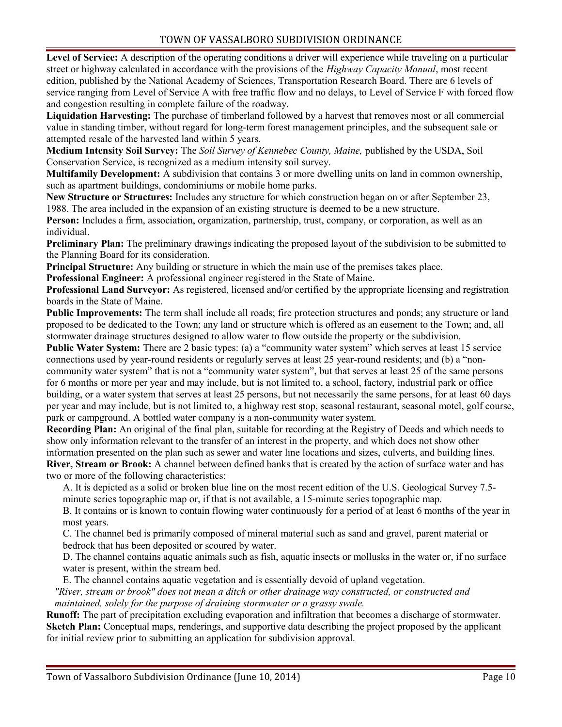**Level of Service:** A description of the operating conditions a driver will experience while traveling on a particular street or highway calculated in accordance with the provisions of the *Highway Capacity Manual*, most recent edition, published by the National Academy of Sciences, Transportation Research Board. There are 6 levels of service ranging from Level of Service A with free traffic flow and no delays, to Level of Service F with forced flow and congestion resulting in complete failure of the roadway.

**Liquidation Harvesting:** The purchase of timberland followed by a harvest that removes most or all commercial value in standing timber, without regard for long-term forest management principles, and the subsequent sale or attempted resale of the harvested land within 5 years.

**Medium Intensity Soil Survey:** The *Soil Survey of Kennebec County, Maine,* published by the USDA, Soil Conservation Service, is recognized as a medium intensity soil survey.

**Multifamily Development:** A subdivision that contains 3 or more dwelling units on land in common ownership, such as apartment buildings, condominiums or mobile home parks.

**New Structure or Structures:** Includes any structure for which construction began on or after September 23, 1988. The area included in the expansion of an existing structure is deemed to be a new structure.

**Person:** Includes a firm, association, organization, partnership, trust, company, or corporation, as well as an individual.

**Preliminary Plan:** The preliminary drawings indicating the proposed layout of the subdivision to be submitted to the Planning Board for its consideration.

**Principal Structure:** Any building or structure in which the main use of the premises takes place.

**Professional Engineer:** A professional engineer registered in the State of Maine.

**Professional Land Surveyor:** As registered, licensed and/or certified by the appropriate licensing and registration boards in the State of Maine.

**Public Improvements:** The term shall include all roads; fire protection structures and ponds; any structure or land proposed to be dedicated to the Town; any land or structure which is offered as an easement to the Town; and, all stormwater drainage structures designed to allow water to flow outside the property or the subdivision.

**Public Water System:** There are 2 basic types: (a) a "community water system" which serves at least 15 service connections used by year-round residents or regularly serves at least 25 year-round residents; and (b) a "non-community water system" that is not a "community water system", but that serves at least 25 of the same persons for 6 months or more per year and may include, but is not limited to, a school, factory, industrial park or office building, or a water system that serves at least 25 persons, but not necessarily the same persons, for at least 60 days per year and may include, but is not limited to, a highway rest stop, seasonal restaurant, seasonal motel, golf course, park or campground. A bottled water company is a non-community water system.

**Recording Plan:** An original of the final plan, suitable for recording at the Registry of Deeds and which needs to show only information relevant to the transfer of an interest in the property, and which does not show other information presented on the plan such as sewer and water line locations and sizes, culverts, and building lines.

**River, Stream or Brook:** A channel between defined banks that is created by the action of surface water and has two or more of the following characteristics:

A. It is depicted as a solid or broken blue line on the most recent edition of the U.S. Geological Survey 7.5-minute series topographic map or, if that is not available, a 15-minute series topographic map.

B. It contains or is known to contain flowing water continuously for a period of at least 6 months of the year in most years.

C. The channel bed is primarily composed of mineral material such as sand and gravel, parent material or bedrock that has been deposited or scoured by water.

D. The channel contains aquatic animals such as fish, aquatic insects or mollusks in the water or, if no surface water is present, within the stream bed.

E. The channel contains aquatic vegetation and is essentially devoid of upland vegetation.

*"River, stream or brook" does not mean a ditch or other drainage way constructed, or constructed and maintained, solely for the purpose of draining stormwater or a grassy swale.*

**Runoff:** The part of precipitation excluding evaporation and infiltration that becomes a discharge of stormwater.

**Sketch Plan:** Conceptual maps, renderings, and supportive data describing the project proposed by the applicant for initial review prior to submitting an application for subdivision approval.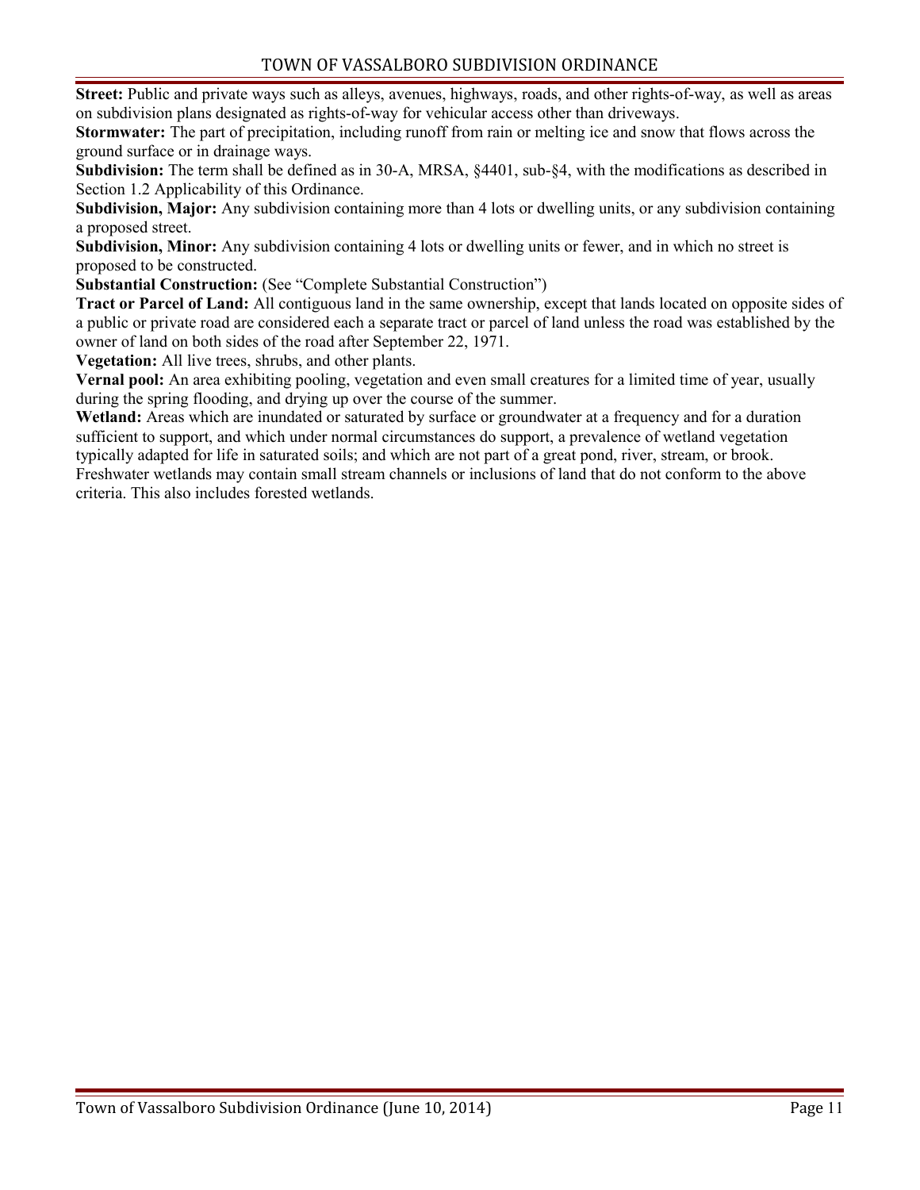**Street:** Public and private ways such as alleys, avenues, highways, roads, and other rights-of-way, as well as areas on subdivision plans designated as rights-of-way for vehicular access other than driveways.

**Stormwater:** The part of precipitation, including runoff from rain or melting ice and snow that flows across the ground surface or in drainage ways.

**Subdivision:** The term shall be defined as in 30-A, MRSA, §4401, sub-§4, with the modifications as described in Section 1.2 Applicability of this Ordinance.

**Subdivision, Major:** Any subdivision containing more than 4 lots or dwelling units, or any subdivision containing a proposed street.

**Subdivision, Minor:** Any subdivision containing 4 lots or dwelling units or fewer, and in which no street is proposed to be constructed.

**Substantial Construction:** (See "Complete Substantial Construction")

**Tract or Parcel of Land:** All contiguous land in the same ownership, except that lands located on opposite sides of a public or private road are considered each a separate tract or parcel of land unless the road was established by the owner of land on both sides of the road after September 22, 1971.

**Vegetation:** All live trees, shrubs, and other plants.

**Vernal pool:** An area exhibiting pooling, vegetation and even small creatures for a limited time of year, usually during the spring flooding, and drying up over the course of the summer.

**Wetland:** Areas which are inundated or saturated by surface or groundwater at a frequency and for a duration sufficient to support, and which under normal circumstances do support, a prevalence of wetland vegetation typically adapted for life in saturated soils; and which are not part of a great pond, river, stream, or brook. Freshwater wetlands may contain small stream channels or inclusions of land that do not conform to the above criteria. This also includes forested wetlands.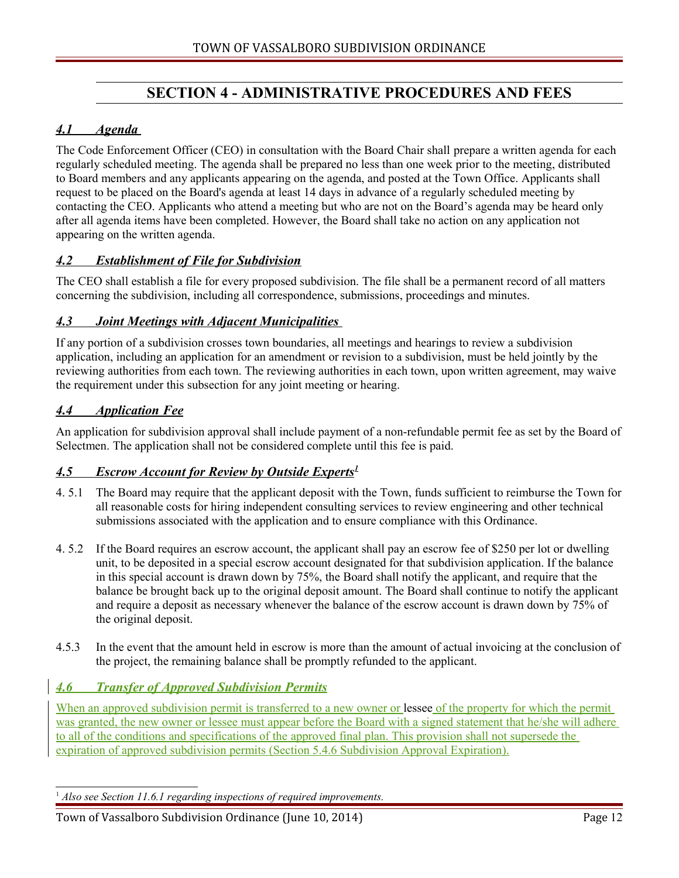## SECTION 4 - ADMINISTRATIVE PROCEDURES AND FEES

### *4.1 Agenda*

The Code Enforcement Officer (CEO) in consultation with the Board Chair shall prepare a written agenda for each regularly scheduled meeting. The agenda shall be prepared no less than one week prior to the meeting, distributed to Board members and any applicants appearing on the agenda, and posted at the Town Office. Applicants shall request to be placed on the Board's agenda at least 14 days in advance of a regularly scheduled meeting by contacting the CEO. Applicants who attend a meeting but who are not on the Board's agenda may be heard only after all agenda items have been completed. However, the Board shall take no action on any application not appearing on the written agenda.

### *4.2 Establishment of File for Subdivision*

The CEO shall establish a file for every proposed subdivision. The file shall be a permanent record of all matters concerning the subdivision, including all correspondence, submissions, proceedings and minutes.

### *4.3 Joint Meetings with Adjacent Municipalities*

If any portion of a subdivision crosses town boundaries, all meetings and hearings to review a subdivision application, including an application for an amendment or revision to a subdivision, must be held jointly by the reviewing authorities from each town. The reviewing authorities in each town, upon written agreement, may waive the requirement under this subsection for any joint meeting or hearing.

### *4.4 Application Fee*

An application for subdivision approval shall include payment of a non-refundable permit fee as set by the Board of Selectmen. The application shall not be considered complete until this fee is paid.

### *4.5 Escrow Account for Review by Outside Experts*[1]

4. 5.1 The Board may require that the applicant deposit with the Town, funds sufficient to reimburse the Town for all reasonable costs for hiring independent consulting services to review engineering and other technical submissions associated with the application and to ensure compliance with this Ordinance.

4. 5.2 If the Board requires an escrow account, the applicant shall pay an escrow fee of $250 per lot or dwelling unit, to be deposited in a special escrow account designated for that subdivision application. If the balance in this special account is drawn down by 75%, the Board shall notify the applicant, and require that the balance be brought back up to the original deposit amount. The Board shall continue to notify the applicant and require a deposit as necessary whenever the balance of the escrow account is drawn down by 75% of the original deposit.

4.5.3 In the event that the amount held in escrow is more than the amount of actual invoicing at the conclusion of the project, the remaining balance shall be promptly refunded to the applicant.

### *4.6 Transfer of Approved Subdivision Permits*

When an approved subdivision permit is transferred to a new owner or lessee of the property for which the permit was granted, the new owner or lessee must appear before the Board with a signed statement that he/she will adhere to all of the conditions and specifications of the approved final plan. This provision shall not supersede the expiration of approved subdivision permits (Section 5.4.6 Subdivision Approval Expiration).

---

[1] *Also see Section 11.6.1 regarding inspections of required improvements.*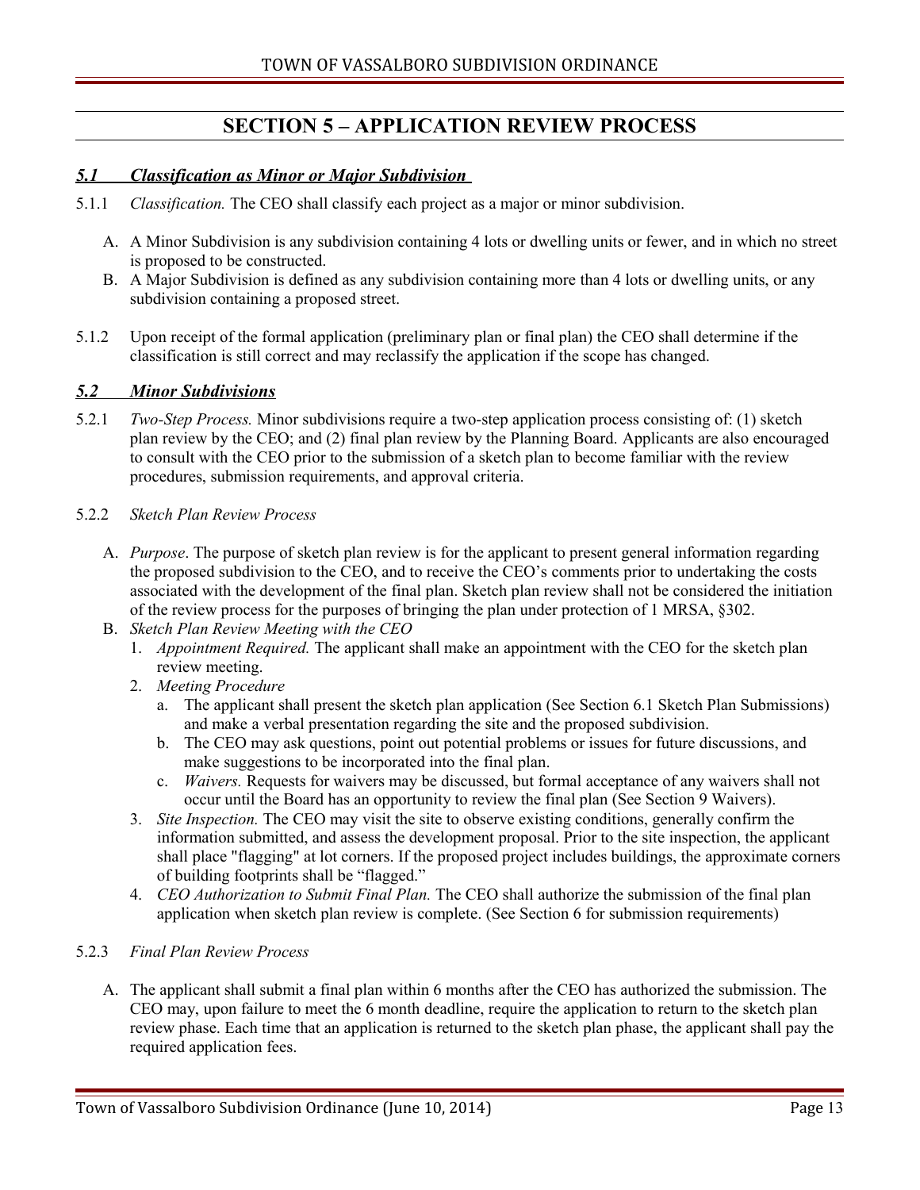# SECTION 5 – APPLICATION REVIEW PROCESS

## *5.1 Classification as Minor or Major Subdivision*

5.1.1 *Classification.* The CEO shall classify each project as a major or minor subdivision.

A. A Minor Subdivision is any subdivision containing 4 lots or dwelling units or fewer, and in which no street is proposed to be constructed.

B. A Major Subdivision is defined as any subdivision containing more than 4 lots or dwelling units, or any subdivision containing a proposed street.

5.1.2 Upon receipt of the formal application (preliminary plan or final plan) the CEO shall determine if the classification is still correct and may reclassify the application if the scope has changed.

## *5.2 Minor Subdivisions*

5.2.1 *Two-Step Process.* Minor subdivisions require a two-step application process consisting of: (1) sketch plan review by the CEO; and (2) final plan review by the Planning Board. Applicants are also encouraged to consult with the CEO prior to the submission of a sketch plan to become familiar with the review procedures, submission requirements, and approval criteria.

5.2.2 *Sketch Plan Review Process*

A. *Purpose*. The purpose of sketch plan review is for the applicant to present general information regarding the proposed subdivision to the CEO, and to receive the CEO's comments prior to undertaking the costs associated with the development of the final plan. Sketch plan review shall not be considered the initiation of the review process for the purposes of bringing the plan under protection of 1 MRSA, §302.

B. *Sketch Plan Review Meeting with the CEO*

1. *Appointment Required.* The applicant shall make an appointment with the CEO for the sketch plan review meeting.
2. *Meeting Procedure*
   a. The applicant shall present the sketch plan application (See Section 6.1 Sketch Plan Submissions) and make a verbal presentation regarding the site and the proposed subdivision.
   b. The CEO may ask questions, point out potential problems or issues for future discussions, and make suggestions to be incorporated into the final plan.
   c. *Waivers.* Requests for waivers may be discussed, but formal acceptance of any waivers shall not occur until the Board has an opportunity to review the final plan (See Section 9 Waivers).
3. *Site Inspection.* The CEO may visit the site to observe existing conditions, generally confirm the information submitted, and assess the development proposal. Prior to the site inspection, the applicant shall place "flagging" at lot corners. If the proposed project includes buildings, the approximate corners of building footprints shall be "flagged."
4. *CEO Authorization to Submit Final Plan.* The CEO shall authorize the submission of the final plan application when sketch plan review is complete. (See Section 6 for submission requirements)

5.2.3 *Final Plan Review Process*

A. The applicant shall submit a final plan within 6 months after the CEO has authorized the submission. The CEO may, upon failure to meet the 6 month deadline, require the application to return to the sketch plan review phase. Each time that an application is returned to the sketch plan phase, the applicant shall pay the required application fees.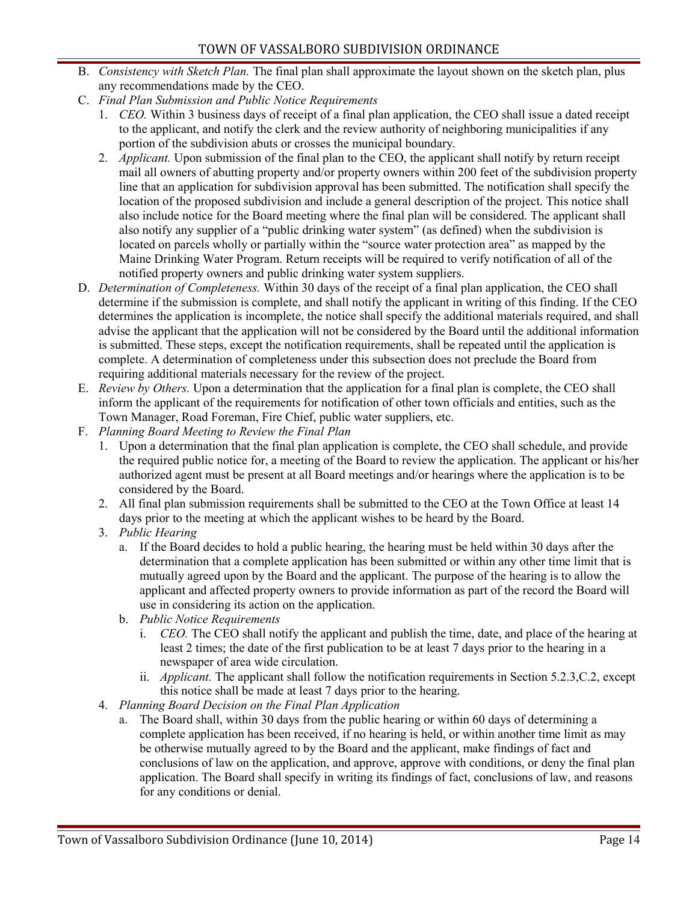B. *Consistency with Sketch Plan.* The final plan shall approximate the layout shown on the sketch plan, plus any recommendations made by the CEO.

C. *Final Plan Submission and Public Notice Requirements*

   1. *CEO.* Within 3 business days of receipt of a final plan application, the CEO shall issue a dated receipt to the applicant, and notify the clerk and the review authority of neighboring municipalities if any portion of the subdivision abuts or crosses the municipal boundary.
   2. *Applicant.* Upon submission of the final plan to the CEO, the applicant shall notify by return receipt mail all owners of abutting property and/or property owners within 200 feet of the subdivision property line that an application for subdivision approval has been submitted. The notification shall specify the location of the proposed subdivision and include a general description of the project. This notice shall also include notice for the Board meeting where the final plan will be considered. The applicant shall also notify any supplier of a "public drinking water system" (as defined) when the subdivision is located on parcels wholly or partially within the "source water protection area" as mapped by the Maine Drinking Water Program. Return receipts will be required to verify notification of all of the notified property owners and public drinking water system suppliers.

D. *Determination of Completeness.* Within 30 days of the receipt of a final plan application, the CEO shall determine if the submission is complete, and shall notify the applicant in writing of this finding. If the CEO determines the application is incomplete, the notice shall specify the additional materials required, and shall advise the applicant that the application will not be considered by the Board until the additional information is submitted. These steps, except the notification requirements, shall be repeated until the application is complete. A determination of completeness under this subsection does not preclude the Board from requiring additional materials necessary for the review of the project.

E. *Review by Others.* Upon a determination that the application for a final plan is complete, the CEO shall inform the applicant of the requirements for notification of other town officials and entities, such as the Town Manager, Road Foreman, Fire Chief, public water suppliers, etc.

F. *Planning Board Meeting to Review the Final Plan*

   1. Upon a determination that the final plan application is complete, the CEO shall schedule, and provide the required public notice for, a meeting of the Board to review the application. The applicant or his/her authorized agent must be present at all Board meetings and/or hearings where the application is to be considered by the Board.
   2. All final plan submission requirements shall be submitted to the CEO at the Town Office at least 14 days prior to the meeting at which the applicant wishes to be heard by the Board.
   3. *Public Hearing*
      a. If the Board decides to hold a public hearing, the hearing must be held within 30 days after the determination that a complete application has been submitted or within any other time limit that is mutually agreed upon by the Board and the applicant. The purpose of the hearing is to allow the applicant and affected property owners to provide information as part of the record the Board will use in considering its action on the application.
      b. *Public Notice Requirements*
         i. *CEO.* The CEO shall notify the applicant and publish the time, date, and place of the hearing at least 2 times; the date of the first publication to be at least 7 days prior to the hearing in a newspaper of area wide circulation.
         ii. *Applicant.* The applicant shall follow the notification requirements in Section 5.2.3,C.2, except this notice shall be made at least 7 days prior to the hearing.
   4. *Planning Board Decision on the Final Plan Application*
      a. The Board shall, within 30 days from the public hearing or within 60 days of determining a complete application has been received, if no hearing is held, or within another time limit as may be otherwise mutually agreed to by the Board and the applicant, make findings of fact and conclusions of law on the application, and approve, approve with conditions, or deny the final plan application. The Board shall specify in writing its findings of fact, conclusions of law, and reasons for any conditions or denial.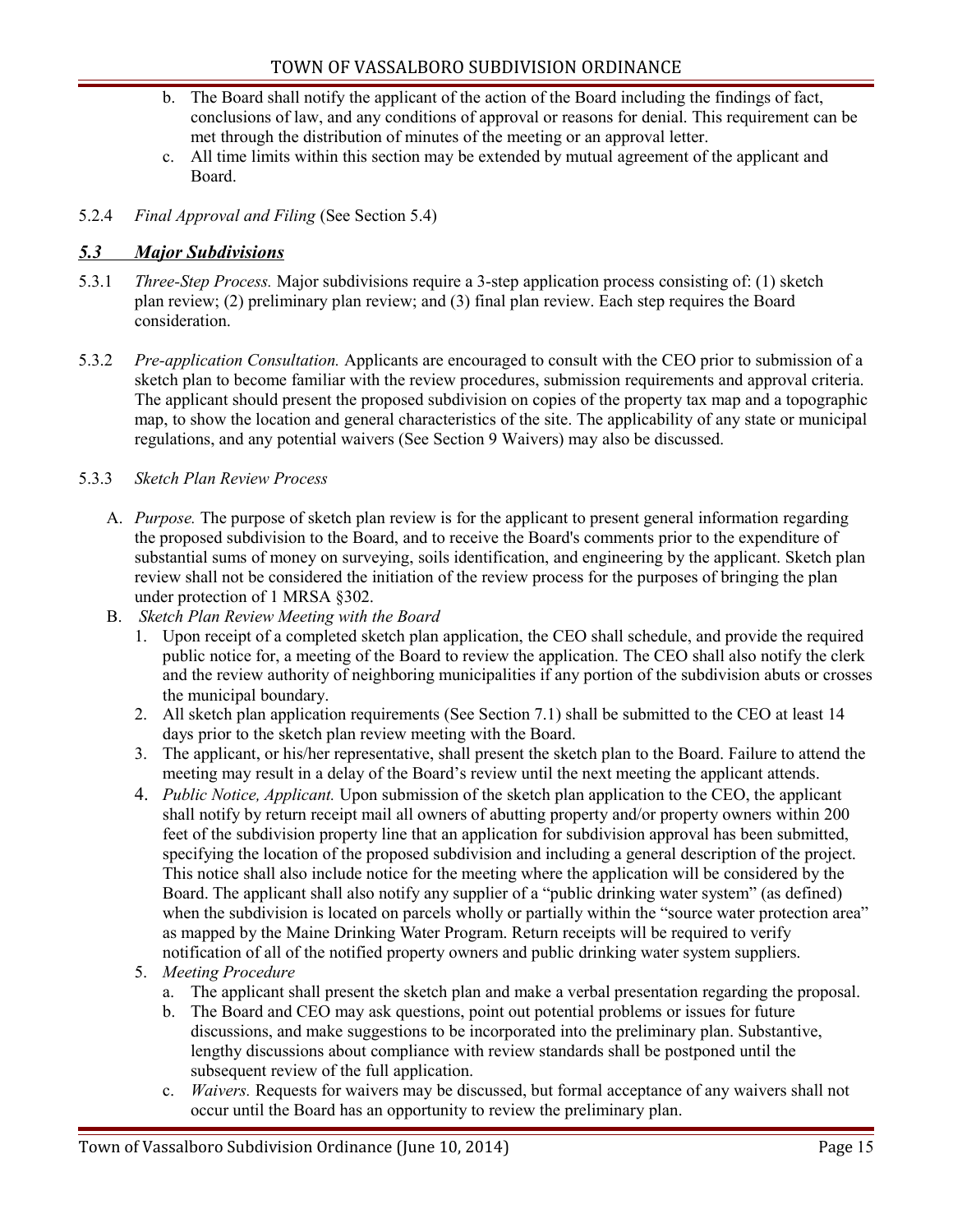b. The Board shall notify the applicant of the action of the Board including the findings of fact, conclusions of law, and any conditions of approval or reasons for denial. This requirement can be met through the distribution of minutes of the meeting or an approval letter.

c. All time limits within this section may be extended by mutual agreement of the applicant and Board.

5.2.4 *Final Approval and Filing* (See Section 5.4)

## *5.3 Major Subdivisions*

5.3.1 *Three-Step Process.* Major subdivisions require a 3-step application process consisting of: (1) sketch plan review; (2) preliminary plan review; and (3) final plan review. Each step requires the Board consideration.

5.3.2 *Pre-application Consultation.* Applicants are encouraged to consult with the CEO prior to submission of a sketch plan to become familiar with the review procedures, submission requirements and approval criteria. The applicant should present the proposed subdivision on copies of the property tax map and a topographic map, to show the location and general characteristics of the site. The applicability of any state or municipal regulations, and any potential waivers (See Section 9 Waivers) may also be discussed.

5.3.3 *Sketch Plan Review Process*

A. *Purpose.* The purpose of sketch plan review is for the applicant to present general information regarding the proposed subdivision to the Board, and to receive the Board's comments prior to the expenditure of substantial sums of money on surveying, soils identification, and engineering by the applicant. Sketch plan review shall not be considered the initiation of the review process for the purposes of bringing the plan under protection of 1 MRSA §302.

B. *Sketch Plan Review Meeting with the Board*

1. Upon receipt of a completed sketch plan application, the CEO shall schedule, and provide the required public notice for, a meeting of the Board to review the application. The CEO shall also notify the clerk and the review authority of neighboring municipalities if any portion of the subdivision abuts or crosses the municipal boundary.
2. All sketch plan application requirements (See Section 7.1) shall be submitted to the CEO at least 14 days prior to the sketch plan review meeting with the Board.
3. The applicant, or his/her representative, shall present the sketch plan to the Board. Failure to attend the meeting may result in a delay of the Board's review until the next meeting the applicant attends.
4. *Public Notice, Applicant.* Upon submission of the sketch plan application to the CEO, the applicant shall notify by return receipt mail all owners of abutting property and/or property owners within 200 feet of the subdivision property line that an application for subdivision approval has been submitted, specifying the location of the proposed subdivision and including a general description of the project. This notice shall also include notice for the meeting where the application will be considered by the Board. The applicant shall also notify any supplier of a "public drinking water system" (as defined) when the subdivision is located on parcels wholly or partially within the "source water protection area" as mapped by the Maine Drinking Water Program. Return receipts will be required to verify notification of all of the notified property owners and public drinking water system suppliers.
5. *Meeting Procedure*
   a. The applicant shall present the sketch plan and make a verbal presentation regarding the proposal.
   b. The Board and CEO may ask questions, point out potential problems or issues for future discussions, and make suggestions to be incorporated into the preliminary plan. Substantive, lengthy discussions about compliance with review standards shall be postponed until the subsequent review of the full application.
   c. *Waivers.* Requests for waivers may be discussed, but formal acceptance of any waivers shall not occur until the Board has an opportunity to review the preliminary plan.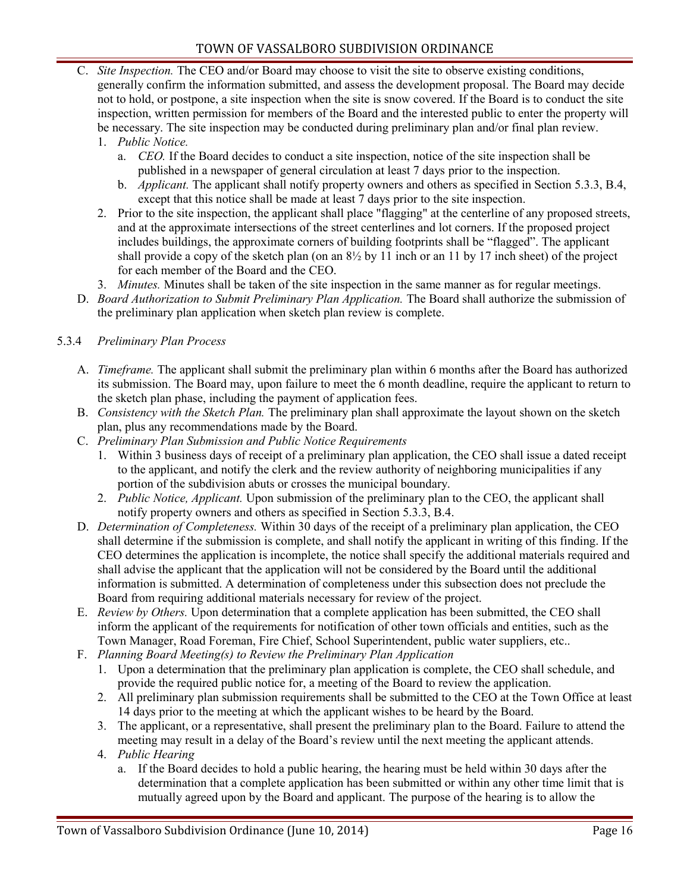C. *Site Inspection.* The CEO and/or Board may choose to visit the site to observe existing conditions, generally confirm the information submitted, and assess the development proposal. The Board may decide not to hold, or postpone, a site inspection when the site is snow covered. If the Board is to conduct the site inspection, written permission for members of the Board and the interested public to enter the property will be necessary. The site inspection may be conducted during preliminary plan and/or final plan review.
   1. *Public Notice.*
      a. *CEO.* If the Board decides to conduct a site inspection, notice of the site inspection shall be published in a newspaper of general circulation at least 7 days prior to the inspection.
      b. *Applicant.* The applicant shall notify property owners and others as specified in Section 5.3.3, B.4, except that this notice shall be made at least 7 days prior to the site inspection.
   2. Prior to the site inspection, the applicant shall place "flagging" at the centerline of any proposed streets, and at the approximate intersections of the street centerlines and lot corners. If the proposed project includes buildings, the approximate corners of building footprints shall be "flagged". The applicant shall provide a copy of the sketch plan (on an 8½ by 11 inch or an 11 by 17 inch sheet) of the project for each member of the Board and the CEO.
   3. *Minutes.* Minutes shall be taken of the site inspection in the same manner as for regular meetings.

D. *Board Authorization to Submit Preliminary Plan Application.* The Board shall authorize the submission of the preliminary plan application when sketch plan review is complete.

5.3.4 *Preliminary Plan Process*

A. *Timeframe.* The applicant shall submit the preliminary plan within 6 months after the Board has authorized its submission. The Board may, upon failure to meet the 6 month deadline, require the applicant to return to the sketch plan phase, including the payment of application fees.

B. *Consistency with the Sketch Plan.* The preliminary plan shall approximate the layout shown on the sketch plan, plus any recommendations made by the Board.

C. *Preliminary Plan Submission and Public Notice Requirements*
   1. Within 3 business days of receipt of a preliminary plan application, the CEO shall issue a dated receipt to the applicant, and notify the clerk and the review authority of neighboring municipalities if any portion of the subdivision abuts or crosses the municipal boundary.
   2. *Public Notice, Applicant.* Upon submission of the preliminary plan to the CEO, the applicant shall notify property owners and others as specified in Section 5.3.3, B.4.

D. *Determination of Completeness.* Within 30 days of the receipt of a preliminary plan application, the CEO shall determine if the submission is complete, and shall notify the applicant in writing of this finding. If the CEO determines the application is incomplete, the notice shall specify the additional materials required and shall advise the applicant that the application will not be considered by the Board until the additional information is submitted. A determination of completeness under this subsection does not preclude the Board from requiring additional materials necessary for review of the project.

E. *Review by Others.* Upon determination that a complete application has been submitted, the CEO shall inform the applicant of the requirements for notification of other town officials and entities, such as the Town Manager, Road Foreman, Fire Chief, School Superintendent, public water suppliers, etc..

F. *Planning Board Meeting(s) to Review the Preliminary Plan Application*
   1. Upon a determination that the preliminary plan application is complete, the CEO shall schedule, and provide the required public notice for, a meeting of the Board to review the application.
   2. All preliminary plan submission requirements shall be submitted to the CEO at the Town Office at least 14 days prior to the meeting at which the applicant wishes to be heard by the Board.
   3. The applicant, or a representative, shall present the preliminary plan to the Board. Failure to attend the meeting may result in a delay of the Board's review until the next meeting the applicant attends.
   4. *Public Hearing*
      a. If the Board decides to hold a public hearing, the hearing must be held within 30 days after the determination that a complete application has been submitted or within any other time limit that is mutually agreed upon by the Board and applicant. The purpose of the hearing is to allow the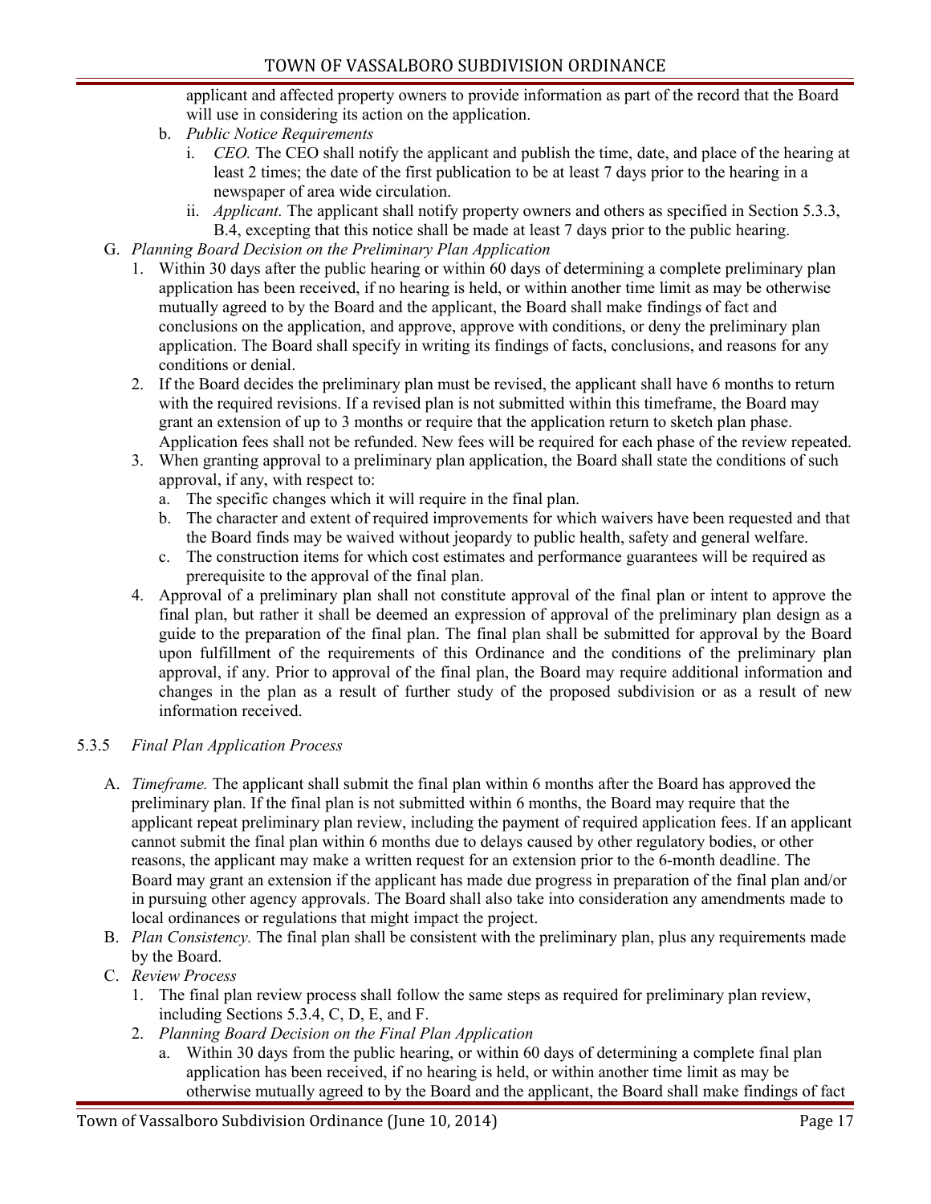applicant and affected property owners to provide information as part of the record that the Board will use in considering its action on the application.

b. *Public Notice Requirements*

   i. *CEO.* The CEO shall notify the applicant and publish the time, date, and place of the hearing at least 2 times; the date of the first publication to be at least 7 days prior to the hearing in a newspaper of area wide circulation.

   ii. *Applicant.* The applicant shall notify property owners and others as specified in Section 5.3.3, B.4, excepting that this notice shall be made at least 7 days prior to the public hearing.

G. *Planning Board Decision on the Preliminary Plan Application*

1. Within 30 days after the public hearing or within 60 days of determining a complete preliminary plan application has been received, if no hearing is held, or within another time limit as may be otherwise mutually agreed to by the Board and the applicant, the Board shall make findings of fact and conclusions on the application, and approve, approve with conditions, or deny the preliminary plan application. The Board shall specify in writing its findings of facts, conclusions, and reasons for any conditions or denial.
2. If the Board decides the preliminary plan must be revised, the applicant shall have 6 months to return with the required revisions. If a revised plan is not submitted within this timeframe, the Board may grant an extension of up to 3 months or require that the application return to sketch plan phase. Application fees shall not be refunded. New fees will be required for each phase of the review repeated.
3. When granting approval to a preliminary plan application, the Board shall state the conditions of such approval, if any, with respect to:
   a. The specific changes which it will require in the final plan.
   b. The character and extent of required improvements for which waivers have been requested and that the Board finds may be waived without jeopardy to public health, safety and general welfare.
   c. The construction items for which cost estimates and performance guarantees will be required as prerequisite to the approval of the final plan.
4. Approval of a preliminary plan shall not constitute approval of the final plan or intent to approve the final plan, but rather it shall be deemed an expression of approval of the preliminary plan design as a guide to the preparation of the final plan. The final plan shall be submitted for approval by the Board upon fulfillment of the requirements of this Ordinance and the conditions of the preliminary plan approval, if any. Prior to approval of the final plan, the Board may require additional information and changes in the plan as a result of further study of the proposed subdivision or as a result of new information received.

### 5.3.5 *Final Plan Application Process*

A. *Timeframe.* The applicant shall submit the final plan within 6 months after the Board has approved the preliminary plan. If the final plan is not submitted within 6 months, the Board may require that the applicant repeat preliminary plan review, including the payment of required application fees. If an applicant cannot submit the final plan within 6 months due to delays caused by other regulatory bodies, or other reasons, the applicant may make a written request for an extension prior to the 6-month deadline. The Board may grant an extension if the applicant has made due progress in preparation of the final plan and/or in pursuing other agency approvals. The Board shall also take into consideration any amendments made to local ordinances or regulations that might impact the project.

B. *Plan Consistency.* The final plan shall be consistent with the preliminary plan, plus any requirements made by the Board.

C. *Review Process*

1. The final plan review process shall follow the same steps as required for preliminary plan review, including Sections 5.3.4, C, D, E, and F.
2. *Planning Board Decision on the Final Plan Application*
   a. Within 30 days from the public hearing, or within 60 days of determining a complete final plan application has been received, if no hearing is held, or within another time limit as may be otherwise mutually agreed to by the Board and the applicant, the Board shall make findings of fact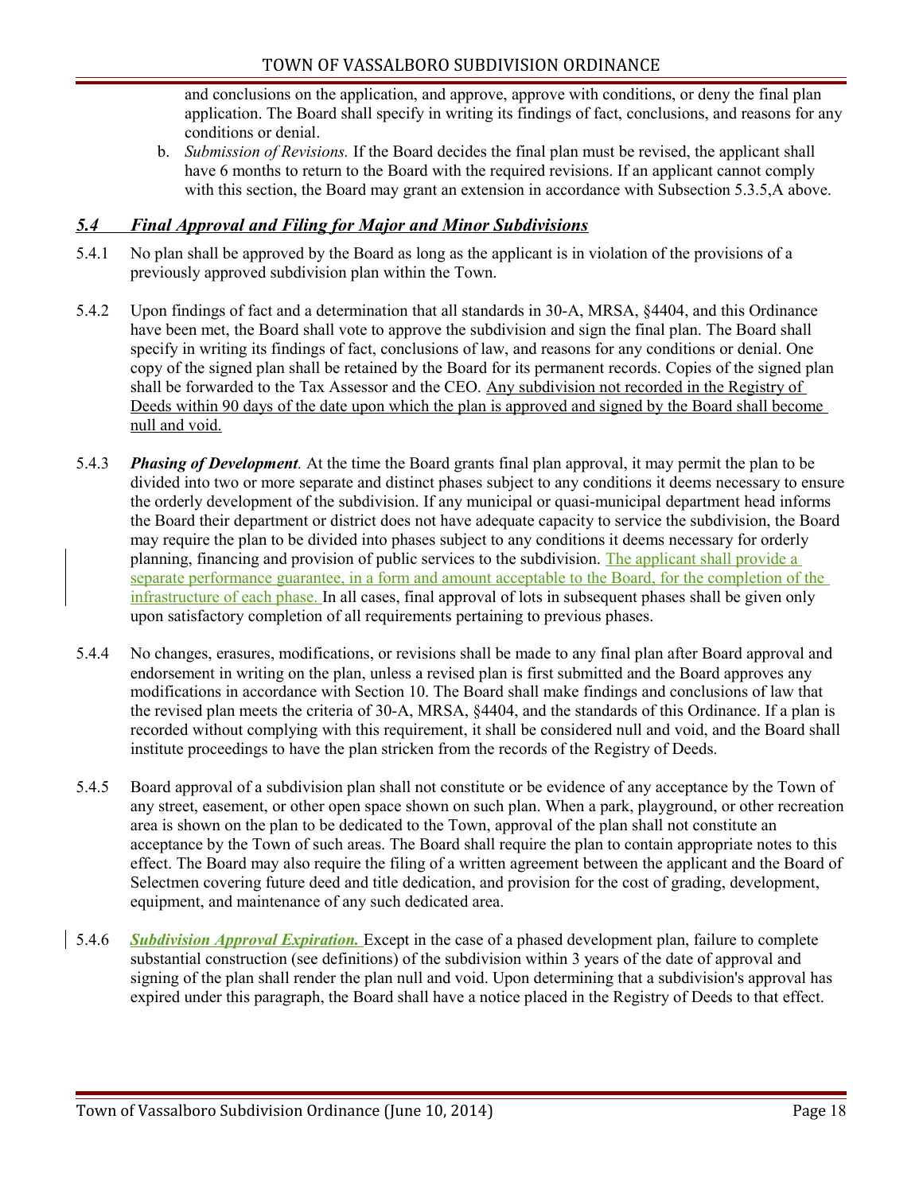and conclusions on the application, and approve, approve with conditions, or deny the final plan application. The Board shall specify in writing its findings of fact, conclusions, and reasons for any conditions or denial.

b. *Submission of Revisions.* If the Board decides the final plan must be revised, the applicant shall have 6 months to return to the Board with the required revisions. If an applicant cannot comply with this section, the Board may grant an extension in accordance with Subsection 5.3.5,A above.

## *5.4 Final Approval and Filing for Major and Minor Subdivisions*

5.4.1 No plan shall be approved by the Board as long as the applicant is in violation of the provisions of a previously approved subdivision plan within the Town.

5.4.2 Upon findings of fact and a determination that all standards in 30-A, MRSA, §4404, and this Ordinance have been met, the Board shall vote to approve the subdivision and sign the final plan. The Board shall specify in writing its findings of fact, conclusions of law, and reasons for any conditions or denial. One copy of the signed plan shall be retained by the Board for its permanent records. Copies of the signed plan shall be forwarded to the Tax Assessor and the CEO. Any subdivision not recorded in the Registry of Deeds within 90 days of the date upon which the plan is approved and signed by the Board shall become null and void.

5.4.3 ***Phasing of Development.*** At the time the Board grants final plan approval, it may permit the plan to be divided into two or more separate and distinct phases subject to any conditions it deems necessary to ensure the orderly development of the subdivision. If any municipal or quasi-municipal department head informs the Board their department or district does not have adequate capacity to service the subdivision, the Board may require the plan to be divided into phases subject to any conditions it deems necessary for orderly planning, financing and provision of public services to the subdivision. The applicant shall provide a separate performance guarantee, in a form and amount acceptable to the Board, for the completion of the infrastructure of each phase. In all cases, final approval of lots in subsequent phases shall be given only upon satisfactory completion of all requirements pertaining to previous phases.

5.4.4 No changes, erasures, modifications, or revisions shall be made to any final plan after Board approval and endorsement in writing on the plan, unless a revised plan is first submitted and the Board approves any modifications in accordance with Section 10. The Board shall make findings and conclusions of law that the revised plan meets the criteria of 30-A, MRSA, §4404, and the standards of this Ordinance. If a plan is recorded without complying with this requirement, it shall be considered null and void, and the Board shall institute proceedings to have the plan stricken from the records of the Registry of Deeds.

5.4.5 Board approval of a subdivision plan shall not constitute or be evidence of any acceptance by the Town of any street, easement, or other open space shown on such plan. When a park, playground, or other recreation area is shown on the plan to be dedicated to the Town, approval of the plan shall not constitute an acceptance by the Town of such areas. The Board shall require the plan to contain appropriate notes to this effect. The Board may also require the filing of a written agreement between the applicant and the Board of Selectmen covering future deed and title dedication, and provision for the cost of grading, development, equipment, and maintenance of any such dedicated area.

5.4.6 ***Subdivision Approval Expiration.*** Except in the case of a phased development plan, failure to complete substantial construction (see definitions) of the subdivision within 3 years of the date of approval and signing of the plan shall render the plan null and void. Upon determining that a subdivision's approval has expired under this paragraph, the Board shall have a notice placed in the Registry of Deeds to that effect.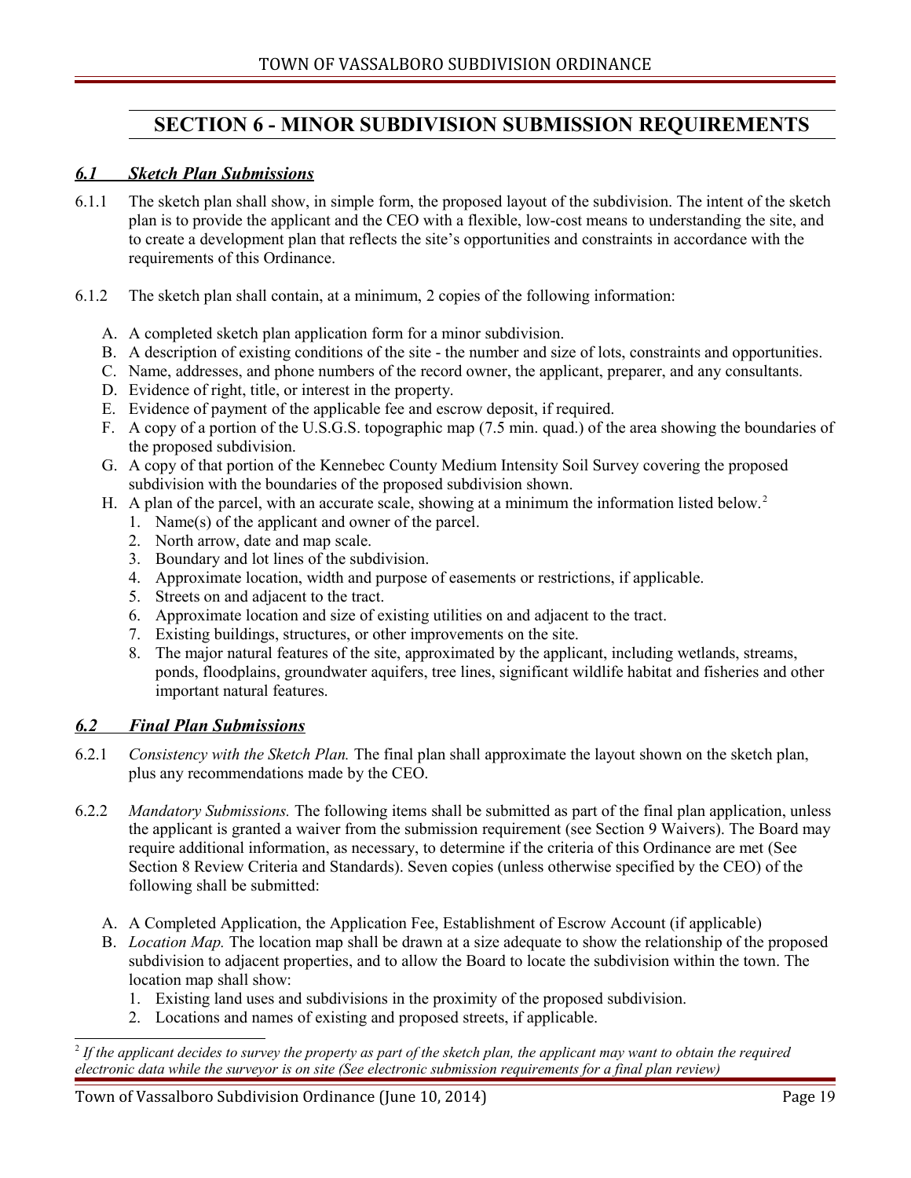# SECTION 6 - MINOR SUBDIVISION SUBMISSION REQUIREMENTS

## *6.1 Sketch Plan Submissions*

6.1.1 The sketch plan shall show, in simple form, the proposed layout of the subdivision. The intent of the sketch plan is to provide the applicant and the CEO with a flexible, low-cost means to understanding the site, and to create a development plan that reflects the site's opportunities and constraints in accordance with the requirements of this Ordinance.

6.1.2 The sketch plan shall contain, at a minimum, 2 copies of the following information:

A. A completed sketch plan application form for a minor subdivision.
B. A description of existing conditions of the site - the number and size of lots, constraints and opportunities.
C. Name, addresses, and phone numbers of the record owner, the applicant, preparer, and any consultants.
D. Evidence of right, title, or interest in the property.
E. Evidence of payment of the applicable fee and escrow deposit, if required.
F. A copy of a portion of the U.S.G.S. topographic map (7.5 min. quad.) of the area showing the boundaries of the proposed subdivision.
G. A copy of that portion of the Kennebec County Medium Intensity Soil Survey covering the proposed subdivision with the boundaries of the proposed subdivision shown.
H. A plan of the parcel, with an accurate scale, showing at a minimum the information listed below.[2]
   1. Name(s) of the applicant and owner of the parcel.
   2. North arrow, date and map scale.
   3. Boundary and lot lines of the subdivision.
   4. Approximate location, width and purpose of easements or restrictions, if applicable.
   5. Streets on and adjacent to the tract.
   6. Approximate location and size of existing utilities on and adjacent to the tract.
   7. Existing buildings, structures, or other improvements on the site.
   8. The major natural features of the site, approximated by the applicant, including wetlands, streams, ponds, floodplains, groundwater aquifers, tree lines, significant wildlife habitat and fisheries and other important natural features.

## *6.2 Final Plan Submissions*

6.2.1 *Consistency with the Sketch Plan.* The final plan shall approximate the layout shown on the sketch plan, plus any recommendations made by the CEO.

6.2.2 *Mandatory Submissions.* The following items shall be submitted as part of the final plan application, unless the applicant is granted a waiver from the submission requirement (see Section 9 Waivers). The Board may require additional information, as necessary, to determine if the criteria of this Ordinance are met (See Section 8 Review Criteria and Standards). Seven copies (unless otherwise specified by the CEO) of the following shall be submitted:

A. A Completed Application, the Application Fee, Establishment of Escrow Account (if applicable)
B. *Location Map.* The location map shall be drawn at a size adequate to show the relationship of the proposed subdivision to adjacent properties, and to allow the Board to locate the subdivision within the town. The location map shall show:
   1. Existing land uses and subdivisions in the proximity of the proposed subdivision.
   2. Locations and names of existing and proposed streets, if applicable.

---

[2] *If the applicant decides to survey the property as part of the sketch plan, the applicant may want to obtain the required electronic data while the surveyor is on site (See electronic submission requirements for a final plan review)*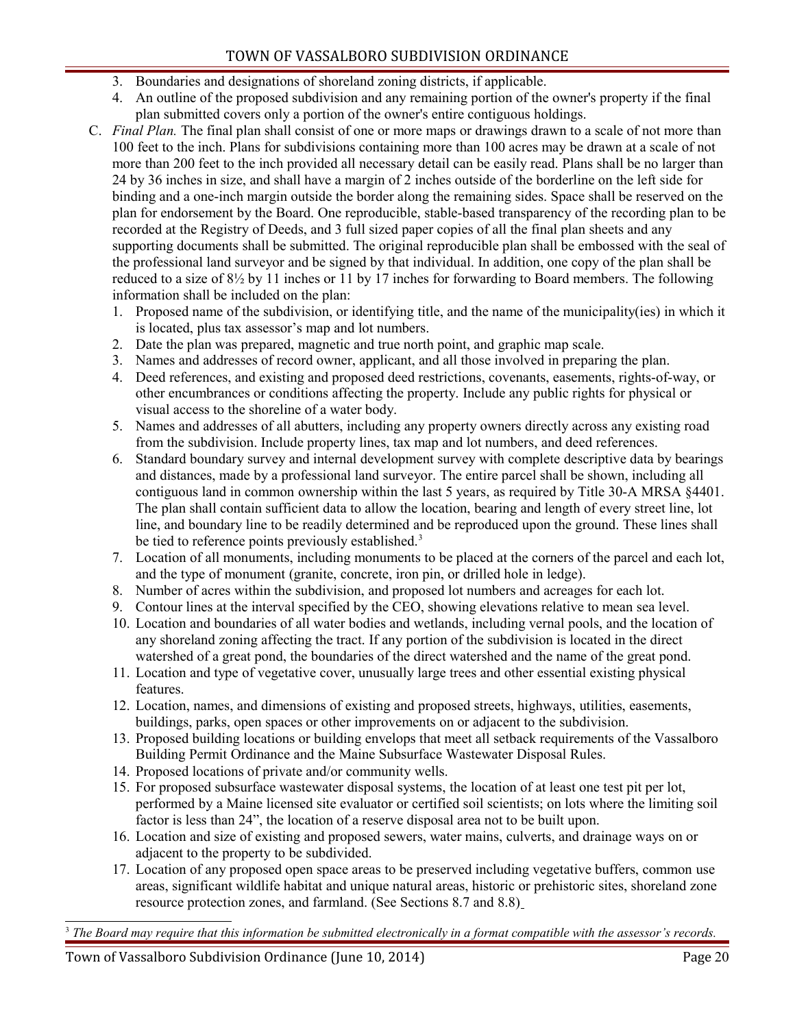3. Boundaries and designations of shoreland zoning districts, if applicable.
4. An outline of the proposed subdivision and any remaining portion of the owner's property if the final plan submitted covers only a portion of the owner's entire contiguous holdings.

C. *Final Plan.* The final plan shall consist of one or more maps or drawings drawn to a scale of not more than 100 feet to the inch. Plans for subdivisions containing more than 100 acres may be drawn at a scale of not more than 200 feet to the inch provided all necessary detail can be easily read. Plans shall be no larger than 24 by 36 inches in size, and shall have a margin of 2 inches outside of the borderline on the left side for binding and a one-inch margin outside the border along the remaining sides. Space shall be reserved on the plan for endorsement by the Board. One reproducible, stable-based transparency of the recording plan to be recorded at the Registry of Deeds, and 3 full sized paper copies of all the final plan sheets and any supporting documents shall be submitted. The original reproducible plan shall be embossed with the seal of the professional land surveyor and be signed by that individual. In addition, one copy of the plan shall be reduced to a size of 8½ by 11 inches or 11 by 17 inches for forwarding to Board members. The following information shall be included on the plan:

1. Proposed name of the subdivision, or identifying title, and the name of the municipality(ies) in which it is located, plus tax assessor's map and lot numbers.
2. Date the plan was prepared, magnetic and true north point, and graphic map scale.
3. Names and addresses of record owner, applicant, and all those involved in preparing the plan.
4. Deed references, and existing and proposed deed restrictions, covenants, easements, rights-of-way, or other encumbrances or conditions affecting the property. Include any public rights for physical or visual access to the shoreline of a water body.
5. Names and addresses of all abutters, including any property owners directly across any existing road from the subdivision. Include property lines, tax map and lot numbers, and deed references.
6. Standard boundary survey and internal development survey with complete descriptive data by bearings and distances, made by a professional land surveyor. The entire parcel shall be shown, including all contiguous land in common ownership within the last 5 years, as required by Title 30-A MRSA §4401. The plan shall contain sufficient data to allow the location, bearing and length of every street line, lot line, and boundary line to be readily determined and be reproduced upon the ground. These lines shall be tied to reference points previously established.[3]
7. Location of all monuments, including monuments to be placed at the corners of the parcel and each lot, and the type of monument (granite, concrete, iron pin, or drilled hole in ledge).
8. Number of acres within the subdivision, and proposed lot numbers and acreages for each lot.
9. Contour lines at the interval specified by the CEO, showing elevations relative to mean sea level.
10. Location and boundaries of all water bodies and wetlands, including vernal pools, and the location of any shoreland zoning affecting the tract. If any portion of the subdivision is located in the direct watershed of a great pond, the boundaries of the direct watershed and the name of the great pond.
11. Location and type of vegetative cover, unusually large trees and other essential existing physical features.
12. Location, names, and dimensions of existing and proposed streets, highways, utilities, easements, buildings, parks, open spaces or other improvements on or adjacent to the subdivision.
13. Proposed building locations or building envelops that meet all setback requirements of the Vassalboro Building Permit Ordinance and the Maine Subsurface Wastewater Disposal Rules.
14. Proposed locations of private and/or community wells.
15. For proposed subsurface wastewater disposal systems, the location of at least one test pit per lot, performed by a Maine licensed site evaluator or certified soil scientists; on lots where the limiting soil factor is less than 24", the location of a reserve disposal area not to be built upon.
16. Location and size of existing and proposed sewers, water mains, culverts, and drainage ways on or adjacent to the property to be subdivided.
17. Location of any proposed open space areas to be preserved including vegetative buffers, common use areas, significant wildlife habitat and unique natural areas, historic or prehistoric sites, shoreland zone resource protection zones, and farmland. (See Sections 8.7 and 8.8)

[3] *The Board may require that this information be submitted electronically in a format compatible with the assessor's records.*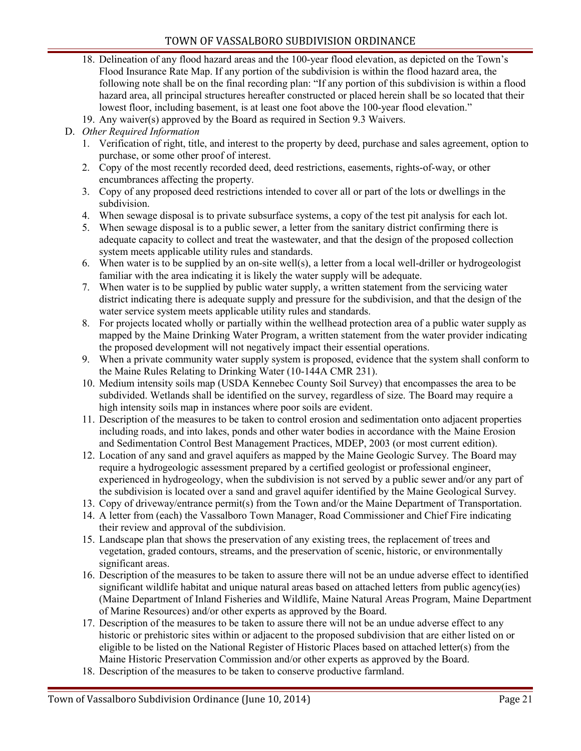18. Delineation of any flood hazard areas and the 100-year flood elevation, as depicted on the Town's Flood Insurance Rate Map. If any portion of the subdivision is within the flood hazard area, the following note shall be on the final recording plan: "If any portion of this subdivision is within a flood hazard area, all principal structures hereafter constructed or placed herein shall be so located that their lowest floor, including basement, is at least one foot above the 100-year flood elevation."
19. Any waiver(s) approved by the Board as required in Section 9.3 Waivers.

D. *Other Required Information*

1. Verification of right, title, and interest to the property by deed, purchase and sales agreement, option to purchase, or some other proof of interest.
2. Copy of the most recently recorded deed, deed restrictions, easements, rights-of-way, or other encumbrances affecting the property.
3. Copy of any proposed deed restrictions intended to cover all or part of the lots or dwellings in the subdivision.
4. When sewage disposal is to private subsurface systems, a copy of the test pit analysis for each lot.
5. When sewage disposal is to a public sewer, a letter from the sanitary district confirming there is adequate capacity to collect and treat the wastewater, and that the design of the proposed collection system meets applicable utility rules and standards.
6. When water is to be supplied by an on-site well(s), a letter from a local well-driller or hydrogeologist familiar with the area indicating it is likely the water supply will be adequate.
7. When water is to be supplied by public water supply, a written statement from the servicing water district indicating there is adequate supply and pressure for the subdivision, and that the design of the water service system meets applicable utility rules and standards.
8. For projects located wholly or partially within the wellhead protection area of a public water supply as mapped by the Maine Drinking Water Program, a written statement from the water provider indicating the proposed development will not negatively impact their essential operations.
9. When a private community water supply system is proposed, evidence that the system shall conform to the Maine Rules Relating to Drinking Water (10-144A CMR 231).
10. Medium intensity soils map (USDA Kennebec County Soil Survey) that encompasses the area to be subdivided. Wetlands shall be identified on the survey, regardless of size. The Board may require a high intensity soils map in instances where poor soils are evident.
11. Description of the measures to be taken to control erosion and sedimentation onto adjacent properties including roads, and into lakes, ponds and other water bodies in accordance with the Maine Erosion and Sedimentation Control Best Management Practices, MDEP, 2003 (or most current edition).
12. Location of any sand and gravel aquifers as mapped by the Maine Geologic Survey. The Board may require a hydrogeologic assessment prepared by a certified geologist or professional engineer, experienced in hydrogeology, when the subdivision is not served by a public sewer and/or any part of the subdivision is located over a sand and gravel aquifer identified by the Maine Geological Survey.
13. Copy of driveway/entrance permit(s) from the Town and/or the Maine Department of Transportation.
14. A letter from (each) the Vassalboro Town Manager, Road Commissioner and Chief Fire indicating their review and approval of the subdivision.
15. Landscape plan that shows the preservation of any existing trees, the replacement of trees and vegetation, graded contours, streams, and the preservation of scenic, historic, or environmentally significant areas.
16. Description of the measures to be taken to assure there will not be an undue adverse effect to identified significant wildlife habitat and unique natural areas based on attached letters from public agency(ies) (Maine Department of Inland Fisheries and Wildlife, Maine Natural Areas Program, Maine Department of Marine Resources) and/or other experts as approved by the Board.
17. Description of the measures to be taken to assure there will not be an undue adverse effect to any historic or prehistoric sites within or adjacent to the proposed subdivision that are either listed on or eligible to be listed on the National Register of Historic Places based on attached letter(s) from the Maine Historic Preservation Commission and/or other experts as approved by the Board.
18. Description of the measures to be taken to conserve productive farmland.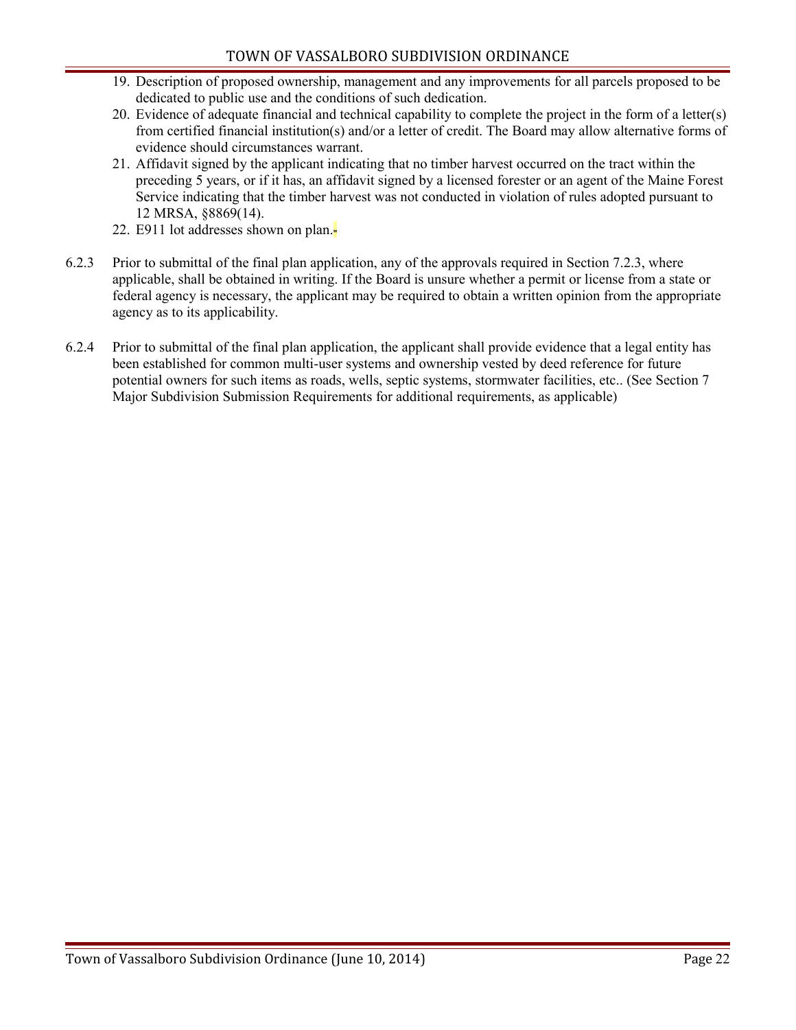19. Description of proposed ownership, management and any improvements for all parcels proposed to be dedicated to public use and the conditions of such dedication.
20. Evidence of adequate financial and technical capability to complete the project in the form of a letter(s) from certified financial institution(s) and/or a letter of credit. The Board may allow alternative forms of evidence should circumstances warrant.
21. Affidavit signed by the applicant indicating that no timber harvest occurred on the tract within the preceding 5 years, or if it has, an affidavit signed by a licensed forester or an agent of the Maine Forest Service indicating that the timber harvest was not conducted in violation of rules adopted pursuant to 12 MRSA, §8869(14).
22. E911 lot addresses shown on plan.

6.2.3 Prior to submittal of the final plan application, any of the approvals required in Section 7.2.3, where applicable, shall be obtained in writing. If the Board is unsure whether a permit or license from a state or federal agency is necessary, the applicant may be required to obtain a written opinion from the appropriate agency as to its applicability.

6.2.4 Prior to submittal of the final plan application, the applicant shall provide evidence that a legal entity has been established for common multi-user systems and ownership vested by deed reference for future potential owners for such items as roads, wells, septic systems, stormwater facilities, etc.. (See Section 7 Major Subdivision Submission Requirements for additional requirements, as applicable)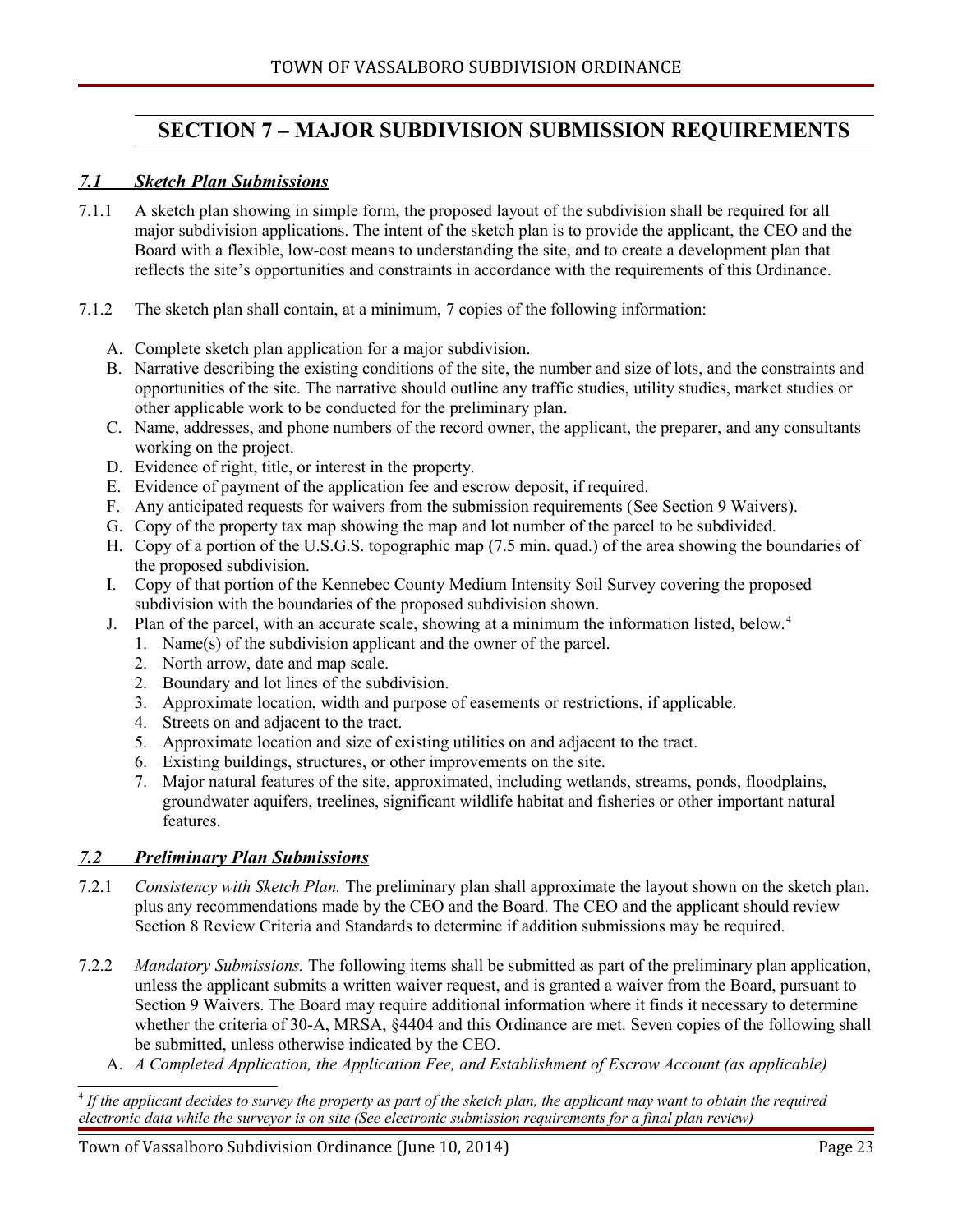# SECTION 7 – MAJOR SUBDIVISION SUBMISSION REQUIREMENTS

## *7.1 Sketch Plan Submissions*

7.1.1 A sketch plan showing in simple form, the proposed layout of the subdivision shall be required for all major subdivision applications. The intent of the sketch plan is to provide the applicant, the CEO and the Board with a flexible, low-cost means to understanding the site, and to create a development plan that reflects the site's opportunities and constraints in accordance with the requirements of this Ordinance.

7.1.2 The sketch plan shall contain, at a minimum, 7 copies of the following information:

A. Complete sketch plan application for a major subdivision.

B. Narrative describing the existing conditions of the site, the number and size of lots, and the constraints and opportunities of the site. The narrative should outline any traffic studies, utility studies, market studies or other applicable work to be conducted for the preliminary plan.

C. Name, addresses, and phone numbers of the record owner, the applicant, the preparer, and any consultants working on the project.

D. Evidence of right, title, or interest in the property.

E. Evidence of payment of the application fee and escrow deposit, if required.

F. Any anticipated requests for waivers from the submission requirements (See Section 9 Waivers).

G. Copy of the property tax map showing the map and lot number of the parcel to be subdivided.

H. Copy of a portion of the U.S.G.S. topographic map (7.5 min. quad.) of the area showing the boundaries of the proposed subdivision.

I. Copy of that portion of the Kennebec County Medium Intensity Soil Survey covering the proposed subdivision with the boundaries of the proposed subdivision shown.

J. Plan of the parcel, with an accurate scale, showing at a minimum the information listed, below.[4]

1. Name(s) of the subdivision applicant and the owner of the parcel.
2. North arrow, date and map scale.
2. Boundary and lot lines of the subdivision.
3. Approximate location, width and purpose of easements or restrictions, if applicable.
4. Streets on and adjacent to the tract.
5. Approximate location and size of existing utilities on and adjacent to the tract.
6. Existing buildings, structures, or other improvements on the site.
7. Major natural features of the site, approximated, including wetlands, streams, ponds, floodplains, groundwater aquifers, treelines, significant wildlife habitat and fisheries or other important natural features.

## *7.2 Preliminary Plan Submissions*

7.2.1 *Consistency with Sketch Plan.* The preliminary plan shall approximate the layout shown on the sketch plan, plus any recommendations made by the CEO and the Board. The CEO and the applicant should review Section 8 Review Criteria and Standards to determine if addition submissions may be required.

7.2.2 *Mandatory Submissions.* The following items shall be submitted as part of the preliminary plan application, unless the applicant submits a written waiver request, and is granted a waiver from the Board, pursuant to Section 9 Waivers. The Board may require additional information where it finds it necessary to determine whether the criteria of 30-A, MRSA, §4404 and this Ordinance are met. Seven copies of the following shall be submitted, unless otherwise indicated by the CEO.

A. *A Completed Application, the Application Fee, and Establishment of Escrow Account (as applicable)*

---

[4] *If the applicant decides to survey the property as part of the sketch plan, the applicant may want to obtain the required electronic data while the surveyor is on site (See electronic submission requirements for a final plan review)*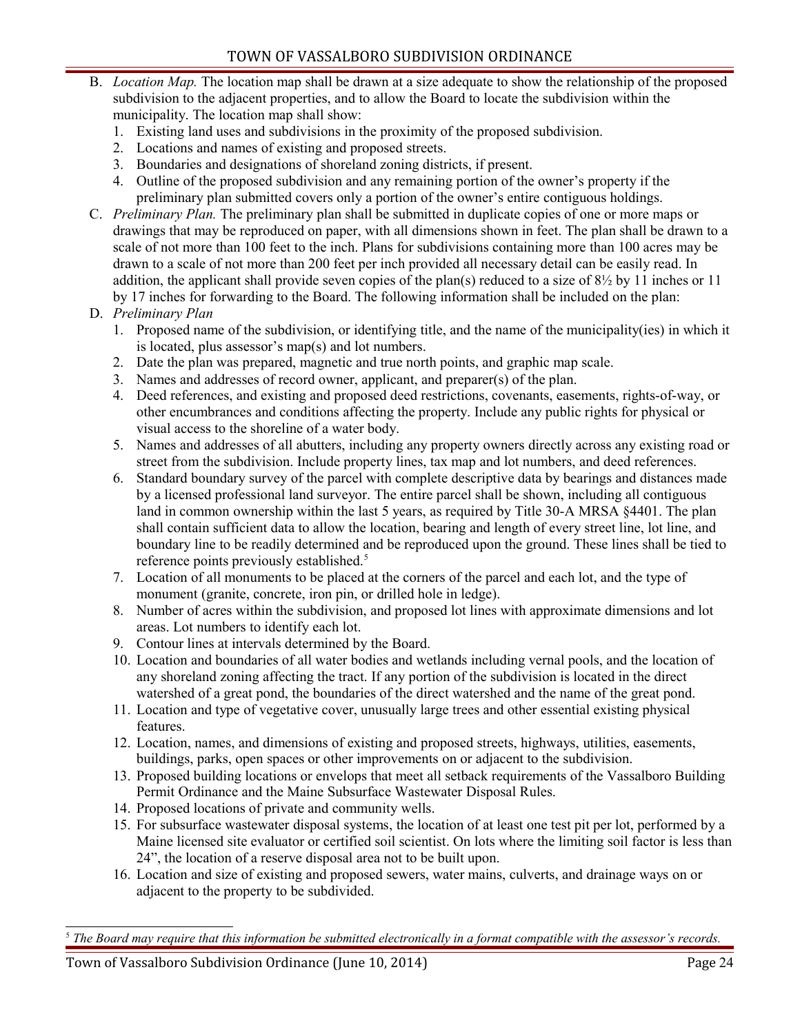B. *Location Map.* The location map shall be drawn at a size adequate to show the relationship of the proposed subdivision to the adjacent properties, and to allow the Board to locate the subdivision within the municipality. The location map shall show:
   1. Existing land uses and subdivisions in the proximity of the proposed subdivision.
   2. Locations and names of existing and proposed streets.
   3. Boundaries and designations of shoreland zoning districts, if present.
   4. Outline of the proposed subdivision and any remaining portion of the owner's property if the preliminary plan submitted covers only a portion of the owner's entire contiguous holdings.

C. *Preliminary Plan.* The preliminary plan shall be submitted in duplicate copies of one or more maps or drawings that may be reproduced on paper, with all dimensions shown in feet. The plan shall be drawn to a scale of not more than 100 feet to the inch. Plans for subdivisions containing more than 100 acres may be drawn to a scale of not more than 200 feet per inch provided all necessary detail can be easily read. In addition, the applicant shall provide seven copies of the plan(s) reduced to a size of 8½ by 11 inches or 11 by 17 inches for forwarding to the Board. The following information shall be included on the plan:

D. *Preliminary Plan*
   1. Proposed name of the subdivision, or identifying title, and the name of the municipality(ies) in which it is located, plus assessor's map(s) and lot numbers.
   2. Date the plan was prepared, magnetic and true north points, and graphic map scale.
   3. Names and addresses of record owner, applicant, and preparer(s) of the plan.
   4. Deed references, and existing and proposed deed restrictions, covenants, easements, rights-of-way, or other encumbrances and conditions affecting the property. Include any public rights for physical or visual access to the shoreline of a water body.
   5. Names and addresses of all abutters, including any property owners directly across any existing road or street from the subdivision. Include property lines, tax map and lot numbers, and deed references.
   6. Standard boundary survey of the parcel with complete descriptive data by bearings and distances made by a licensed professional land surveyor. The entire parcel shall be shown, including all contiguous land in common ownership within the last 5 years, as required by Title 30-A MRSA §4401. The plan shall contain sufficient data to allow the location, bearing and length of every street line, lot line, and boundary line to be readily determined and be reproduced upon the ground. These lines shall be tied to reference points previously established.[5]
   7. Location of all monuments to be placed at the corners of the parcel and each lot, and the type of monument (granite, concrete, iron pin, or drilled hole in ledge).
   8. Number of acres within the subdivision, and proposed lot lines with approximate dimensions and lot areas. Lot numbers to identify each lot.
   9. Contour lines at intervals determined by the Board.
   10. Location and boundaries of all water bodies and wetlands including vernal pools, and the location of any shoreland zoning affecting the tract. If any portion of the subdivision is located in the direct watershed of a great pond, the boundaries of the direct watershed and the name of the great pond.
   11. Location and type of vegetative cover, unusually large trees and other essential existing physical features.
   12. Location, names, and dimensions of existing and proposed streets, highways, utilities, easements, buildings, parks, open spaces or other improvements on or adjacent to the subdivision.
   13. Proposed building locations or envelops that meet all setback requirements of the Vassalboro Building Permit Ordinance and the Maine Subsurface Wastewater Disposal Rules.
   14. Proposed locations of private and community wells.
   15. For subsurface wastewater disposal systems, the location of at least one test pit per lot, performed by a Maine licensed site evaluator or certified soil scientist. On lots where the limiting soil factor is less than 24", the location of a reserve disposal area not to be built upon.
   16. Location and size of existing and proposed sewers, water mains, culverts, and drainage ways on or adjacent to the property to be subdivided.

---

[5] *The Board may require that this information be submitted electronically in a format compatible with the assessor's records.*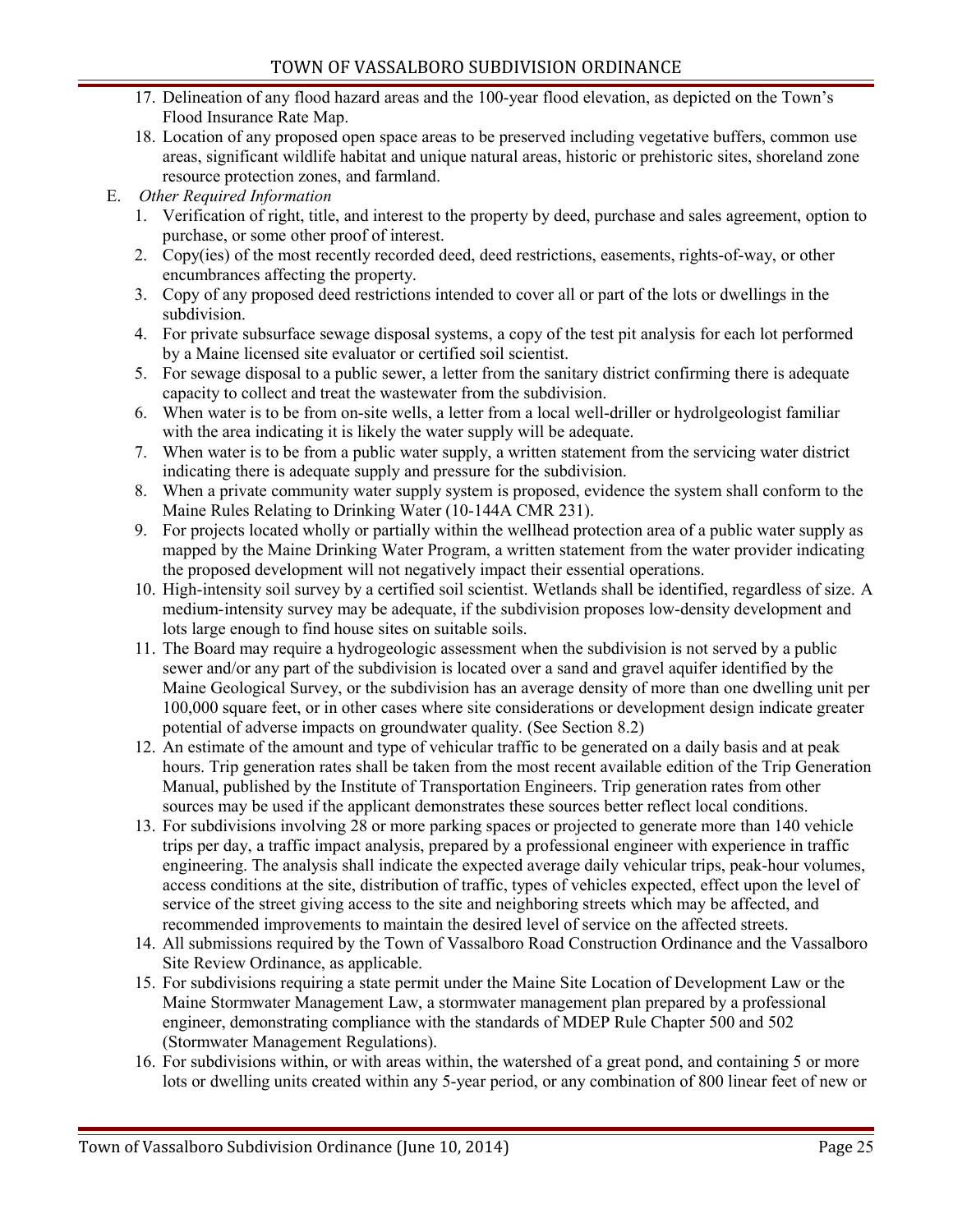17. Delineation of any flood hazard areas and the 100-year flood elevation, as depicted on the Town's Flood Insurance Rate Map.
18. Location of any proposed open space areas to be preserved including vegetative buffers, common use areas, significant wildlife habitat and unique natural areas, historic or prehistoric sites, shoreland zone resource protection zones, and farmland.

E. *Other Required Information*

1. Verification of right, title, and interest to the property by deed, purchase and sales agreement, option to purchase, or some other proof of interest.
2. Copy(ies) of the most recently recorded deed, deed restrictions, easements, rights-of-way, or other encumbrances affecting the property.
3. Copy of any proposed deed restrictions intended to cover all or part of the lots or dwellings in the subdivision.
4. For private subsurface sewage disposal systems, a copy of the test pit analysis for each lot performed by a Maine licensed site evaluator or certified soil scientist.
5. For sewage disposal to a public sewer, a letter from the sanitary district confirming there is adequate capacity to collect and treat the wastewater from the subdivision.
6. When water is to be from on-site wells, a letter from a local well-driller or hydrolgeologist familiar with the area indicating it is likely the water supply will be adequate.
7. When water is to be from a public water supply, a written statement from the servicing water district indicating there is adequate supply and pressure for the subdivision.
8. When a private community water supply system is proposed, evidence the system shall conform to the Maine Rules Relating to Drinking Water (10-144A CMR 231).
9. For projects located wholly or partially within the wellhead protection area of a public water supply as mapped by the Maine Drinking Water Program, a written statement from the water provider indicating the proposed development will not negatively impact their essential operations.
10. High-intensity soil survey by a certified soil scientist. Wetlands shall be identified, regardless of size. A medium-intensity survey may be adequate, if the subdivision proposes low-density development and lots large enough to find house sites on suitable soils.
11. The Board may require a hydrogeologic assessment when the subdivision is not served by a public sewer and/or any part of the subdivision is located over a sand and gravel aquifer identified by the Maine Geological Survey, or the subdivision has an average density of more than one dwelling unit per 100,000 square feet, or in other cases where site considerations or development design indicate greater potential of adverse impacts on groundwater quality. (See Section 8.2)
12. An estimate of the amount and type of vehicular traffic to be generated on a daily basis and at peak hours. Trip generation rates shall be taken from the most recent available edition of the Trip Generation Manual, published by the Institute of Transportation Engineers. Trip generation rates from other sources may be used if the applicant demonstrates these sources better reflect local conditions.
13. For subdivisions involving 28 or more parking spaces or projected to generate more than 140 vehicle trips per day, a traffic impact analysis, prepared by a professional engineer with experience in traffic engineering. The analysis shall indicate the expected average daily vehicular trips, peak-hour volumes, access conditions at the site, distribution of traffic, types of vehicles expected, effect upon the level of service of the street giving access to the site and neighboring streets which may be affected, and recommended improvements to maintain the desired level of service on the affected streets.
14. All submissions required by the Town of Vassalboro Road Construction Ordinance and the Vassalboro Site Review Ordinance, as applicable.
15. For subdivisions requiring a state permit under the Maine Site Location of Development Law or the Maine Stormwater Management Law, a stormwater management plan prepared by a professional engineer, demonstrating compliance with the standards of MDEP Rule Chapter 500 and 502 (Stormwater Management Regulations).
16. For subdivisions within, or with areas within, the watershed of a great pond, and containing 5 or more lots or dwelling units created within any 5-year period, or any combination of 800 linear feet of new or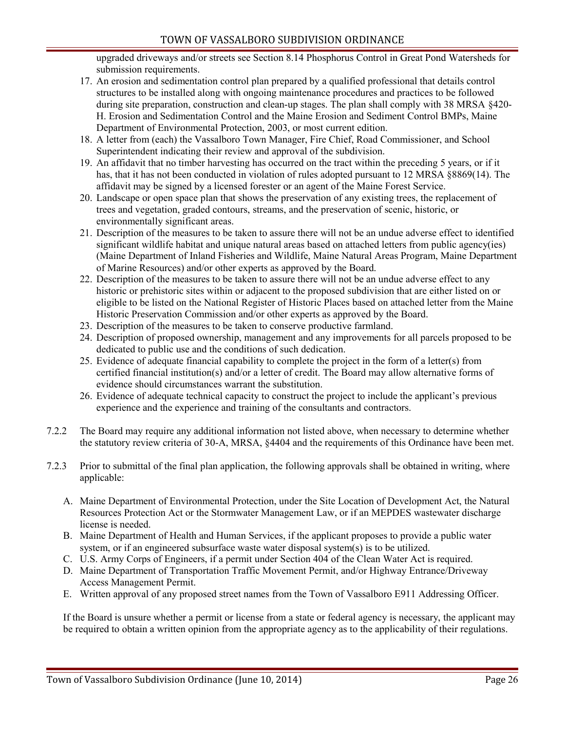upgraded driveways and/or streets see Section 8.14 Phosphorus Control in Great Pond Watersheds for submission requirements.

17. An erosion and sedimentation control plan prepared by a qualified professional that details control structures to be installed along with ongoing maintenance procedures and practices to be followed during site preparation, construction and clean-up stages. The plan shall comply with 38 MRSA §420-H. Erosion and Sedimentation Control and the Maine Erosion and Sediment Control BMPs, Maine Department of Environmental Protection, 2003, or most current edition.
18. A letter from (each) the Vassalboro Town Manager, Fire Chief, Road Commissioner, and School Superintendent indicating their review and approval of the subdivision.
19. An affidavit that no timber harvesting has occurred on the tract within the preceding 5 years, or if it has, that it has not been conducted in violation of rules adopted pursuant to 12 MRSA §8869(14). The affidavit may be signed by a licensed forester or an agent of the Maine Forest Service.
20. Landscape or open space plan that shows the preservation of any existing trees, the replacement of trees and vegetation, graded contours, streams, and the preservation of scenic, historic, or environmentally significant areas.
21. Description of the measures to be taken to assure there will not be an undue adverse effect to identified significant wildlife habitat and unique natural areas based on attached letters from public agency(ies) (Maine Department of Inland Fisheries and Wildlife, Maine Natural Areas Program, Maine Department of Marine Resources) and/or other experts as approved by the Board.
22. Description of the measures to be taken to assure there will not be an undue adverse effect to any historic or prehistoric sites within or adjacent to the proposed subdivision that are either listed on or eligible to be listed on the National Register of Historic Places based on attached letter from the Maine Historic Preservation Commission and/or other experts as approved by the Board.
23. Description of the measures to be taken to conserve productive farmland.
24. Description of proposed ownership, management and any improvements for all parcels proposed to be dedicated to public use and the conditions of such dedication.
25. Evidence of adequate financial capability to complete the project in the form of a letter(s) from certified financial institution(s) and/or a letter of credit. The Board may allow alternative forms of evidence should circumstances warrant the substitution.
26. Evidence of adequate technical capacity to construct the project to include the applicant's previous experience and the experience and training of the consultants and contractors.

7.2.2 The Board may require any additional information not listed above, when necessary to determine whether the statutory review criteria of 30-A, MRSA, §4404 and the requirements of this Ordinance have been met.

7.2.3 Prior to submittal of the final plan application, the following approvals shall be obtained in writing, where applicable:

A. Maine Department of Environmental Protection, under the Site Location of Development Act, the Natural Resources Protection Act or the Stormwater Management Law, or if an MEPDES wastewater discharge license is needed.
B. Maine Department of Health and Human Services, if the applicant proposes to provide a public water system, or if an engineered subsurface waste water disposal system(s) is to be utilized.
C. U.S. Army Corps of Engineers, if a permit under Section 404 of the Clean Water Act is required.
D. Maine Department of Transportation Traffic Movement Permit, and/or Highway Entrance/Driveway Access Management Permit.
E. Written approval of any proposed street names from the Town of Vassalboro E911 Addressing Officer.

If the Board is unsure whether a permit or license from a state or federal agency is necessary, the applicant may be required to obtain a written opinion from the appropriate agency as to the applicability of their regulations.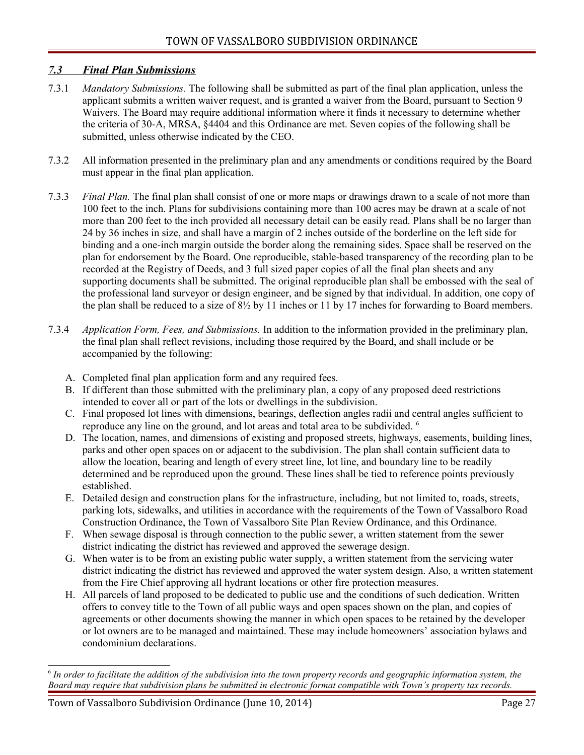## *7.3 Final Plan Submissions*

7.3.1 *Mandatory Submissions.* The following shall be submitted as part of the final plan application, unless the applicant submits a written waiver request, and is granted a waiver from the Board, pursuant to Section 9 Waivers. The Board may require additional information where it finds it necessary to determine whether the criteria of 30-A, MRSA, §4404 and this Ordinance are met. Seven copies of the following shall be submitted, unless otherwise indicated by the CEO.

7.3.2 All information presented in the preliminary plan and any amendments or conditions required by the Board must appear in the final plan application.

7.3.3 *Final Plan.* The final plan shall consist of one or more maps or drawings drawn to a scale of not more than 100 feet to the inch. Plans for subdivisions containing more than 100 acres may be drawn at a scale of not more than 200 feet to the inch provided all necessary detail can be easily read. Plans shall be no larger than 24 by 36 inches in size, and shall have a margin of 2 inches outside of the borderline on the left side for binding and a one-inch margin outside the border along the remaining sides. Space shall be reserved on the plan for endorsement by the Board. One reproducible, stable-based transparency of the recording plan to be recorded at the Registry of Deeds, and 3 full sized paper copies of all the final plan sheets and any supporting documents shall be submitted. The original reproducible plan shall be embossed with the seal of the professional land surveyor or design engineer, and be signed by that individual. In addition, one copy of the plan shall be reduced to a size of 8½ by 11 inches or 11 by 17 inches for forwarding to Board members.

7.3.4 *Application Form, Fees, and Submissions.* In addition to the information provided in the preliminary plan, the final plan shall reflect revisions, including those required by the Board, and shall include or be accompanied by the following:

A. Completed final plan application form and any required fees.

B. If different than those submitted with the preliminary plan, a copy of any proposed deed restrictions intended to cover all or part of the lots or dwellings in the subdivision.

C. Final proposed lot lines with dimensions, bearings, deflection angles radii and central angles sufficient to reproduce any line on the ground, and lot areas and total area to be subdivided. [6]

D. The location, names, and dimensions of existing and proposed streets, highways, easements, building lines, parks and other open spaces on or adjacent to the subdivision. The plan shall contain sufficient data to allow the location, bearing and length of every street line, lot line, and boundary line to be readily determined and be reproduced upon the ground. These lines shall be tied to reference points previously established.

E. Detailed design and construction plans for the infrastructure, including, but not limited to, roads, streets, parking lots, sidewalks, and utilities in accordance with the requirements of the Town of Vassalboro Road Construction Ordinance, the Town of Vassalboro Site Plan Review Ordinance, and this Ordinance.

F. When sewage disposal is through connection to the public sewer, a written statement from the sewer district indicating the district has reviewed and approved the sewerage design.

G. When water is to be from an existing public water supply, a written statement from the servicing water district indicating the district has reviewed and approved the water system design. Also, a written statement from the Fire Chief approving all hydrant locations or other fire protection measures.

H. All parcels of land proposed to be dedicated to public use and the conditions of such dedication. Written offers to convey title to the Town of all public ways and open spaces shown on the plan, and copies of agreements or other documents showing the manner in which open spaces to be retained by the developer or lot owners are to be managed and maintained. These may include homeowners' association bylaws and condominium declarations.

---

[6] *In order to facilitate the addition of the subdivision into the town property records and geographic information system, the Board may require that subdivision plans be submitted in electronic format compatible with Town's property tax records.*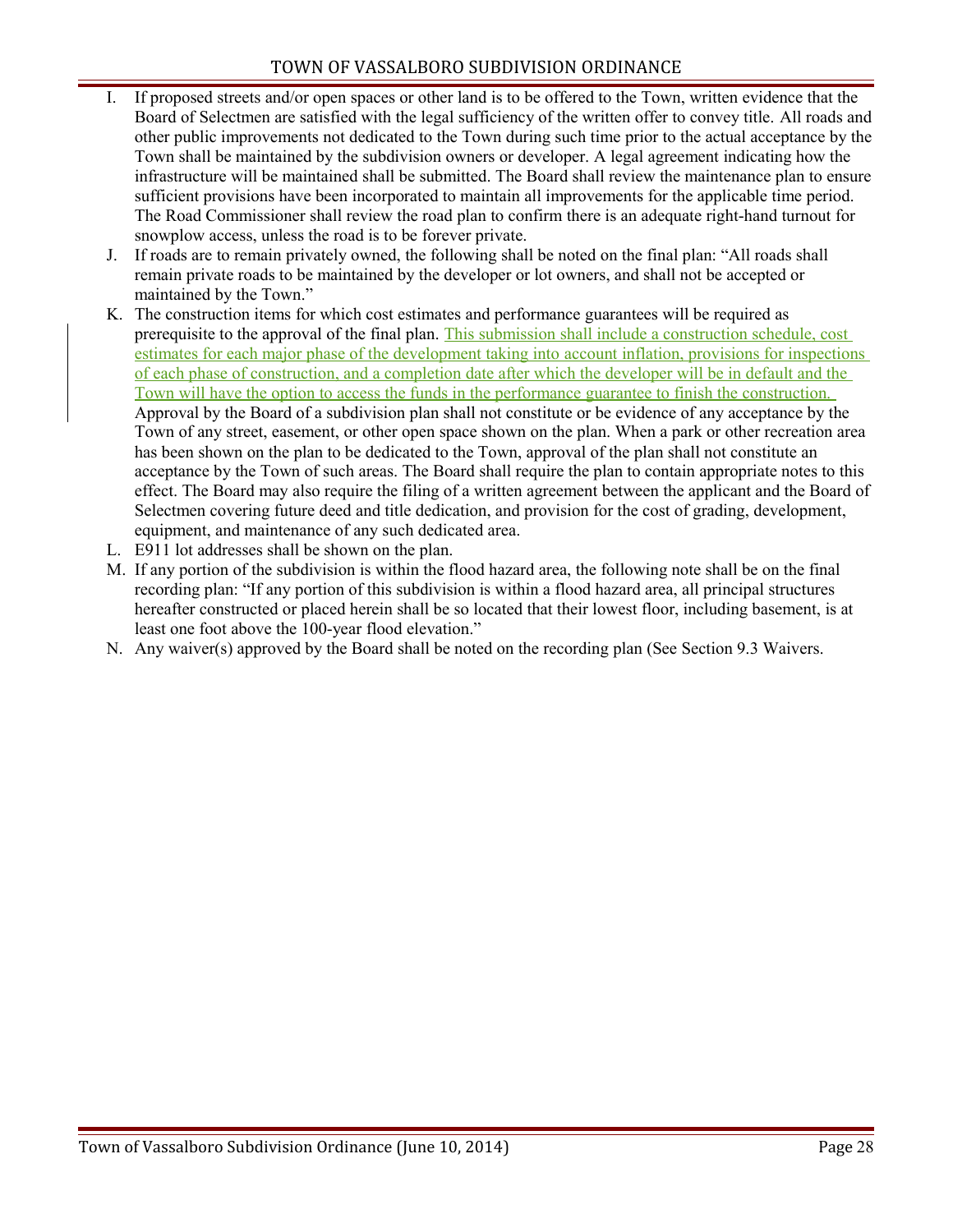I. If proposed streets and/or open spaces or other land is to be offered to the Town, written evidence that the Board of Selectmen are satisfied with the legal sufficiency of the written offer to convey title. All roads and other public improvements not dedicated to the Town during such time prior to the actual acceptance by the Town shall be maintained by the subdivision owners or developer. A legal agreement indicating how the infrastructure will be maintained shall be submitted. The Board shall review the maintenance plan to ensure sufficient provisions have been incorporated to maintain all improvements for the applicable time period. The Road Commissioner shall review the road plan to confirm there is an adequate right-hand turnout for snowplow access, unless the road is to be forever private.

J. If roads are to remain privately owned, the following shall be noted on the final plan: "All roads shall remain private roads to be maintained by the developer or lot owners, and shall not be accepted or maintained by the Town."

K. The construction items for which cost estimates and performance guarantees will be required as prerequisite to the approval of the final plan. This submission shall include a construction schedule, cost estimates for each major phase of the development taking into account inflation, provisions for inspections of each phase of construction, and a completion date after which the developer will be in default and the Town will have the option to access the funds in the performance guarantee to finish the construction. Approval by the Board of a subdivision plan shall not constitute or be evidence of any acceptance by the Town of any street, easement, or other open space shown on the plan. When a park or other recreation area has been shown on the plan to be dedicated to the Town, approval of the plan shall not constitute an acceptance by the Town of such areas. The Board shall require the plan to contain appropriate notes to this effect. The Board may also require the filing of a written agreement between the applicant and the Board of Selectmen covering future deed and title dedication, and provision for the cost of grading, development, equipment, and maintenance of any such dedicated area.

L. E911 lot addresses shall be shown on the plan.

M. If any portion of the subdivision is within the flood hazard area, the following note shall be on the final recording plan: "If any portion of this subdivision is within a flood hazard area, all principal structures hereafter constructed or placed herein shall be so located that their lowest floor, including basement, is at least one foot above the 100-year flood elevation."

N. Any waiver(s) approved by the Board shall be noted on the recording plan (See Section 9.3 Waivers.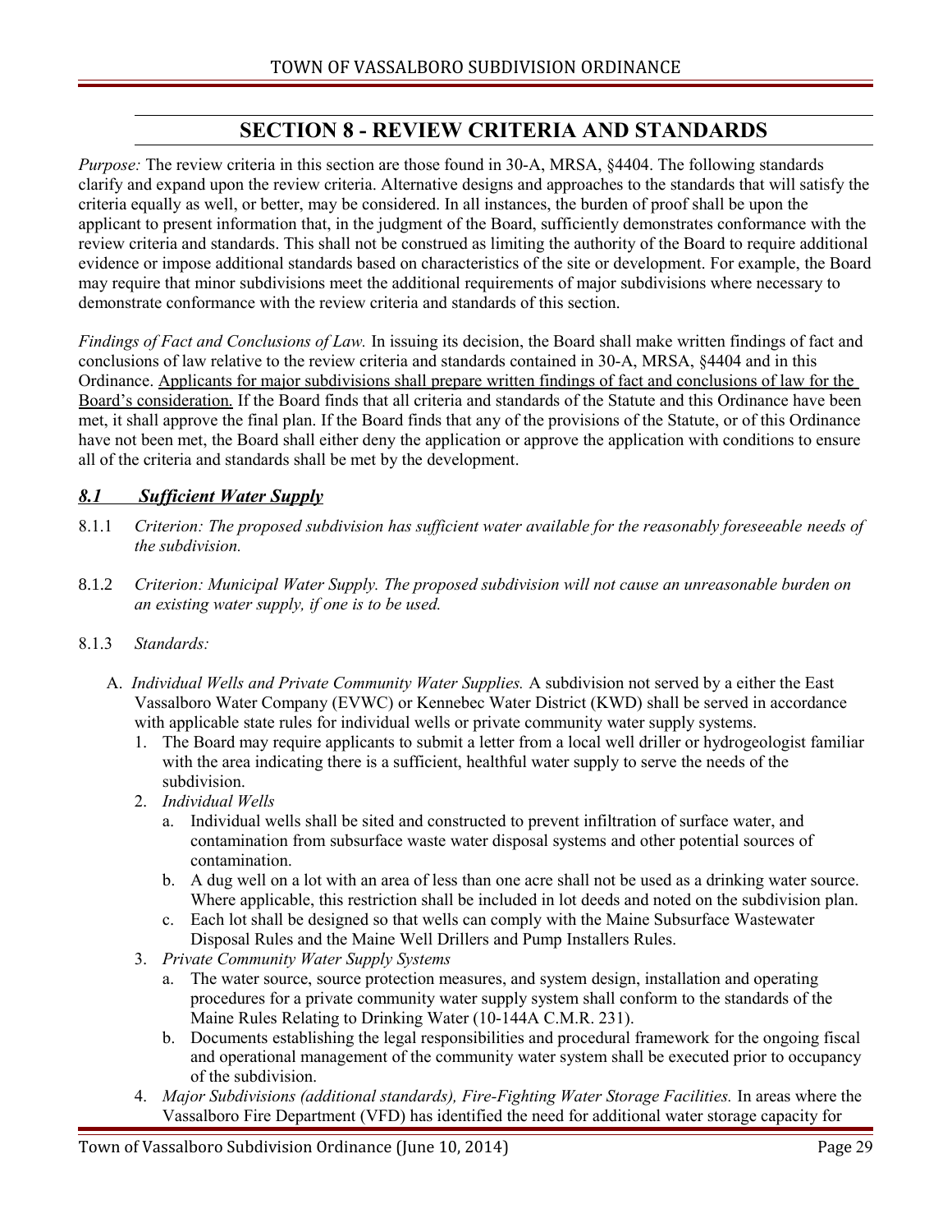# SECTION 8 - REVIEW CRITERIA AND STANDARDS

*Purpose:* The review criteria in this section are those found in 30-A, MRSA, §4404. The following standards clarify and expand upon the review criteria. Alternative designs and approaches to the standards that will satisfy the criteria equally as well, or better, may be considered. In all instances, the burden of proof shall be upon the applicant to present information that, in the judgment of the Board, sufficiently demonstrates conformance with the review criteria and standards. This shall not be construed as limiting the authority of the Board to require additional evidence or impose additional standards based on characteristics of the site or development. For example, the Board may require that minor subdivisions meet the additional requirements of major subdivisions where necessary to demonstrate conformance with the review criteria and standards of this section.

*Findings of Fact and Conclusions of Law.* In issuing its decision, the Board shall make written findings of fact and conclusions of law relative to the review criteria and standards contained in 30-A, MRSA, §4404 and in this Ordinance. <u>Applicants for major subdivisions shall prepare written findings of fact and conclusions of law for the Board's consideration.</u> If the Board finds that all criteria and standards of the Statute and this Ordinance have been met, it shall approve the final plan. If the Board finds that any of the provisions of the Statute, or of this Ordinance have not been met, the Board shall either deny the application or approve the application with conditions to ensure all of the criteria and standards shall be met by the development.

## *8.1 Sufficient Water Supply*

8.1.1 *Criterion: The proposed subdivision has sufficient water available for the reasonably foreseeable needs of the subdivision.*

8.1.2 *Criterion: Municipal Water Supply. The proposed subdivision will not cause an unreasonable burden on an existing water supply, if one is to be used.*

8.1.3 *Standards:*

A. *Individual Wells and Private Community Water Supplies.* A subdivision not served by a either the East Vassalboro Water Company (EVWC) or Kennebec Water District (KWD) shall be served in accordance with applicable state rules for individual wells or private community water supply systems.

1. The Board may require applicants to submit a letter from a local well driller or hydrogeologist familiar with the area indicating there is a sufficient, healthful water supply to serve the needs of the subdivision.
2. *Individual Wells*
   a. Individual wells shall be sited and constructed to prevent infiltration of surface water, and contamination from subsurface waste water disposal systems and other potential sources of contamination.
   b. A dug well on a lot with an area of less than one acre shall not be used as a drinking water source. Where applicable, this restriction shall be included in lot deeds and noted on the subdivision plan.
   c. Each lot shall be designed so that wells can comply with the Maine Subsurface Wastewater Disposal Rules and the Maine Well Drillers and Pump Installers Rules.
3. *Private Community Water Supply Systems*
   a. The water source, source protection measures, and system design, installation and operating procedures for a private community water supply system shall conform to the standards of the Maine Rules Relating to Drinking Water (10-144A C.M.R. 231).
   b. Documents establishing the legal responsibilities and procedural framework for the ongoing fiscal and operational management of the community water system shall be executed prior to occupancy of the subdivision.
4. *Major Subdivisions (additional standards), Fire-Fighting Water Storage Facilities.* In areas where the Vassalboro Fire Department (VFD) has identified the need for additional water storage capacity for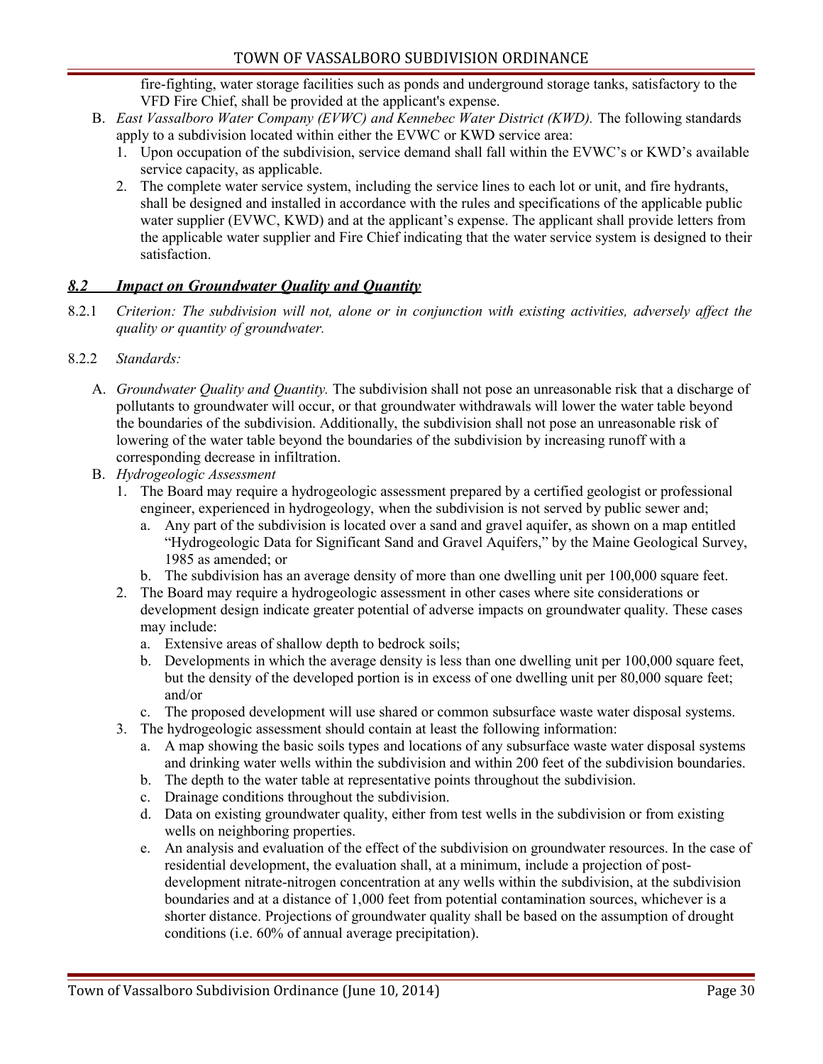fire-fighting, water storage facilities such as ponds and underground storage tanks, satisfactory to the VFD Fire Chief, shall be provided at the applicant's expense.

B. *East Vassalboro Water Company (EVWC) and Kennebec Water District (KWD).* The following standards apply to a subdivision located within either the EVWC or KWD service area:
   1. Upon occupation of the subdivision, service demand shall fall within the EVWC's or KWD's available service capacity, as applicable.
   2. The complete water service system, including the service lines to each lot or unit, and fire hydrants, shall be designed and installed in accordance with the rules and specifications of the applicable public water supplier (EVWC, KWD) and at the applicant's expense. The applicant shall provide letters from the applicable water supplier and Fire Chief indicating that the water service system is designed to their satisfaction.

## *8.2 Impact on Groundwater Quality and Quantity*

8.2.1 *Criterion: The subdivision will not, alone or in conjunction with existing activities, adversely affect the quality or quantity of groundwater.*

8.2.2 *Standards:*

A. *Groundwater Quality and Quantity.* The subdivision shall not pose an unreasonable risk that a discharge of pollutants to groundwater will occur, or that groundwater withdrawals will lower the water table beyond the boundaries of the subdivision. Additionally, the subdivision shall not pose an unreasonable risk of lowering of the water table beyond the boundaries of the subdivision by increasing runoff with a corresponding decrease in infiltration.

B. *Hydrogeologic Assessment*
   1. The Board may require a hydrogeologic assessment prepared by a certified geologist or professional engineer, experienced in hydrogeology, when the subdivision is not served by public sewer and;
      a. Any part of the subdivision is located over a sand and gravel aquifer, as shown on a map entitled "Hydrogeologic Data for Significant Sand and Gravel Aquifers," by the Maine Geological Survey, 1985 as amended; or
      b. The subdivision has an average density of more than one dwelling unit per 100,000 square feet.
   2. The Board may require a hydrogeologic assessment in other cases where site considerations or development design indicate greater potential of adverse impacts on groundwater quality. These cases may include:
      a. Extensive areas of shallow depth to bedrock soils;
      b. Developments in which the average density is less than one dwelling unit per 100,000 square feet, but the density of the developed portion is in excess of one dwelling unit per 80,000 square feet; and/or
      c. The proposed development will use shared or common subsurface waste water disposal systems.
   3. The hydrogeologic assessment should contain at least the following information:
      a. A map showing the basic soils types and locations of any subsurface waste water disposal systems and drinking water wells within the subdivision and within 200 feet of the subdivision boundaries.
      b. The depth to the water table at representative points throughout the subdivision.
      c. Drainage conditions throughout the subdivision.
      d. Data on existing groundwater quality, either from test wells in the subdivision or from existing wells on neighboring properties.
      e. An analysis and evaluation of the effect of the subdivision on groundwater resources. In the case of residential development, the evaluation shall, at a minimum, include a projection of post-development nitrate-nitrogen concentration at any wells within the subdivision, at the subdivision boundaries and at a distance of 1,000 feet from potential contamination sources, whichever is a shorter distance. Projections of groundwater quality shall be based on the assumption of drought conditions (i.e. 60% of annual average precipitation).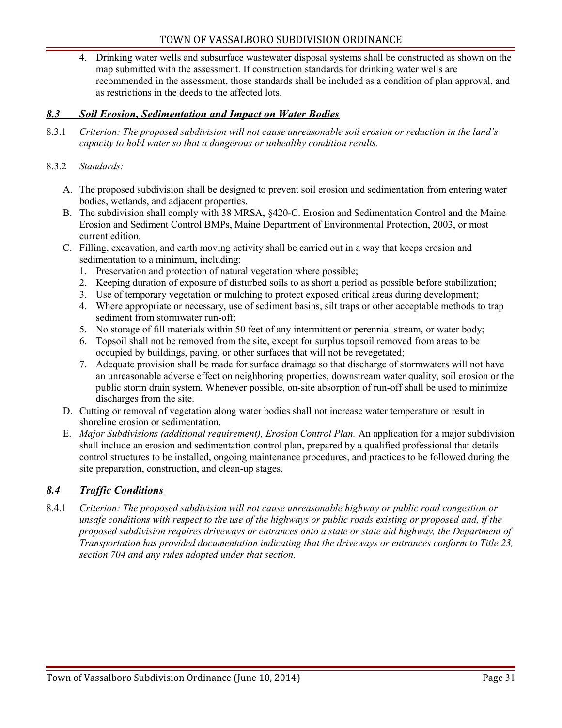4. Drinking water wells and subsurface wastewater disposal systems shall be constructed as shown on the map submitted with the assessment. If construction standards for drinking water wells are recommended in the assessment, those standards shall be included as a condition of plan approval, and as restrictions in the deeds to the affected lots.

## *8.3 Soil Erosion, Sedimentation and Impact on Water Bodies*

8.3.1 *Criterion: The proposed subdivision will not cause unreasonable soil erosion or reduction in the land's capacity to hold water so that a dangerous or unhealthy condition results.*

8.3.2 *Standards:*

A. The proposed subdivision shall be designed to prevent soil erosion and sedimentation from entering water bodies, wetlands, and adjacent properties.

B. The subdivision shall comply with 38 MRSA, §420-C. Erosion and Sedimentation Control and the Maine Erosion and Sediment Control BMPs, Maine Department of Environmental Protection, 2003, or most current edition.

C. Filling, excavation, and earth moving activity shall be carried out in a way that keeps erosion and sedimentation to a minimum, including:
   1. Preservation and protection of natural vegetation where possible;
   2. Keeping duration of exposure of disturbed soils to as short a period as possible before stabilization;
   3. Use of temporary vegetation or mulching to protect exposed critical areas during development;
   4. Where appropriate or necessary, use of sediment basins, silt traps or other acceptable methods to trap sediment from stormwater run-off;
   5. No storage of fill materials within 50 feet of any intermittent or perennial stream, or water body;
   6. Topsoil shall not be removed from the site, except for surplus topsoil removed from areas to be occupied by buildings, paving, or other surfaces that will not be revegetated;
   7. Adequate provision shall be made for surface drainage so that discharge of stormwaters will not have an unreasonable adverse effect on neighboring properties, downstream water quality, soil erosion or the public storm drain system. Whenever possible, on-site absorption of run-off shall be used to minimize discharges from the site.

D. Cutting or removal of vegetation along water bodies shall not increase water temperature or result in shoreline erosion or sedimentation.

E. *Major Subdivisions (additional requirement), Erosion Control Plan.* An application for a major subdivision shall include an erosion and sedimentation control plan, prepared by a qualified professional that details control structures to be installed, ongoing maintenance procedures, and practices to be followed during the site preparation, construction, and clean-up stages.

## *8.4 Traffic Conditions*

8.4.1 *Criterion: The proposed subdivision will not cause unreasonable highway or public road congestion or unsafe conditions with respect to the use of the highways or public roads existing or proposed and, if the proposed subdivision requires driveways or entrances onto a state or state aid highway, the Department of Transportation has provided documentation indicating that the driveways or entrances conform to Title 23, section 704 and any rules adopted under that section.*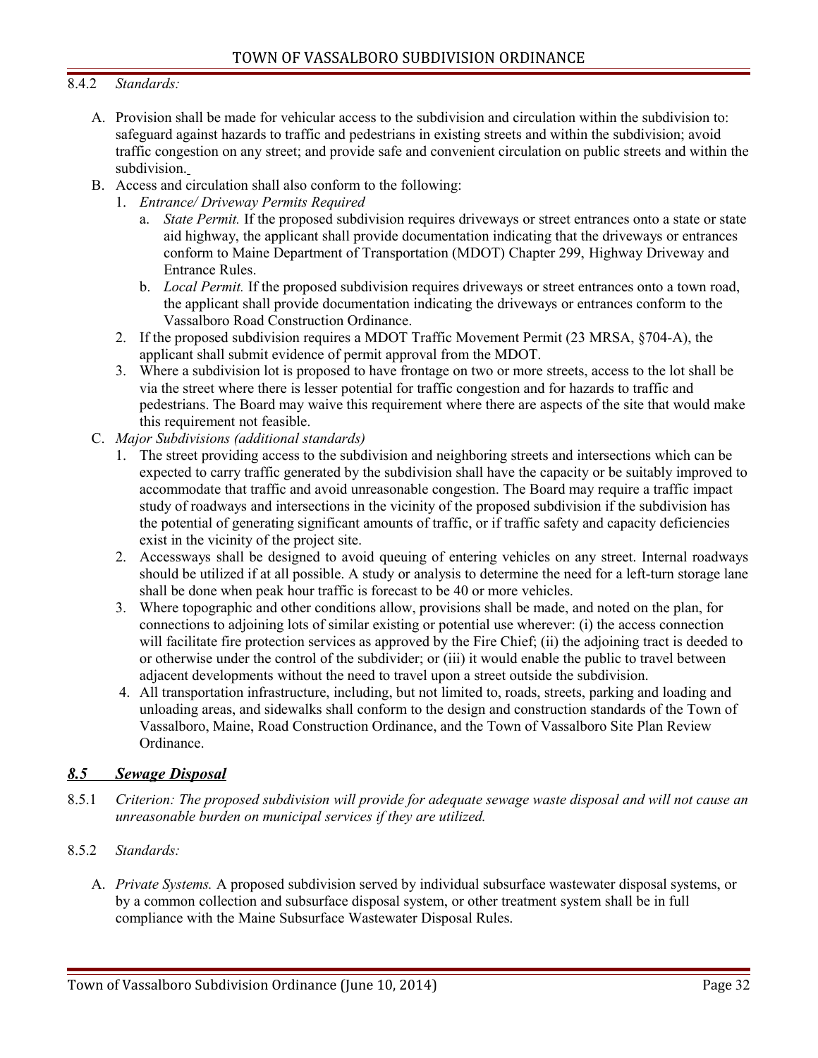8.4.2 *Standards:*

A. Provision shall be made for vehicular access to the subdivision and circulation within the subdivision to: safeguard against hazards to traffic and pedestrians in existing streets and within the subdivision; avoid traffic congestion on any street; and provide safe and convenient circulation on public streets and within the subdivision.

B. Access and circulation shall also conform to the following:

   1. *Entrance/ Driveway Permits Required*

      a. *State Permit.* If the proposed subdivision requires driveways or street entrances onto a state or state aid highway, the applicant shall provide documentation indicating that the driveways or entrances conform to Maine Department of Transportation (MDOT) Chapter 299, Highway Driveway and Entrance Rules.

      b. *Local Permit.* If the proposed subdivision requires driveways or street entrances onto a town road, the applicant shall provide documentation indicating the driveways or entrances conform to the Vassalboro Road Construction Ordinance.

   2. If the proposed subdivision requires a MDOT Traffic Movement Permit (23 MRSA, §704-A), the applicant shall submit evidence of permit approval from the MDOT.

   3. Where a subdivision lot is proposed to have frontage on two or more streets, access to the lot shall be via the street where there is lesser potential for traffic congestion and for hazards to traffic and pedestrians. The Board may waive this requirement where there are aspects of the site that would make this requirement not feasible.

C. *Major Subdivisions (additional standards)*

   1. The street providing access to the subdivision and neighboring streets and intersections which can be expected to carry traffic generated by the subdivision shall have the capacity or be suitably improved to accommodate that traffic and avoid unreasonable congestion. The Board may require a traffic impact study of roadways and intersections in the vicinity of the proposed subdivision if the subdivision has the potential of generating significant amounts of traffic, or if traffic safety and capacity deficiencies exist in the vicinity of the project site.

   2. Accessways shall be designed to avoid queuing of entering vehicles on any street. Internal roadways should be utilized if at all possible. A study or analysis to determine the need for a left-turn storage lane shall be done when peak hour traffic is forecast to be 40 or more vehicles.

   3. Where topographic and other conditions allow, provisions shall be made, and noted on the plan, for connections to adjoining lots of similar existing or potential use wherever: (i) the access connection will facilitate fire protection services as approved by the Fire Chief; (ii) the adjoining tract is deeded to or otherwise under the control of the subdivider; or (iii) it would enable the public to travel between adjacent developments without the need to travel upon a street outside the subdivision.

   4. All transportation infrastructure, including, but not limited to, roads, streets, parking and loading and unloading areas, and sidewalks shall conform to the design and construction standards of the Town of Vassalboro, Maine, Road Construction Ordinance, and the Town of Vassalboro Site Plan Review Ordinance.

## ***8.5 Sewage Disposal***

8.5.1 *Criterion: The proposed subdivision will provide for adequate sewage waste disposal and will not cause an unreasonable burden on municipal services if they are utilized.*

8.5.2 *Standards:*

A. *Private Systems.* A proposed subdivision served by individual subsurface wastewater disposal systems, or by a common collection and subsurface disposal system, or other treatment system shall be in full compliance with the Maine Subsurface Wastewater Disposal Rules.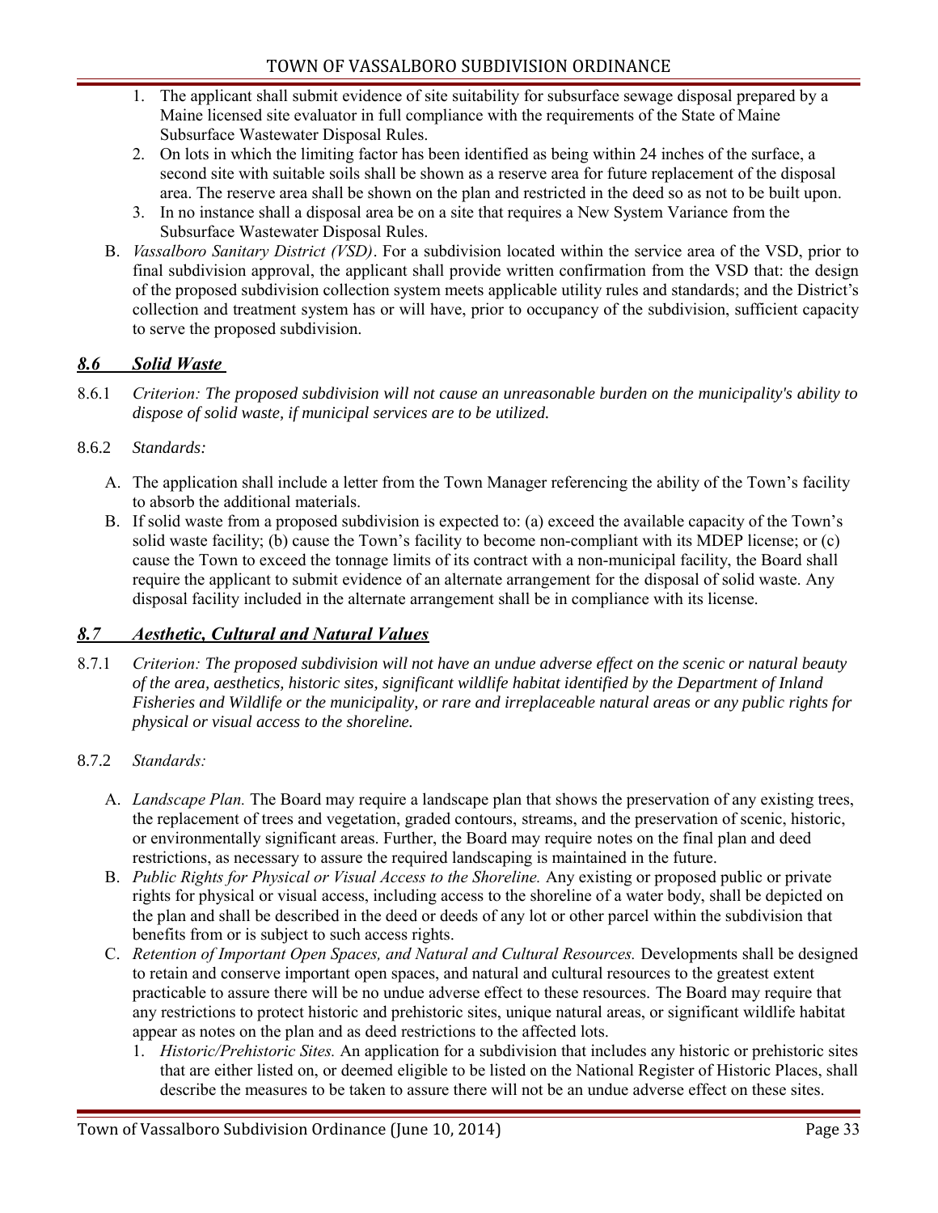1. The applicant shall submit evidence of site suitability for subsurface sewage disposal prepared by a Maine licensed site evaluator in full compliance with the requirements of the State of Maine Subsurface Wastewater Disposal Rules.
2. On lots in which the limiting factor has been identified as being within 24 inches of the surface, a second site with suitable soils shall be shown as a reserve area for future replacement of the disposal area. The reserve area shall be shown on the plan and restricted in the deed so as not to be built upon.
3. In no instance shall a disposal area be on a site that requires a New System Variance from the Subsurface Wastewater Disposal Rules.

B. *Vassalboro Sanitary District (VSD)*. For a subdivision located within the service area of the VSD, prior to final subdivision approval, the applicant shall provide written confirmation from the VSD that: the design of the proposed subdivision collection system meets applicable utility rules and standards; and the District's collection and treatment system has or will have, prior to occupancy of the subdivision, sufficient capacity to serve the proposed subdivision.

## *8.6 Solid Waste*

8.6.1 *Criterion: The proposed subdivision will not cause an unreasonable burden on the municipality's ability to dispose of solid waste, if municipal services are to be utilized.*

8.6.2 *Standards:*

A. The application shall include a letter from the Town Manager referencing the ability of the Town's facility to absorb the additional materials.

B. If solid waste from a proposed subdivision is expected to: (a) exceed the available capacity of the Town's solid waste facility; (b) cause the Town's facility to become non-compliant with its MDEP license; or (c) cause the Town to exceed the tonnage limits of its contract with a non-municipal facility, the Board shall require the applicant to submit evidence of an alternate arrangement for the disposal of solid waste. Any disposal facility included in the alternate arrangement shall be in compliance with its license.

## *8.7 Aesthetic, Cultural and Natural Values*

8.7.1 *Criterion: The proposed subdivision will not have an undue adverse effect on the scenic or natural beauty of the area, aesthetics, historic sites, significant wildlife habitat identified by the Department of Inland Fisheries and Wildlife or the municipality, or rare and irreplaceable natural areas or any public rights for physical or visual access to the shoreline.*

8.7.2 *Standards:*

A. *Landscape Plan.* The Board may require a landscape plan that shows the preservation of any existing trees, the replacement of trees and vegetation, graded contours, streams, and the preservation of scenic, historic, or environmentally significant areas. Further, the Board may require notes on the final plan and deed restrictions, as necessary to assure the required landscaping is maintained in the future.

B. *Public Rights for Physical or Visual Access to the Shoreline.* Any existing or proposed public or private rights for physical or visual access, including access to the shoreline of a water body, shall be depicted on the plan and shall be described in the deed or deeds of any lot or other parcel within the subdivision that benefits from or is subject to such access rights.

C. *Retention of Important Open Spaces, and Natural and Cultural Resources.* Developments shall be designed to retain and conserve important open spaces, and natural and cultural resources to the greatest extent practicable to assure there will be no undue adverse effect to these resources. The Board may require that any restrictions to protect historic and prehistoric sites, unique natural areas, or significant wildlife habitat appear as notes on the plan and as deed restrictions to the affected lots.

1. *Historic/Prehistoric Sites.* An application for a subdivision that includes any historic or prehistoric sites that are either listed on, or deemed eligible to be listed on the National Register of Historic Places, shall describe the measures to be taken to assure there will not be an undue adverse effect on these sites.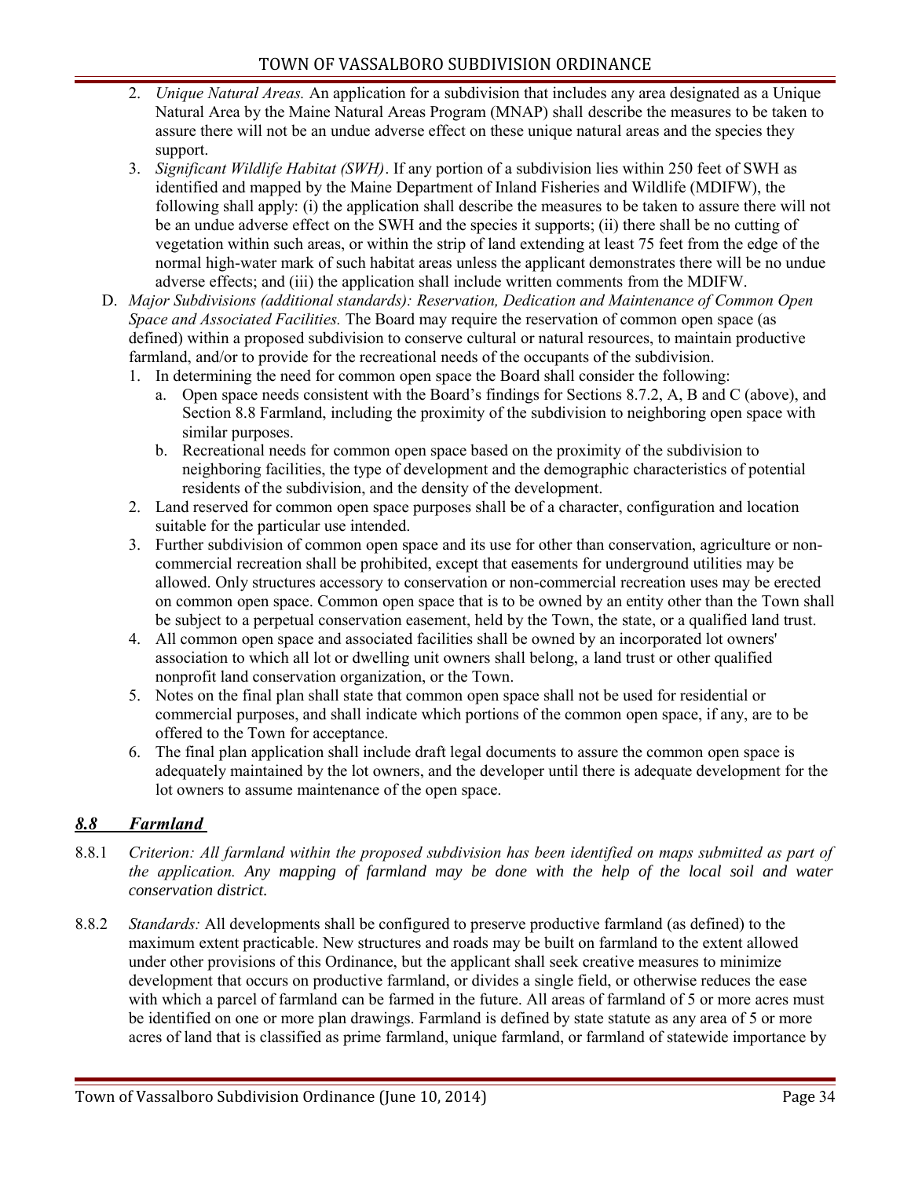2. *Unique Natural Areas.* An application for a subdivision that includes any area designated as a Unique Natural Area by the Maine Natural Areas Program (MNAP) shall describe the measures to be taken to assure there will not be an undue adverse effect on these unique natural areas and the species they support.
3. *Significant Wildlife Habitat (SWH)*. If any portion of a subdivision lies within 250 feet of SWH as identified and mapped by the Maine Department of Inland Fisheries and Wildlife (MDIFW), the following shall apply: (i) the application shall describe the measures to be taken to assure there will not be an undue adverse effect on the SWH and the species it supports; (ii) there shall be no cutting of vegetation within such areas, or within the strip of land extending at least 75 feet from the edge of the normal high-water mark of such habitat areas unless the applicant demonstrates there will be no undue adverse effects; and (iii) the application shall include written comments from the MDIFW.

D. *Major Subdivisions (additional standards): Reservation, Dedication and Maintenance of Common Open Space and Associated Facilities.* The Board may require the reservation of common open space (as defined) within a proposed subdivision to conserve cultural or natural resources, to maintain productive farmland, and/or to provide for the recreational needs of the occupants of the subdivision.
   1. In determining the need for common open space the Board shall consider the following:
      a. Open space needs consistent with the Board's findings for Sections 8.7.2, A, B and C (above), and Section 8.8 Farmland, including the proximity of the subdivision to neighboring open space with similar purposes.
      b. Recreational needs for common open space based on the proximity of the subdivision to neighboring facilities, the type of development and the demographic characteristics of potential residents of the subdivision, and the density of the development.
   2. Land reserved for common open space purposes shall be of a character, configuration and location suitable for the particular use intended.
   3. Further subdivision of common open space and its use for other than conservation, agriculture or non-commercial recreation shall be prohibited, except that easements for underground utilities may be allowed. Only structures accessory to conservation or non-commercial recreation uses may be erected on common open space. Common open space that is to be owned by an entity other than the Town shall be subject to a perpetual conservation easement, held by the Town, the state, or a qualified land trust.
   4. All common open space and associated facilities shall be owned by an incorporated lot owners' association to which all lot or dwelling unit owners shall belong, a land trust or other qualified nonprofit land conservation organization, or the Town.
   5. Notes on the final plan shall state that common open space shall not be used for residential or commercial purposes, and shall indicate which portions of the common open space, if any, are to be offered to the Town for acceptance.
   6. The final plan application shall include draft legal documents to assure the common open space is adequately maintained by the lot owners, and the developer until there is adequate development for the lot owners to assume maintenance of the open space.

## *8.8 Farmland*

8.8.1 *Criterion: All farmland within the proposed subdivision has been identified on maps submitted as part of the application. Any mapping of farmland may be done with the help of the local soil and water conservation district.*

8.8.2 *Standards:* All developments shall be configured to preserve productive farmland (as defined) to the maximum extent practicable. New structures and roads may be built on farmland to the extent allowed under other provisions of this Ordinance, but the applicant shall seek creative measures to minimize development that occurs on productive farmland, or divides a single field, or otherwise reduces the ease with which a parcel of farmland can be farmed in the future. All areas of farmland of 5 or more acres must be identified on one or more plan drawings. Farmland is defined by state statute as any area of 5 or more acres of land that is classified as prime farmland, unique farmland, or farmland of statewide importance by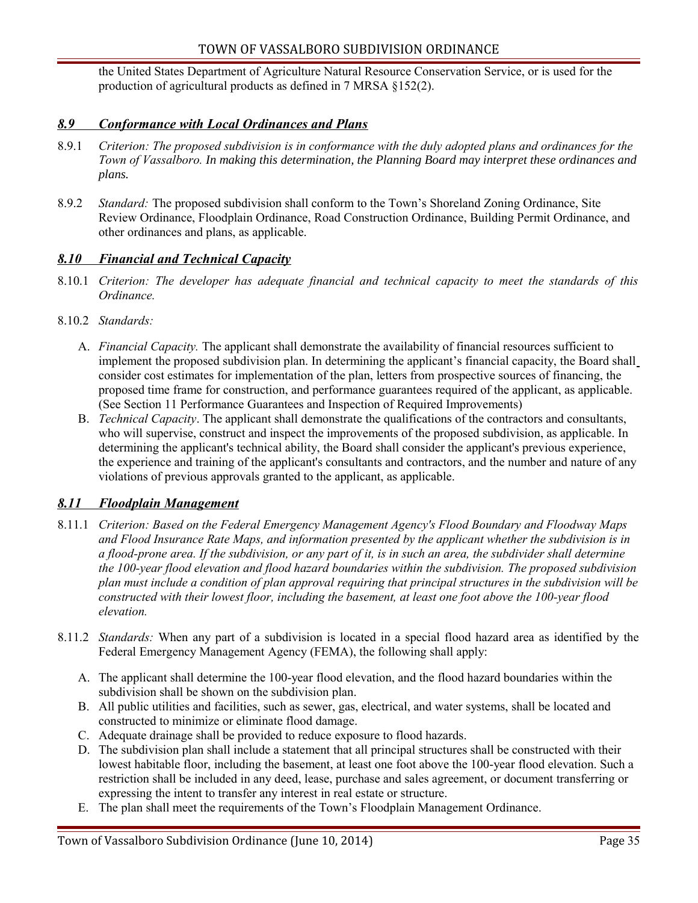the United States Department of Agriculture Natural Resource Conservation Service, or is used for the production of agricultural products as defined in 7 MRSA §152(2).

### *8.9 Conformance with Local Ordinances and Plans*

8.9.1 *Criterion: The proposed subdivision is in conformance with the duly adopted plans and ordinances for the Town of Vassalboro. In making this determination, the Planning Board may interpret these ordinances and plans.*

8.9.2 *Standard:* The proposed subdivision shall conform to the Town's Shoreland Zoning Ordinance, Site Review Ordinance, Floodplain Ordinance, Road Construction Ordinance, Building Permit Ordinance, and other ordinances and plans, as applicable.

### *8.10 Financial and Technical Capacity*

8.10.1 *Criterion: The developer has adequate financial and technical capacity to meet the standards of this Ordinance.*

8.10.2 *Standards:*

A. *Financial Capacity.* The applicant shall demonstrate the availability of financial resources sufficient to implement the proposed subdivision plan. In determining the applicant's financial capacity, the Board shall consider cost estimates for implementation of the plan, letters from prospective sources of financing, the proposed time frame for construction, and performance guarantees required of the applicant, as applicable. (See Section 11 Performance Guarantees and Inspection of Required Improvements)

B. *Technical Capacity*. The applicant shall demonstrate the qualifications of the contractors and consultants, who will supervise, construct and inspect the improvements of the proposed subdivision, as applicable. In determining the applicant's technical ability, the Board shall consider the applicant's previous experience, the experience and training of the applicant's consultants and contractors, and the number and nature of any violations of previous approvals granted to the applicant, as applicable.

### *8.11 Floodplain Management*

8.11.1 *Criterion: Based on the Federal Emergency Management Agency's Flood Boundary and Floodway Maps and Flood Insurance Rate Maps, and information presented by the applicant whether the subdivision is in a flood-prone area. If the subdivision, or any part of it, is in such an area, the subdivider shall determine the 100-year flood elevation and flood hazard boundaries within the subdivision. The proposed subdivision plan must include a condition of plan approval requiring that principal structures in the subdivision will be constructed with their lowest floor, including the basement, at least one foot above the 100-year flood elevation.*

8.11.2 *Standards:* When any part of a subdivision is located in a special flood hazard area as identified by the Federal Emergency Management Agency (FEMA), the following shall apply:

A. The applicant shall determine the 100-year flood elevation, and the flood hazard boundaries within the subdivision shall be shown on the subdivision plan.

B. All public utilities and facilities, such as sewer, gas, electrical, and water systems, shall be located and constructed to minimize or eliminate flood damage.

C. Adequate drainage shall be provided to reduce exposure to flood hazards.

D. The subdivision plan shall include a statement that all principal structures shall be constructed with their lowest habitable floor, including the basement, at least one foot above the 100-year flood elevation. Such a restriction shall be included in any deed, lease, purchase and sales agreement, or document transferring or expressing the intent to transfer any interest in real estate or structure.

E. The plan shall meet the requirements of the Town's Floodplain Management Ordinance.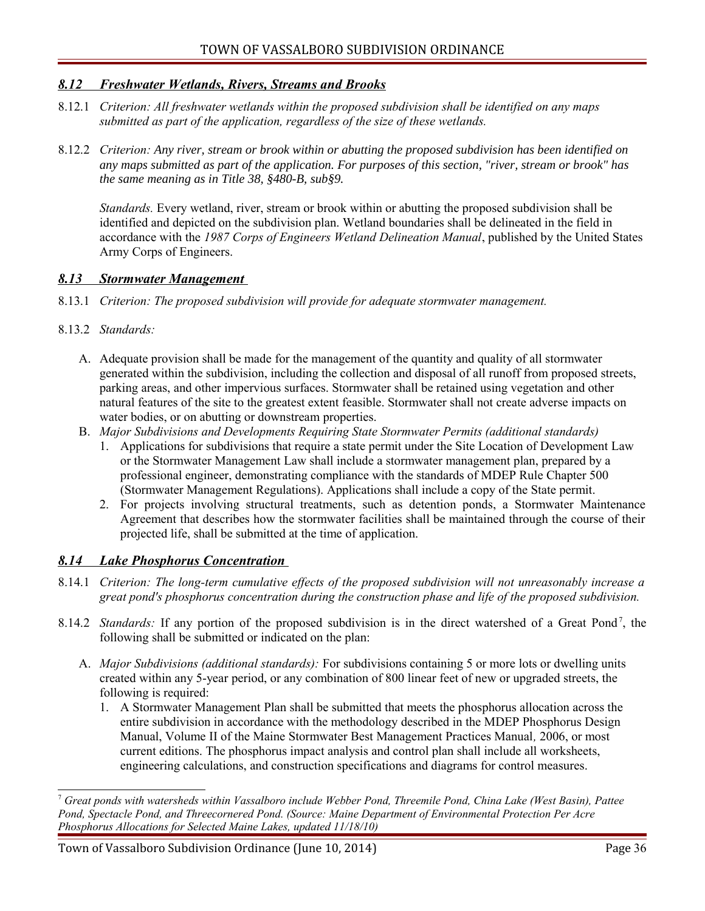### *8.12 Freshwater Wetlands, Rivers, Streams and Brooks*

8.12.1 *Criterion: All freshwater wetlands within the proposed subdivision shall be identified on any maps submitted as part of the application, regardless of the size of these wetlands.*

8.12.2 *Criterion: Any river, stream or brook within or abutting the proposed subdivision has been identified on any maps submitted as part of the application. For purposes of this section, "river, stream or brook" has the same meaning as in Title 38, §480-B, sub§9.*

*Standards.* Every wetland, river, stream or brook within or abutting the proposed subdivision shall be identified and depicted on the subdivision plan. Wetland boundaries shall be delineated in the field in accordance with the *1987 Corps of Engineers Wetland Delineation Manual*, published by the United States Army Corps of Engineers.

### *8.13 Stormwater Management*

8.13.1 *Criterion: The proposed subdivision will provide for adequate stormwater management.*

8.13.2 *Standards:*

A. Adequate provision shall be made for the management of the quantity and quality of all stormwater generated within the subdivision, including the collection and disposal of all runoff from proposed streets, parking areas, and other impervious surfaces. Stormwater shall be retained using vegetation and other natural features of the site to the greatest extent feasible. Stormwater shall not create adverse impacts on water bodies, or on abutting or downstream properties.

B. *Major Subdivisions and Developments Requiring State Stormwater Permits (additional standards)*
   1. Applications for subdivisions that require a state permit under the Site Location of Development Law or the Stormwater Management Law shall include a stormwater management plan, prepared by a professional engineer, demonstrating compliance with the standards of MDEP Rule Chapter 500 (Stormwater Management Regulations). Applications shall include a copy of the State permit.
   2. For projects involving structural treatments, such as detention ponds, a Stormwater Maintenance Agreement that describes how the stormwater facilities shall be maintained through the course of their projected life, shall be submitted at the time of application.

### *8.14 Lake Phosphorus Concentration*

8.14.1 *Criterion: The long-term cumulative effects of the proposed subdivision will not unreasonably increase a great pond's phosphorus concentration during the construction phase and life of the proposed subdivision.*

8.14.2 *Standards:* If any portion of the proposed subdivision is in the direct watershed of a Great Pond[7], the following shall be submitted or indicated on the plan:

A. *Major Subdivisions (additional standards):* For subdivisions containing 5 or more lots or dwelling units created within any 5-year period, or any combination of 800 linear feet of new or upgraded streets, the following is required:
   1. A Stormwater Management Plan shall be submitted that meets the phosphorus allocation across the entire subdivision in accordance with the methodology described in the MDEP Phosphorus Design Manual, Volume II of the Maine Stormwater Best Management Practices Manual, 2006, or most current editions. The phosphorus impact analysis and control plan shall include all worksheets, engineering calculations, and construction specifications and diagrams for control measures.

[7] *Great ponds with watersheds within Vassalboro include Webber Pond, Threemile Pond, China Lake (West Basin), Pattee Pond, Spectacle Pond, and Threecornered Pond. (Source: Maine Department of Environmental Protection Per Acre Phosphorus Allocations for Selected Maine Lakes, updated 11/18/10)*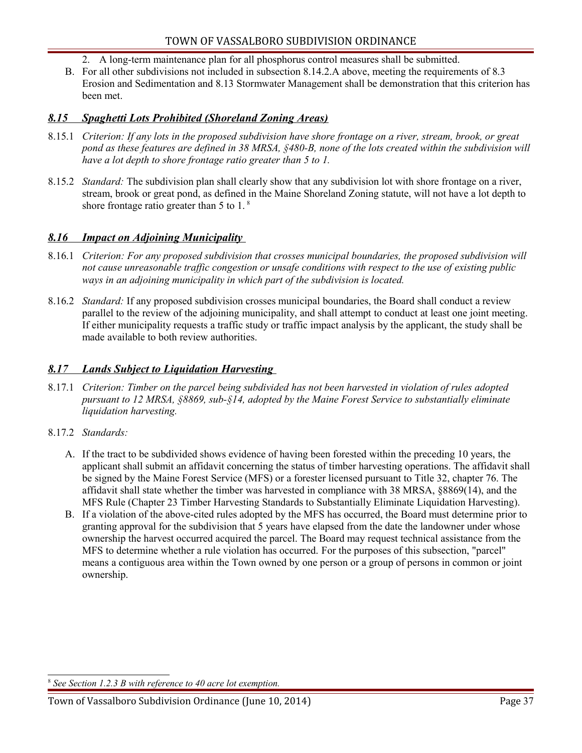2. A long-term maintenance plan for all phosphorus control measures shall be submitted.

B. For all other subdivisions not included in subsection 8.14.2.A above, meeting the requirements of 8.3 Erosion and Sedimentation and 8.13 Stormwater Management shall be demonstration that this criterion has been met.

## ***8.15 Spaghetti Lots Prohibited (Shoreland Zoning Areas)***

8.15.1 *Criterion: If any lots in the proposed subdivision have shore frontage on a river, stream, brook, or great pond as these features are defined in 38 MRSA, §480-B, none of the lots created within the subdivision will have a lot depth to shore frontage ratio greater than 5 to 1.*

8.15.2 *Standard:* The subdivision plan shall clearly show that any subdivision lot with shore frontage on a river, stream, brook or great pond, as defined in the Maine Shoreland Zoning statute, will not have a lot depth to shore frontage ratio greater than 5 to 1. [8]

## ***8.16 Impact on Adjoining Municipality***

8.16.1 *Criterion: For any proposed subdivision that crosses municipal boundaries, the proposed subdivision will not cause unreasonable traffic congestion or unsafe conditions with respect to the use of existing public ways in an adjoining municipality in which part of the subdivision is located.*

8.16.2 *Standard:* If any proposed subdivision crosses municipal boundaries, the Board shall conduct a review parallel to the review of the adjoining municipality, and shall attempt to conduct at least one joint meeting. If either municipality requests a traffic study or traffic impact analysis by the applicant, the study shall be made available to both review authorities.

## ***8.17 Lands Subject to Liquidation Harvesting***

8.17.1 *Criterion: Timber on the parcel being subdivided has not been harvested in violation of rules adopted pursuant to 12 MRSA, §8869, sub-§14, adopted by the Maine Forest Service to substantially eliminate liquidation harvesting.*

8.17.2 *Standards:*

A. If the tract to be subdivided shows evidence of having been forested within the preceding 10 years, the applicant shall submit an affidavit concerning the status of timber harvesting operations. The affidavit shall be signed by the Maine Forest Service (MFS) or a forester licensed pursuant to Title 32, chapter 76. The affidavit shall state whether the timber was harvested in compliance with 38 MRSA, §8869(14), and the MFS Rule (Chapter 23 Timber Harvesting Standards to Substantially Eliminate Liquidation Harvesting).

B. If a violation of the above-cited rules adopted by the MFS has occurred, the Board must determine prior to granting approval for the subdivision that 5 years have elapsed from the date the landowner under whose ownership the harvest occurred acquired the parcel. The Board may request technical assistance from the MFS to determine whether a rule violation has occurred. For the purposes of this subsection, "parcel" means a contiguous area within the Town owned by one person or a group of persons in common or joint ownership.

---

[8] *See Section 1.2.3 B with reference to 40 acre lot exemption.*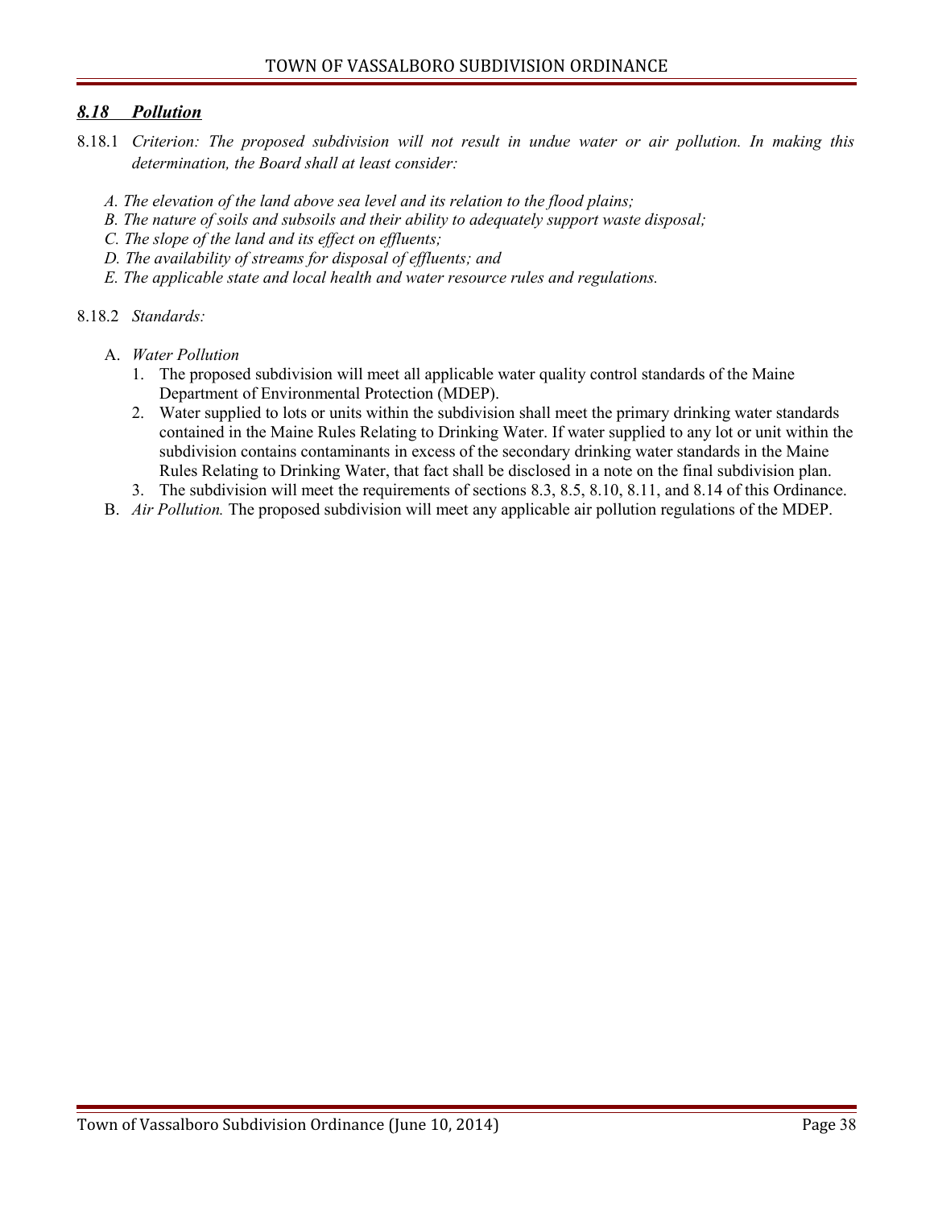## ***8.18 Pollution***

8.18.1 *Criterion: The proposed subdivision will not result in undue water or air pollution. In making this determination, the Board shall at least consider:*

*A. The elevation of the land above sea level and its relation to the flood plains;*
*B. The nature of soils and subsoils and their ability to adequately support waste disposal;*
*C. The slope of the land and its effect on effluents;*
*D. The availability of streams for disposal of effluents; and*
*E. The applicable state and local health and water resource rules and regulations.*

8.18.2 *Standards:*

A. *Water Pollution*
   1. The proposed subdivision will meet all applicable water quality control standards of the Maine Department of Environmental Protection (MDEP).
   2. Water supplied to lots or units within the subdivision shall meet the primary drinking water standards contained in the Maine Rules Relating to Drinking Water. If water supplied to any lot or unit within the subdivision contains contaminants in excess of the secondary drinking water standards in the Maine Rules Relating to Drinking Water, that fact shall be disclosed in a note on the final subdivision plan.
   3. The subdivision will meet the requirements of sections 8.3, 8.5, 8.10, 8.11, and 8.14 of this Ordinance.

B. *Air Pollution.* The proposed subdivision will meet any applicable air pollution regulations of the MDEP.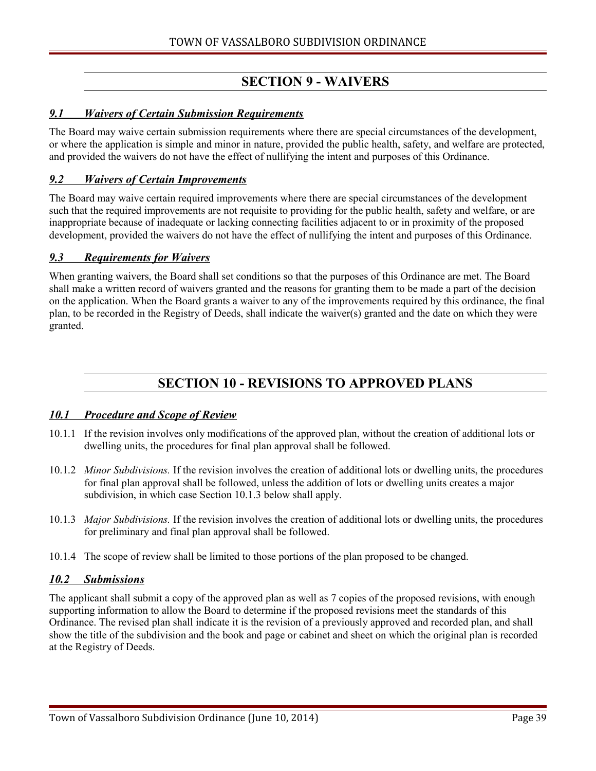# SECTION 9 - WAIVERS

### *9.1 Waivers of Certain Submission Requirements*

The Board may waive certain submission requirements where there are special circumstances of the development, or where the application is simple and minor in nature, provided the public health, safety, and welfare are protected, and provided the waivers do not have the effect of nullifying the intent and purposes of this Ordinance.

### *9.2 Waivers of Certain Improvements*

The Board may waive certain required improvements where there are special circumstances of the development such that the required improvements are not requisite to providing for the public health, safety and welfare, or are inappropriate because of inadequate or lacking connecting facilities adjacent to or in proximity of the proposed development, provided the waivers do not have the effect of nullifying the intent and purposes of this Ordinance.

### *9.3 Requirements for Waivers*

When granting waivers, the Board shall set conditions so that the purposes of this Ordinance are met. The Board shall make a written record of waivers granted and the reasons for granting them to be made a part of the decision on the application. When the Board grants a waiver to any of the improvements required by this ordinance, the final plan, to be recorded in the Registry of Deeds, shall indicate the waiver(s) granted and the date on which they were granted.

# SECTION 10 - REVISIONS TO APPROVED PLANS

### *10.1 Procedure and Scope of Review*

10.1.1 If the revision involves only modifications of the approved plan, without the creation of additional lots or dwelling units, the procedures for final plan approval shall be followed.

10.1.2 *Minor Subdivisions.* If the revision involves the creation of additional lots or dwelling units, the procedures for final plan approval shall be followed, unless the addition of lots or dwelling units creates a major subdivision, in which case Section 10.1.3 below shall apply.

10.1.3 *Major Subdivisions.* If the revision involves the creation of additional lots or dwelling units, the procedures for preliminary and final plan approval shall be followed.

10.1.4 The scope of review shall be limited to those portions of the plan proposed to be changed.

### *10.2 Submissions*

The applicant shall submit a copy of the approved plan as well as 7 copies of the proposed revisions, with enough supporting information to allow the Board to determine if the proposed revisions meet the standards of this Ordinance. The revised plan shall indicate it is the revision of a previously approved and recorded plan, and shall show the title of the subdivision and the book and page or cabinet and sheet on which the original plan is recorded at the Registry of Deeds.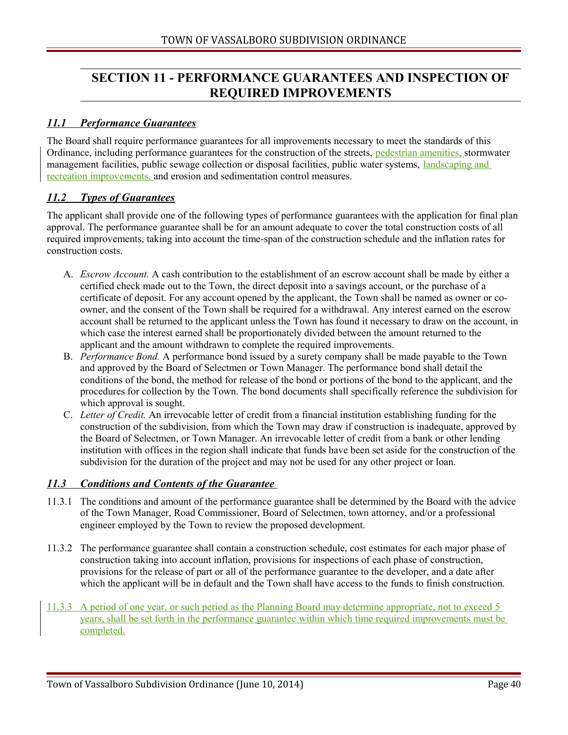# SECTION 11 - PERFORMANCE GUARANTEES AND INSPECTION OF REQUIRED IMPROVEMENTS

## *11.1 Performance Guarantees*

The Board shall require performance guarantees for all improvements necessary to meet the standards of this Ordinance, including performance guarantees for the construction of the streets, pedestrian amenities, stormwater management facilities, public sewage collection or disposal facilities, public water systems, landscaping and recreation improvements, and erosion and sedimentation control measures.

## *11.2 Types of Guarantees*

The applicant shall provide one of the following types of performance guarantees with the application for final plan approval. The performance guarantee shall be for an amount adequate to cover the total construction costs of all required improvements, taking into account the time-span of the construction schedule and the inflation rates for construction costs.

A. *Escrow Account.* A cash contribution to the establishment of an escrow account shall be made by either a certified check made out to the Town, the direct deposit into a savings account, or the purchase of a certificate of deposit. For any account opened by the applicant, the Town shall be named as owner or co-owner, and the consent of the Town shall be required for a withdrawal. Any interest earned on the escrow account shall be returned to the applicant unless the Town has found it necessary to draw on the account, in which case the interest earned shall be proportionately divided between the amount returned to the applicant and the amount withdrawn to complete the required improvements.

B. *Performance Bond.* A performance bond issued by a surety company shall be made payable to the Town and approved by the Board of Selectmen or Town Manager. The performance bond shall detail the conditions of the bond, the method for release of the bond or portions of the bond to the applicant, and the procedures for collection by the Town. The bond documents shall specifically reference the subdivision for which approval is sought.

C. *Letter of Credit.* An irrevocable letter of credit from a financial institution establishing funding for the construction of the subdivision, from which the Town may draw if construction is inadequate, approved by the Board of Selectmen, or Town Manager. An irrevocable letter of credit from a bank or other lending institution with offices in the region shall indicate that funds have been set aside for the construction of the subdivision for the duration of the project and may not be used for any other project or loan.

## *11.3 Conditions and Contents of the Guarantee*

11.3.1 The conditions and amount of the performance guarantee shall be determined by the Board with the advice of the Town Manager, Road Commissioner, Board of Selectmen, town attorney, and/or a professional engineer employed by the Town to review the proposed development.

11.3.2 The performance guarantee shall contain a construction schedule, cost estimates for each major phase of construction taking into account inflation, provisions for inspections of each phase of construction, provisions for the release of part or all of the performance guarantee to the developer, and a date after which the applicant will be in default and the Town shall have access to the funds to finish construction.

11.3.3 A period of one year, or such period as the Planning Board may determine appropriate, not to exceed 5 years, shall be set forth in the performance guarantee within which time required improvements must be completed.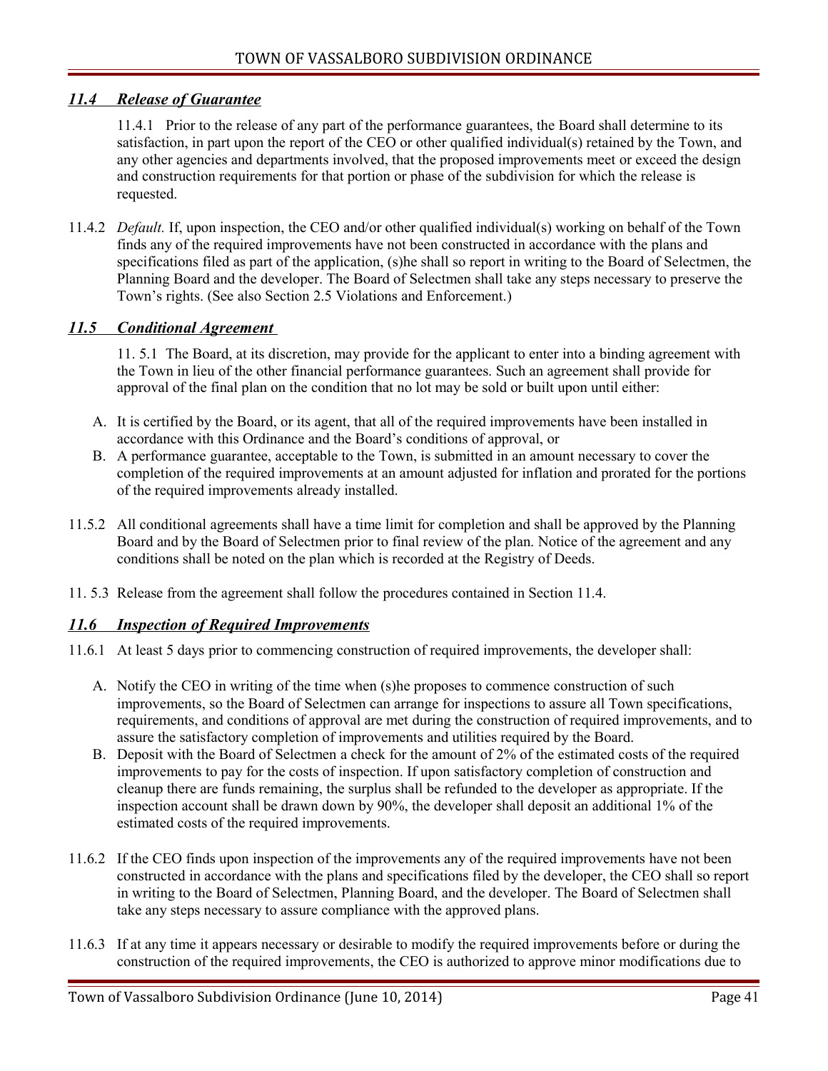## *11.4 Release of Guarantee*

11.4.1 Prior to the release of any part of the performance guarantees, the Board shall determine to its satisfaction, in part upon the report of the CEO or other qualified individual(s) retained by the Town, and any other agencies and departments involved, that the proposed improvements meet or exceed the design and construction requirements for that portion or phase of the subdivision for which the release is requested.

11.4.2 *Default.* If, upon inspection, the CEO and/or other qualified individual(s) working on behalf of the Town finds any of the required improvements have not been constructed in accordance with the plans and specifications filed as part of the application, (s)he shall so report in writing to the Board of Selectmen, the Planning Board and the developer. The Board of Selectmen shall take any steps necessary to preserve the Town's rights. (See also Section 2.5 Violations and Enforcement.)

## *11.5 Conditional Agreement*

11. 5.1 The Board, at its discretion, may provide for the applicant to enter into a binding agreement with the Town in lieu of the other financial performance guarantees. Such an agreement shall provide for approval of the final plan on the condition that no lot may be sold or built upon until either:

A. It is certified by the Board, or its agent, that all of the required improvements have been installed in accordance with this Ordinance and the Board's conditions of approval, or
B. A performance guarantee, acceptable to the Town, is submitted in an amount necessary to cover the completion of the required improvements at an amount adjusted for inflation and prorated for the portions of the required improvements already installed.

11.5.2 All conditional agreements shall have a time limit for completion and shall be approved by the Planning Board and by the Board of Selectmen prior to final review of the plan. Notice of the agreement and any conditions shall be noted on the plan which is recorded at the Registry of Deeds.

11. 5.3 Release from the agreement shall follow the procedures contained in Section 11.4.

## *11.6 Inspection of Required Improvements*

11.6.1 At least 5 days prior to commencing construction of required improvements, the developer shall:

A. Notify the CEO in writing of the time when (s)he proposes to commence construction of such improvements, so the Board of Selectmen can arrange for inspections to assure all Town specifications, requirements, and conditions of approval are met during the construction of required improvements, and to assure the satisfactory completion of improvements and utilities required by the Board.
B. Deposit with the Board of Selectmen a check for the amount of 2% of the estimated costs of the required improvements to pay for the costs of inspection. If upon satisfactory completion of construction and cleanup there are funds remaining, the surplus shall be refunded to the developer as appropriate. If the inspection account shall be drawn down by 90%, the developer shall deposit an additional 1% of the estimated costs of the required improvements.

11.6.2 If the CEO finds upon inspection of the improvements any of the required improvements have not been constructed in accordance with the plans and specifications filed by the developer, the CEO shall so report in writing to the Board of Selectmen, Planning Board, and the developer. The Board of Selectmen shall take any steps necessary to assure compliance with the approved plans.

11.6.3 If at any time it appears necessary or desirable to modify the required improvements before or during the construction of the required improvements, the CEO is authorized to approve minor modifications due to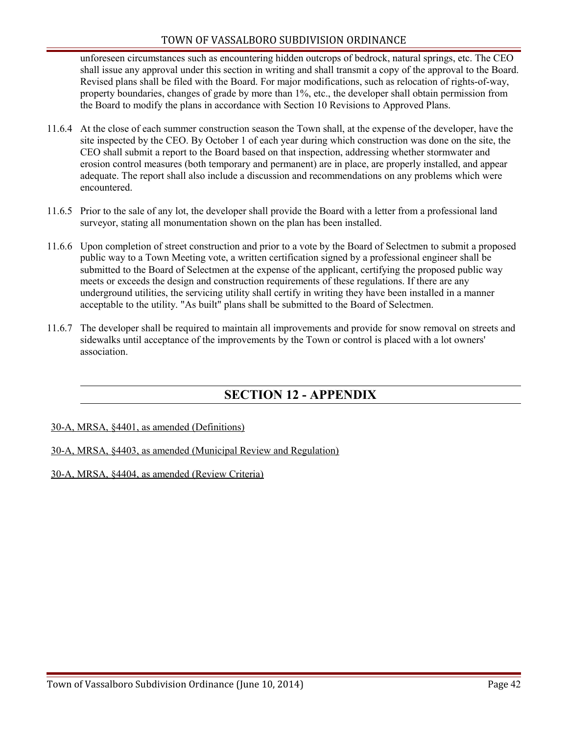unforeseen circumstances such as encountering hidden outcrops of bedrock, natural springs, etc. The CEO shall issue any approval under this section in writing and shall transmit a copy of the approval to the Board. Revised plans shall be filed with the Board. For major modifications, such as relocation of rights-of-way, property boundaries, changes of grade by more than 1%, etc., the developer shall obtain permission from the Board to modify the plans in accordance with Section 10 Revisions to Approved Plans.

11.6.4 At the close of each summer construction season the Town shall, at the expense of the developer, have the site inspected by the CEO. By October 1 of each year during which construction was done on the site, the CEO shall submit a report to the Board based on that inspection, addressing whether stormwater and erosion control measures (both temporary and permanent) are in place, are properly installed, and appear adequate. The report shall also include a discussion and recommendations on any problems which were encountered.

11.6.5 Prior to the sale of any lot, the developer shall provide the Board with a letter from a professional land surveyor, stating all monumentation shown on the plan has been installed.

11.6.6 Upon completion of street construction and prior to a vote by the Board of Selectmen to submit a proposed public way to a Town Meeting vote, a written certification signed by a professional engineer shall be submitted to the Board of Selectmen at the expense of the applicant, certifying the proposed public way meets or exceeds the design and construction requirements of these regulations. If there are any underground utilities, the servicing utility shall certify in writing they have been installed in a manner acceptable to the utility. "As built" plans shall be submitted to the Board of Selectmen.

11.6.7 The developer shall be required to maintain all improvements and provide for snow removal on streets and sidewalks until acceptance of the improvements by the Town or control is placed with a lot owners' association.

# SECTION 12 - APPENDIX

30-A, MRSA, §4401, as amended (Definitions)

30-A, MRSA, §4403, as amended (Municipal Review and Regulation)

30-A, MRSA, §4404, as amended (Review Criteria)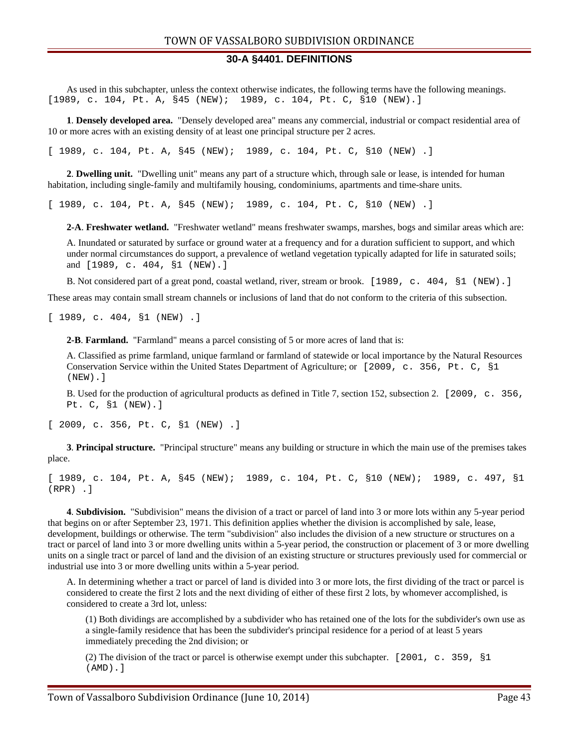## 30-A §4401. DEFINITIONS

As used in this subchapter, unless the context otherwise indicates, the following terms have the following meanings. [1989, c. 104, Pt. A, §45 (NEW); 1989, c. 104, Pt. C, §10 (NEW).]

**1**. **Densely developed area.** "Densely developed area" means any commercial, industrial or compact residential area of 10 or more acres with an existing density of at least one principal structure per 2 acres.

[ 1989, c. 104, Pt. A, §45 (NEW); 1989, c. 104, Pt. C, §10 (NEW) .]

**2**. **Dwelling unit.** "Dwelling unit" means any part of a structure which, through sale or lease, is intended for human habitation, including single-family and multifamily housing, condominiums, apartments and time-share units.

[ 1989, c. 104, Pt. A, §45 (NEW); 1989, c. 104, Pt. C, §10 (NEW) .]

**2-A**. **Freshwater wetland.** "Freshwater wetland" means freshwater swamps, marshes, bogs and similar areas which are:

A. Inundated or saturated by surface or ground water at a frequency and for a duration sufficient to support, and which under normal circumstances do support, a prevalence of wetland vegetation typically adapted for life in saturated soils; and [1989, c. 404, §1 (NEW).]

B. Not considered part of a great pond, coastal wetland, river, stream or brook. [1989, c. 404, §1 (NEW).]

These areas may contain small stream channels or inclusions of land that do not conform to the criteria of this subsection.

[ 1989, c. 404, §1 (NEW) .]

**2-B**. **Farmland.** "Farmland" means a parcel consisting of 5 or more acres of land that is:

A. Classified as prime farmland, unique farmland or farmland of statewide or local importance by the Natural Resources Conservation Service within the United States Department of Agriculture; or [2009, c. 356, Pt. C, §1 (NEW).]

B. Used for the production of agricultural products as defined in Title 7, section 152, subsection 2. [2009, c. 356, Pt. C, §1 (NEW).]

[ 2009, c. 356, Pt. C, §1 (NEW) .]

**3**. **Principal structure.** "Principal structure" means any building or structure in which the main use of the premises takes place.

[ 1989, c. 104, Pt. A, §45 (NEW); 1989, c. 104, Pt. C, §10 (NEW); 1989, c. 497, §1 (RPR) .]

**4**. **Subdivision.** "Subdivision" means the division of a tract or parcel of land into 3 or more lots within any 5-year period that begins on or after September 23, 1971. This definition applies whether the division is accomplished by sale, lease, development, buildings or otherwise. The term "subdivision" also includes the division of a new structure or structures on a tract or parcel of land into 3 or more dwelling units within a 5-year period, the construction or placement of 3 or more dwelling units on a single tract or parcel of land and the division of an existing structure or structures previously used for commercial or industrial use into 3 or more dwelling units within a 5-year period.

A. In determining whether a tract or parcel of land is divided into 3 or more lots, the first dividing of the tract or parcel is considered to create the first 2 lots and the next dividing of either of these first 2 lots, by whomever accomplished, is considered to create a 3rd lot, unless:

(1) Both dividings are accomplished by a subdivider who has retained one of the lots for the subdivider's own use as a single-family residence that has been the subdivider's principal residence for a period of at least 5 years immediately preceding the 2nd division; or

(2) The division of the tract or parcel is otherwise exempt under this subchapter. [2001, c. 359, §1 (AMD).]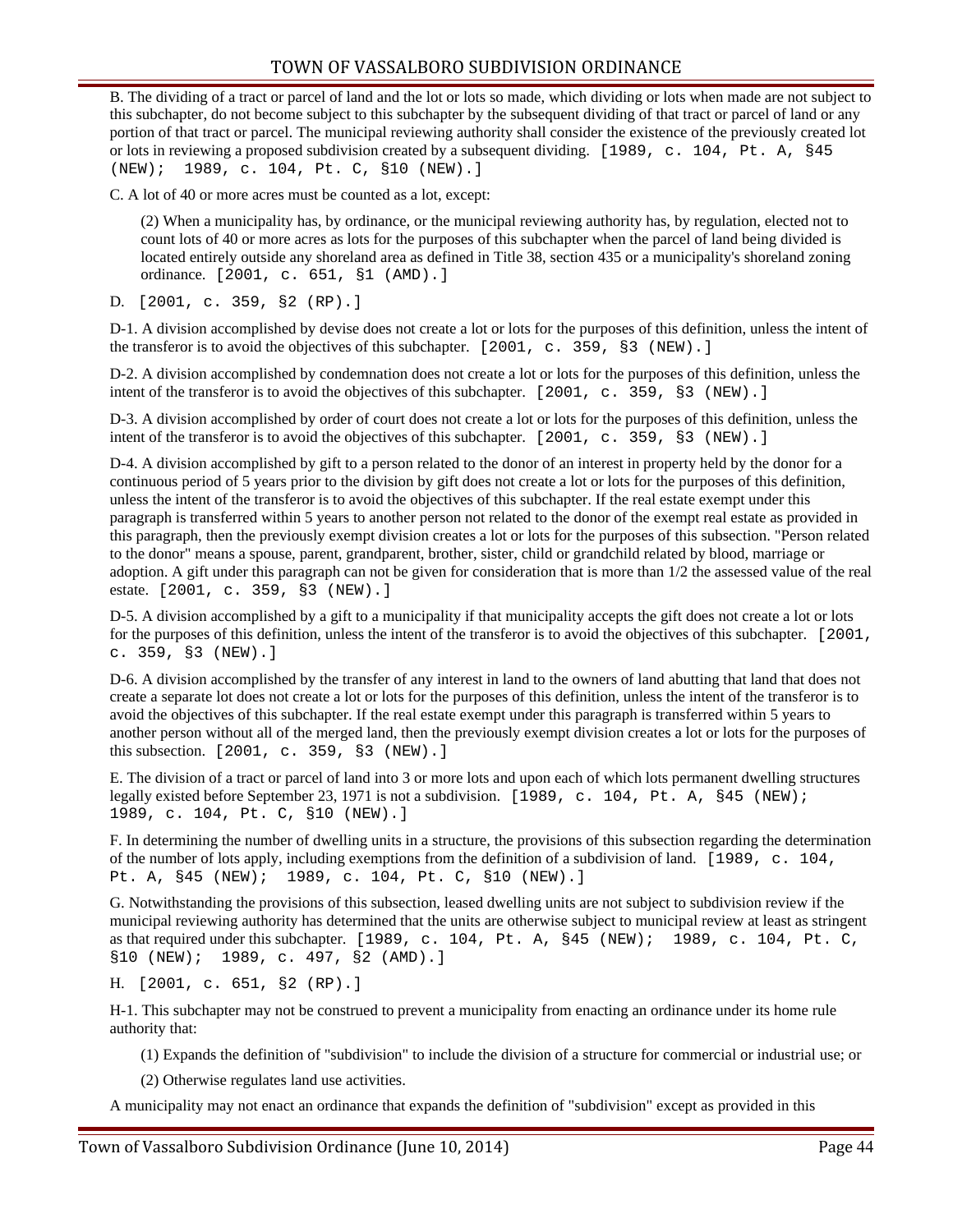B. The dividing of a tract or parcel of land and the lot or lots so made, which dividing or lots when made are not subject to this subchapter, do not become subject to this subchapter by the subsequent dividing of that tract or parcel of land or any portion of that tract or parcel. The municipal reviewing authority shall consider the existence of the previously created lot or lots in reviewing a proposed subdivision created by a subsequent dividing. [1989, c. 104, Pt. A, §45 (NEW); 1989, c. 104, Pt. C, §10 (NEW).]

C. A lot of 40 or more acres must be counted as a lot, except:

> (2) When a municipality has, by ordinance, or the municipal reviewing authority has, by regulation, elected not to count lots of 40 or more acres as lots for the purposes of this subchapter when the parcel of land being divided is located entirely outside any shoreland area as defined in Title 38, section 435 or a municipality's shoreland zoning ordinance. [2001, c. 651, §1 (AMD).]

D. [2001, c. 359, §2 (RP).]

D-1. A division accomplished by devise does not create a lot or lots for the purposes of this definition, unless the intent of the transferor is to avoid the objectives of this subchapter. [2001, c. 359, §3 (NEW).]

D-2. A division accomplished by condemnation does not create a lot or lots for the purposes of this definition, unless the intent of the transferor is to avoid the objectives of this subchapter. [2001, c. 359, §3 (NEW).]

D-3. A division accomplished by order of court does not create a lot or lots for the purposes of this definition, unless the intent of the transferor is to avoid the objectives of this subchapter. [2001, c. 359, §3 (NEW).]

D-4. A division accomplished by gift to a person related to the donor of an interest in property held by the donor for a continuous period of 5 years prior to the division by gift does not create a lot or lots for the purposes of this definition, unless the intent of the transferor is to avoid the objectives of this subchapter. If the real estate exempt under this paragraph is transferred within 5 years to another person not related to the donor of the exempt real estate as provided in this paragraph, then the previously exempt division creates a lot or lots for the purposes of this subsection. "Person related to the donor" means a spouse, parent, grandparent, brother, sister, child or grandchild related by blood, marriage or adoption. A gift under this paragraph can not be given for consideration that is more than 1/2 the assessed value of the real estate. [2001, c. 359, §3 (NEW).]

D-5. A division accomplished by a gift to a municipality if that municipality accepts the gift does not create a lot or lots for the purposes of this definition, unless the intent of the transferor is to avoid the objectives of this subchapter. [2001, c. 359, §3 (NEW).]

D-6. A division accomplished by the transfer of any interest in land to the owners of land abutting that land that does not create a separate lot does not create a lot or lots for the purposes of this definition, unless the intent of the transferor is to avoid the objectives of this subchapter. If the real estate exempt under this paragraph is transferred within 5 years to another person without all of the merged land, then the previously exempt division creates a lot or lots for the purposes of this subsection. [2001, c. 359, §3 (NEW).]

E. The division of a tract or parcel of land into 3 or more lots and upon each of which lots permanent dwelling structures legally existed before September 23, 1971 is not a subdivision. [1989, c. 104, Pt. A, §45 (NEW); 1989, c. 104, Pt. C, §10 (NEW).]

F. In determining the number of dwelling units in a structure, the provisions of this subsection regarding the determination of the number of lots apply, including exemptions from the definition of a subdivision of land. [1989, c. 104, Pt. A, §45 (NEW); 1989, c. 104, Pt. C, §10 (NEW).]

G. Notwithstanding the provisions of this subsection, leased dwelling units are not subject to subdivision review if the municipal reviewing authority has determined that the units are otherwise subject to municipal review at least as stringent as that required under this subchapter. [1989, c. 104, Pt. A, §45 (NEW); 1989, c. 104, Pt. C, §10 (NEW); 1989, c. 497, §2 (AMD).]

H. [2001, c. 651, §2 (RP).]

H-1. This subchapter may not be construed to prevent a municipality from enacting an ordinance under its home rule authority that:

> (1) Expands the definition of "subdivision" to include the division of a structure for commercial or industrial use; or
>
> (2) Otherwise regulates land use activities.

A municipality may not enact an ordinance that expands the definition of "subdivision" except as provided in this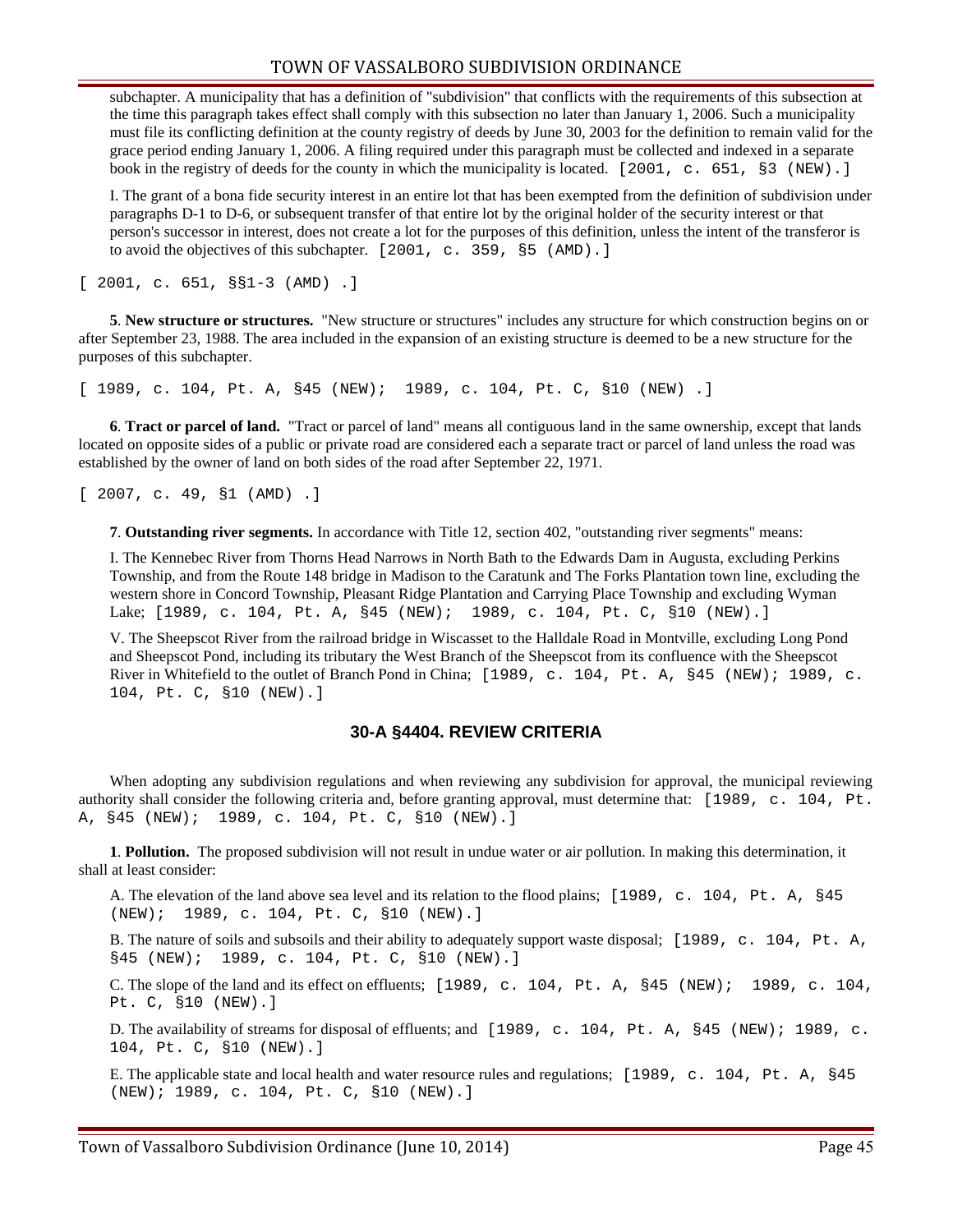subchapter. A municipality that has a definition of "subdivision" that conflicts with the requirements of this subsection at the time this paragraph takes effect shall comply with this subsection no later than January 1, 2006. Such a municipality must file its conflicting definition at the county registry of deeds by June 30, 2003 for the definition to remain valid for the grace period ending January 1, 2006. A filing required under this paragraph must be collected and indexed in a separate book in the registry of deeds for the county in which the municipality is located. [2001, c. 651, §3 (NEW).]

I. The grant of a bona fide security interest in an entire lot that has been exempted from the definition of subdivision under paragraphs D-1 to D-6, or subsequent transfer of that entire lot by the original holder of the security interest or that person's successor in interest, does not create a lot for the purposes of this definition, unless the intent of the transferor is to avoid the objectives of this subchapter. [2001, c. 359, §5 (AMD).]

[ 2001, c. 651, §§1-3 (AMD) .]

**5**. **New structure or structures.** "New structure or structures" includes any structure for which construction begins on or after September 23, 1988. The area included in the expansion of an existing structure is deemed to be a new structure for the purposes of this subchapter.

[ 1989, c. 104, Pt. A, §45 (NEW); 1989, c. 104, Pt. C, §10 (NEW) .]

**6**. **Tract or parcel of land.** "Tract or parcel of land" means all contiguous land in the same ownership, except that lands located on opposite sides of a public or private road are considered each a separate tract or parcel of land unless the road was established by the owner of land on both sides of the road after September 22, 1971.

[ 2007, c. 49, §1 (AMD) .]

**7**. **Outstanding river segments.** In accordance with Title 12, section 402, "outstanding river segments" means:

I. The Kennebec River from Thorns Head Narrows in North Bath to the Edwards Dam in Augusta, excluding Perkins Township, and from the Route 148 bridge in Madison to the Caratunk and The Forks Plantation town line, excluding the western shore in Concord Township, Pleasant Ridge Plantation and Carrying Place Township and excluding Wyman Lake; [1989, c. 104, Pt. A, §45 (NEW); 1989, c. 104, Pt. C, §10 (NEW).]

V. The Sheepscot River from the railroad bridge in Wiscasset to the Halldale Road in Montville, excluding Long Pond and Sheepscot Pond, including its tributary the West Branch of the Sheepscot from its confluence with the Sheepscot River in Whitefield to the outlet of Branch Pond in China; [1989, c. 104, Pt. A, §45 (NEW); 1989, c. 104, Pt. C, §10 (NEW).]

## 30-A §4404. REVIEW CRITERIA

When adopting any subdivision regulations and when reviewing any subdivision for approval, the municipal reviewing authority shall consider the following criteria and, before granting approval, must determine that: [1989, c. 104, Pt. A, §45 (NEW); 1989, c. 104, Pt. C, §10 (NEW).]

**1**. **Pollution.** The proposed subdivision will not result in undue water or air pollution. In making this determination, it shall at least consider:

A. The elevation of the land above sea level and its relation to the flood plains; [1989, c. 104, Pt. A, §45 (NEW); 1989, c. 104, Pt. C, §10 (NEW).]

B. The nature of soils and subsoils and their ability to adequately support waste disposal; [1989, c. 104, Pt. A, §45 (NEW); 1989, c. 104, Pt. C, §10 (NEW).]

C. The slope of the land and its effect on effluents; [1989, c. 104, Pt. A, §45 (NEW); 1989, c. 104, Pt. C, §10 (NEW).]

D. The availability of streams for disposal of effluents; and [1989, c. 104, Pt. A, §45 (NEW); 1989, c. 104, Pt. C, §10 (NEW).]

E. The applicable state and local health and water resource rules and regulations; [1989, c. 104, Pt. A, §45 (NEW); 1989, c. 104, Pt. C, §10 (NEW).]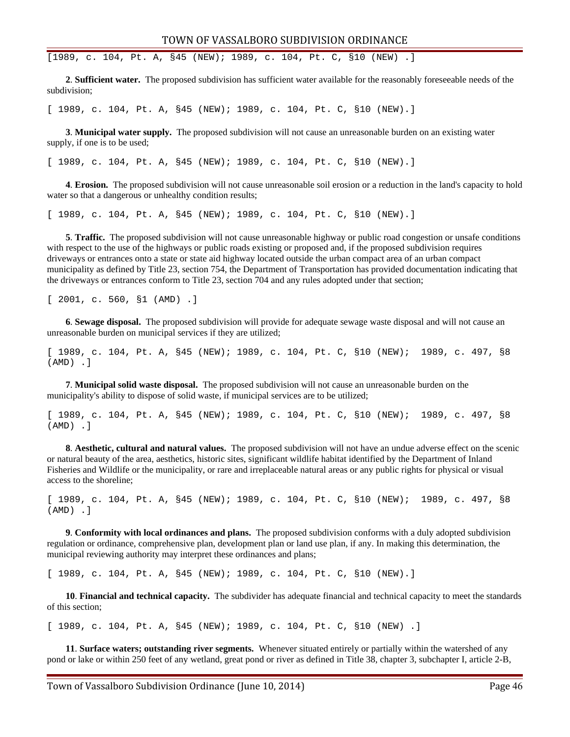[1989, c. 104, Pt. A, §45 (NEW); 1989, c. 104, Pt. C, §10 (NEW) .]

**2**. **Sufficient water.** The proposed subdivision has sufficient water available for the reasonably foreseeable needs of the subdivision;

[ 1989, c. 104, Pt. A, §45 (NEW); 1989, c. 104, Pt. C, §10 (NEW).]

**3**. **Municipal water supply.** The proposed subdivision will not cause an unreasonable burden on an existing water supply, if one is to be used;

[ 1989, c. 104, Pt. A, §45 (NEW); 1989, c. 104, Pt. C, §10 (NEW).]

**4**. **Erosion.** The proposed subdivision will not cause unreasonable soil erosion or a reduction in the land's capacity to hold water so that a dangerous or unhealthy condition results;

[ 1989, c. 104, Pt. A, §45 (NEW); 1989, c. 104, Pt. C, §10 (NEW).]

**5**. **Traffic.** The proposed subdivision will not cause unreasonable highway or public road congestion or unsafe conditions with respect to the use of the highways or public roads existing or proposed and, if the proposed subdivision requires driveways or entrances onto a state or state aid highway located outside the urban compact area of an urban compact municipality as defined by Title 23, section 754, the Department of Transportation has provided documentation indicating that the driveways or entrances conform to Title 23, section 704 and any rules adopted under that section;

[ 2001, c. 560, §1 (AMD) .]

**6**. **Sewage disposal.** The proposed subdivision will provide for adequate sewage waste disposal and will not cause an unreasonable burden on municipal services if they are utilized;

[ 1989, c. 104, Pt. A, §45 (NEW); 1989, c. 104, Pt. C, §10 (NEW); 1989, c. 497, §8 (AMD) .]

**7**. **Municipal solid waste disposal.** The proposed subdivision will not cause an unreasonable burden on the municipality's ability to dispose of solid waste, if municipal services are to be utilized;

[ 1989, c. 104, Pt. A, §45 (NEW); 1989, c. 104, Pt. C, §10 (NEW); 1989, c. 497, §8 (AMD) .]

**8**. **Aesthetic, cultural and natural values.** The proposed subdivision will not have an undue adverse effect on the scenic or natural beauty of the area, aesthetics, historic sites, significant wildlife habitat identified by the Department of Inland Fisheries and Wildlife or the municipality, or rare and irreplaceable natural areas or any public rights for physical or visual access to the shoreline;

[ 1989, c. 104, Pt. A, §45 (NEW); 1989, c. 104, Pt. C, §10 (NEW); 1989, c. 497, §8 (AMD) .]

**9**. **Conformity with local ordinances and plans.** The proposed subdivision conforms with a duly adopted subdivision regulation or ordinance, comprehensive plan, development plan or land use plan, if any. In making this determination, the municipal reviewing authority may interpret these ordinances and plans;

[ 1989, c. 104, Pt. A, §45 (NEW); 1989, c. 104, Pt. C, §10 (NEW).]

**10**. **Financial and technical capacity.** The subdivider has adequate financial and technical capacity to meet the standards of this section;

[ 1989, c. 104, Pt. A, §45 (NEW); 1989, c. 104, Pt. C, §10 (NEW) .]

**11**. **Surface waters; outstanding river segments.** Whenever situated entirely or partially within the watershed of any pond or lake or within 250 feet of any wetland, great pond or river as defined in Title 38, chapter 3, subchapter I, article 2-B,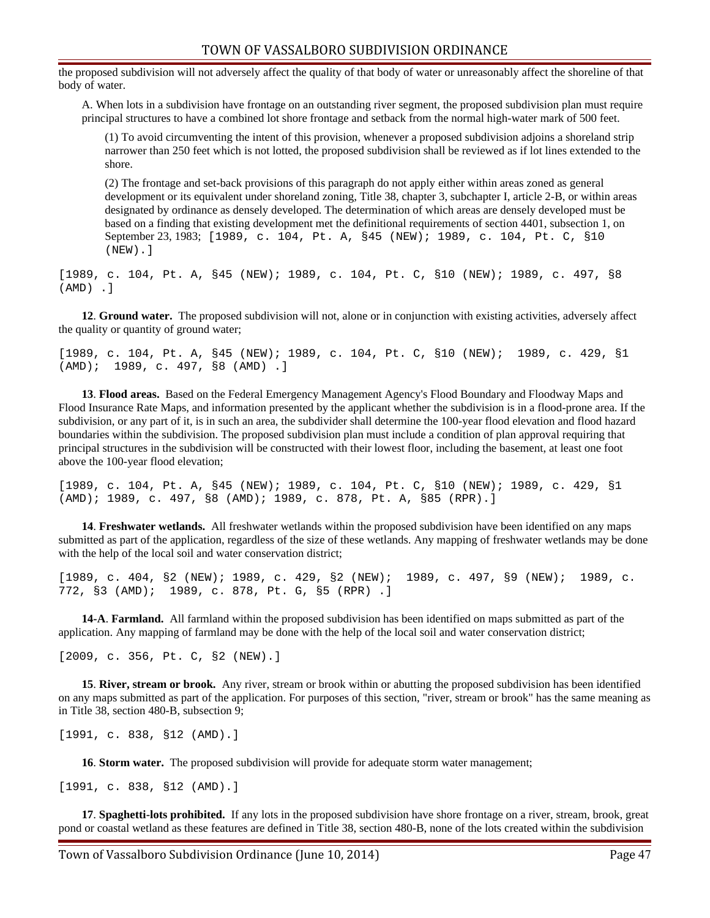the proposed subdivision will not adversely affect the quality of that body of water or unreasonably affect the shoreline of that body of water.

A. When lots in a subdivision have frontage on an outstanding river segment, the proposed subdivision plan must require principal structures to have a combined lot shore frontage and setback from the normal high-water mark of 500 feet.

(1) To avoid circumventing the intent of this provision, whenever a proposed subdivision adjoins a shoreland strip narrower than 250 feet which is not lotted, the proposed subdivision shall be reviewed as if lot lines extended to the shore.

(2) The frontage and set-back provisions of this paragraph do not apply either within areas zoned as general development or its equivalent under shoreland zoning, Title 38, chapter 3, subchapter I, article 2-B, or within areas designated by ordinance as densely developed. The determination of which areas are densely developed must be based on a finding that existing development met the definitional requirements of section 4401, subsection 1, on September 23, 1983; [1989, c. 104, Pt. A, §45 (NEW); 1989, c. 104, Pt. C, §10 (NEW).]

[1989, c. 104, Pt. A, §45 (NEW); 1989, c. 104, Pt. C, §10 (NEW); 1989, c. 497, §8 (AMD) .]

**12**. **Ground water.** The proposed subdivision will not, alone or in conjunction with existing activities, adversely affect the quality or quantity of ground water;

[1989, c. 104, Pt. A, §45 (NEW); 1989, c. 104, Pt. C, §10 (NEW); 1989, c. 429, §1 (AMD); 1989, c. 497, §8 (AMD) .]

**13**. **Flood areas.** Based on the Federal Emergency Management Agency's Flood Boundary and Floodway Maps and Flood Insurance Rate Maps, and information presented by the applicant whether the subdivision is in a flood-prone area. If the subdivision, or any part of it, is in such an area, the subdivider shall determine the 100-year flood elevation and flood hazard boundaries within the subdivision. The proposed subdivision plan must include a condition of plan approval requiring that principal structures in the subdivision will be constructed with their lowest floor, including the basement, at least one foot above the 100-year flood elevation;

[1989, c. 104, Pt. A, §45 (NEW); 1989, c. 104, Pt. C, §10 (NEW); 1989, c. 429, §1 (AMD); 1989, c. 497, §8 (AMD); 1989, c. 878, Pt. A, §85 (RPR).]

**14**. **Freshwater wetlands.** All freshwater wetlands within the proposed subdivision have been identified on any maps submitted as part of the application, regardless of the size of these wetlands. Any mapping of freshwater wetlands may be done with the help of the local soil and water conservation district;

[1989, c. 404, §2 (NEW); 1989, c. 429, §2 (NEW); 1989, c. 497, §9 (NEW); 1989, c. 772, §3 (AMD); 1989, c. 878, Pt. G, §5 (RPR) .]

**14-A**. **Farmland.** All farmland within the proposed subdivision has been identified on maps submitted as part of the application. Any mapping of farmland may be done with the help of the local soil and water conservation district;

[2009, c. 356, Pt. C, §2 (NEW).]

**15**. **River, stream or brook.** Any river, stream or brook within or abutting the proposed subdivision has been identified on any maps submitted as part of the application. For purposes of this section, "river, stream or brook" has the same meaning as in Title 38, section 480-B, subsection 9;

[1991, c. 838, §12 (AMD).]

**16**. **Storm water.** The proposed subdivision will provide for adequate storm water management;

[1991, c. 838, §12 (AMD).]

**17**. **Spaghetti-lots prohibited.** If any lots in the proposed subdivision have shore frontage on a river, stream, brook, great pond or coastal wetland as these features are defined in Title 38, section 480-B, none of the lots created within the subdivision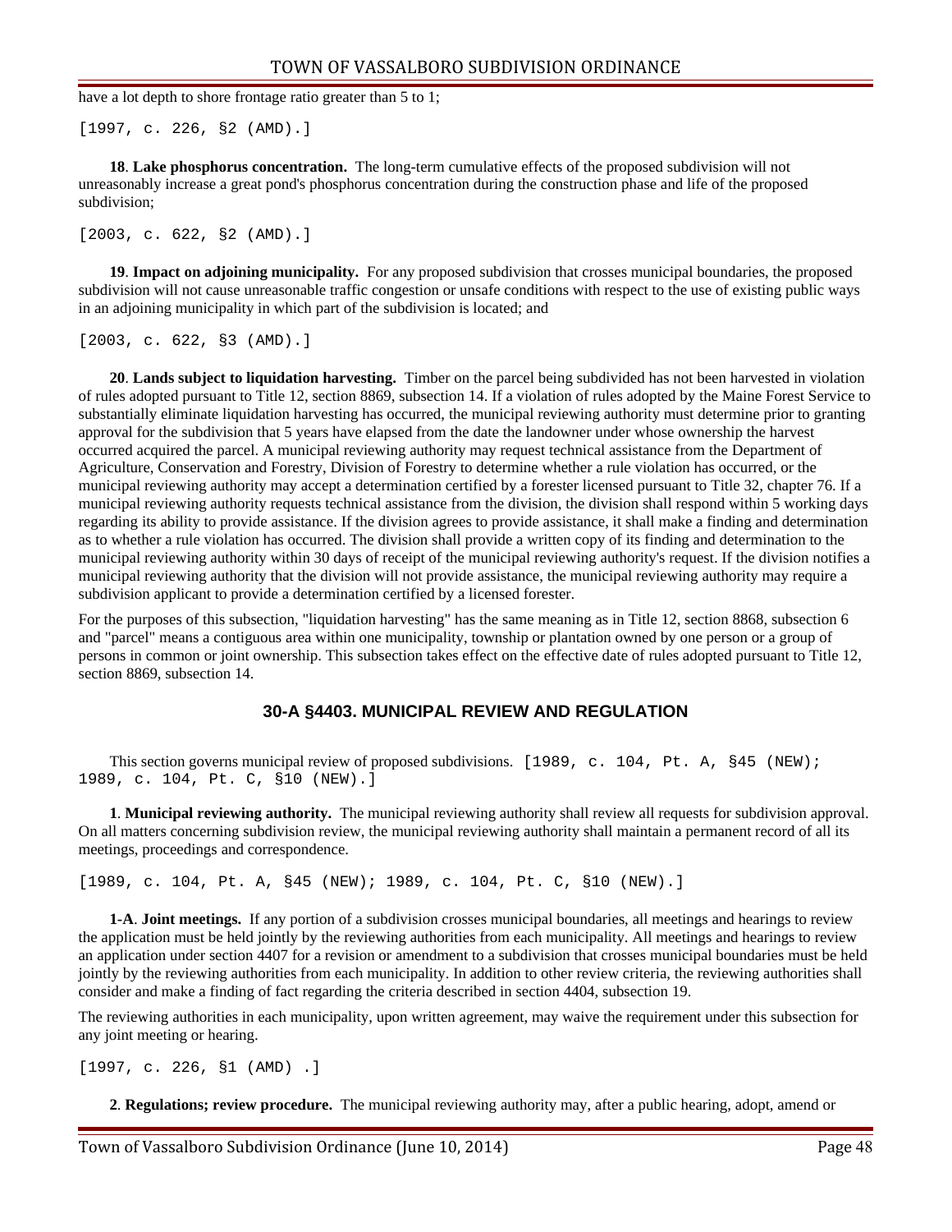have a lot depth to shore frontage ratio greater than 5 to 1;

[1997, c. 226, §2 (AMD).]

**18**. **Lake phosphorus concentration.** The long-term cumulative effects of the proposed subdivision will not unreasonably increase a great pond's phosphorus concentration during the construction phase and life of the proposed subdivision;

[2003, c. 622, §2 (AMD).]

**19**. **Impact on adjoining municipality.** For any proposed subdivision that crosses municipal boundaries, the proposed subdivision will not cause unreasonable traffic congestion or unsafe conditions with respect to the use of existing public ways in an adjoining municipality in which part of the subdivision is located; and

[2003, c. 622, §3 (AMD).]

**20**. **Lands subject to liquidation harvesting.** Timber on the parcel being subdivided has not been harvested in violation of rules adopted pursuant to Title 12, section 8869, subsection 14. If a violation of rules adopted by the Maine Forest Service to substantially eliminate liquidation harvesting has occurred, the municipal reviewing authority must determine prior to granting approval for the subdivision that 5 years have elapsed from the date the landowner under whose ownership the harvest occurred acquired the parcel. A municipal reviewing authority may request technical assistance from the Department of Agriculture, Conservation and Forestry, Division of Forestry to determine whether a rule violation has occurred, or the municipal reviewing authority may accept a determination certified by a forester licensed pursuant to Title 32, chapter 76. If a municipal reviewing authority requests technical assistance from the division, the division shall respond within 5 working days regarding its ability to provide assistance. If the division agrees to provide assistance, it shall make a finding and determination as to whether a rule violation has occurred. The division shall provide a written copy of its finding and determination to the municipal reviewing authority within 30 days of receipt of the municipal reviewing authority's request. If the division notifies a municipal reviewing authority that the division will not provide assistance, the municipal reviewing authority may require a subdivision applicant to provide a determination certified by a licensed forester.

For the purposes of this subsection, "liquidation harvesting" has the same meaning as in Title 12, section 8868, subsection 6 and "parcel" means a contiguous area within one municipality, township or plantation owned by one person or a group of persons in common or joint ownership. This subsection takes effect on the effective date of rules adopted pursuant to Title 12, section 8869, subsection 14.

## 30-A §4403. MUNICIPAL REVIEW AND REGULATION

This section governs municipal review of proposed subdivisions. [1989, c. 104, Pt. A, §45 (NEW); 1989, c. 104, Pt. C, §10 (NEW).]

**1**. **Municipal reviewing authority.** The municipal reviewing authority shall review all requests for subdivision approval. On all matters concerning subdivision review, the municipal reviewing authority shall maintain a permanent record of all its meetings, proceedings and correspondence.

[1989, c. 104, Pt. A, §45 (NEW); 1989, c. 104, Pt. C, §10 (NEW).]

**1-A**. **Joint meetings.** If any portion of a subdivision crosses municipal boundaries, all meetings and hearings to review the application must be held jointly by the reviewing authorities from each municipality. All meetings and hearings to review an application under section 4407 for a revision or amendment to a subdivision that crosses municipal boundaries must be held jointly by the reviewing authorities from each municipality. In addition to other review criteria, the reviewing authorities shall consider and make a finding of fact regarding the criteria described in section 4404, subsection 19.

The reviewing authorities in each municipality, upon written agreement, may waive the requirement under this subsection for any joint meeting or hearing.

[1997, c. 226, §1 (AMD) .]

**2**. **Regulations; review procedure.** The municipal reviewing authority may, after a public hearing, adopt, amend or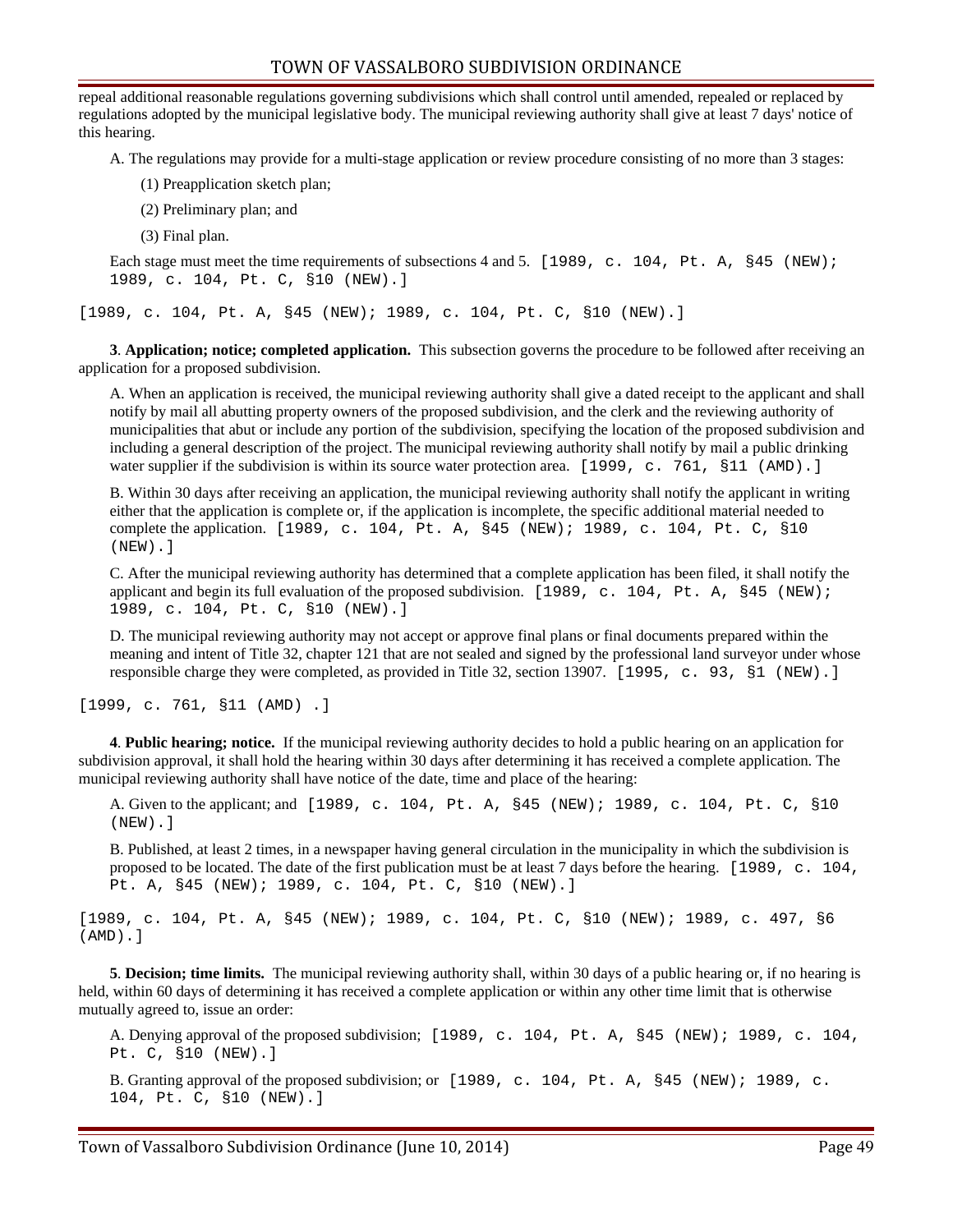repeal additional reasonable regulations governing subdivisions which shall control until amended, repealed or replaced by regulations adopted by the municipal legislative body. The municipal reviewing authority shall give at least 7 days' notice of this hearing.

A. The regulations may provide for a multi-stage application or review procedure consisting of no more than 3 stages:

(1) Preapplication sketch plan;

(2) Preliminary plan; and

(3) Final plan.

Each stage must meet the time requirements of subsections 4 and 5. [1989, c. 104, Pt. A, §45 (NEW); 1989, c. 104, Pt. C, §10 (NEW).]

[1989, c. 104, Pt. A, §45 (NEW); 1989, c. 104, Pt. C, §10 (NEW).]

**3**. **Application; notice; completed application.** This subsection governs the procedure to be followed after receiving an application for a proposed subdivision.

A. When an application is received, the municipal reviewing authority shall give a dated receipt to the applicant and shall notify by mail all abutting property owners of the proposed subdivision, and the clerk and the reviewing authority of municipalities that abut or include any portion of the subdivision, specifying the location of the proposed subdivision and including a general description of the project. The municipal reviewing authority shall notify by mail a public drinking water supplier if the subdivision is within its source water protection area. [1999, c. 761, §11 (AMD).]

B. Within 30 days after receiving an application, the municipal reviewing authority shall notify the applicant in writing either that the application is complete or, if the application is incomplete, the specific additional material needed to complete the application. [1989, c. 104, Pt. A, §45 (NEW); 1989, c. 104, Pt. C, §10 (NEW).]

C. After the municipal reviewing authority has determined that a complete application has been filed, it shall notify the applicant and begin its full evaluation of the proposed subdivision. [1989, c. 104, Pt. A, §45 (NEW); 1989, c. 104, Pt. C, §10 (NEW).]

D. The municipal reviewing authority may not accept or approve final plans or final documents prepared within the meaning and intent of Title 32, chapter 121 that are not sealed and signed by the professional land surveyor under whose responsible charge they were completed, as provided in Title 32, section 13907. [1995, c. 93, §1 (NEW).]

[1999, c. 761, §11 (AMD) .]

**4**. **Public hearing; notice.** If the municipal reviewing authority decides to hold a public hearing on an application for subdivision approval, it shall hold the hearing within 30 days after determining it has received a complete application. The municipal reviewing authority shall have notice of the date, time and place of the hearing:

A. Given to the applicant; and [1989, c. 104, Pt. A, §45 (NEW); 1989, c. 104, Pt. C, §10 (NEW).]

B. Published, at least 2 times, in a newspaper having general circulation in the municipality in which the subdivision is proposed to be located. The date of the first publication must be at least 7 days before the hearing. [1989, c. 104, Pt. A, §45 (NEW); 1989, c. 104, Pt. C, §10 (NEW).]

[1989, c. 104, Pt. A, §45 (NEW); 1989, c. 104, Pt. C, §10 (NEW); 1989, c. 497, §6 (AMD).]

**5**. **Decision; time limits.** The municipal reviewing authority shall, within 30 days of a public hearing or, if no hearing is held, within 60 days of determining it has received a complete application or within any other time limit that is otherwise mutually agreed to, issue an order:

A. Denying approval of the proposed subdivision; [1989, c. 104, Pt. A, §45 (NEW); 1989, c. 104, Pt. C, §10 (NEW).]

B. Granting approval of the proposed subdivision; or [1989, c. 104, Pt. A, §45 (NEW); 1989, c. 104, Pt. C, §10 (NEW).]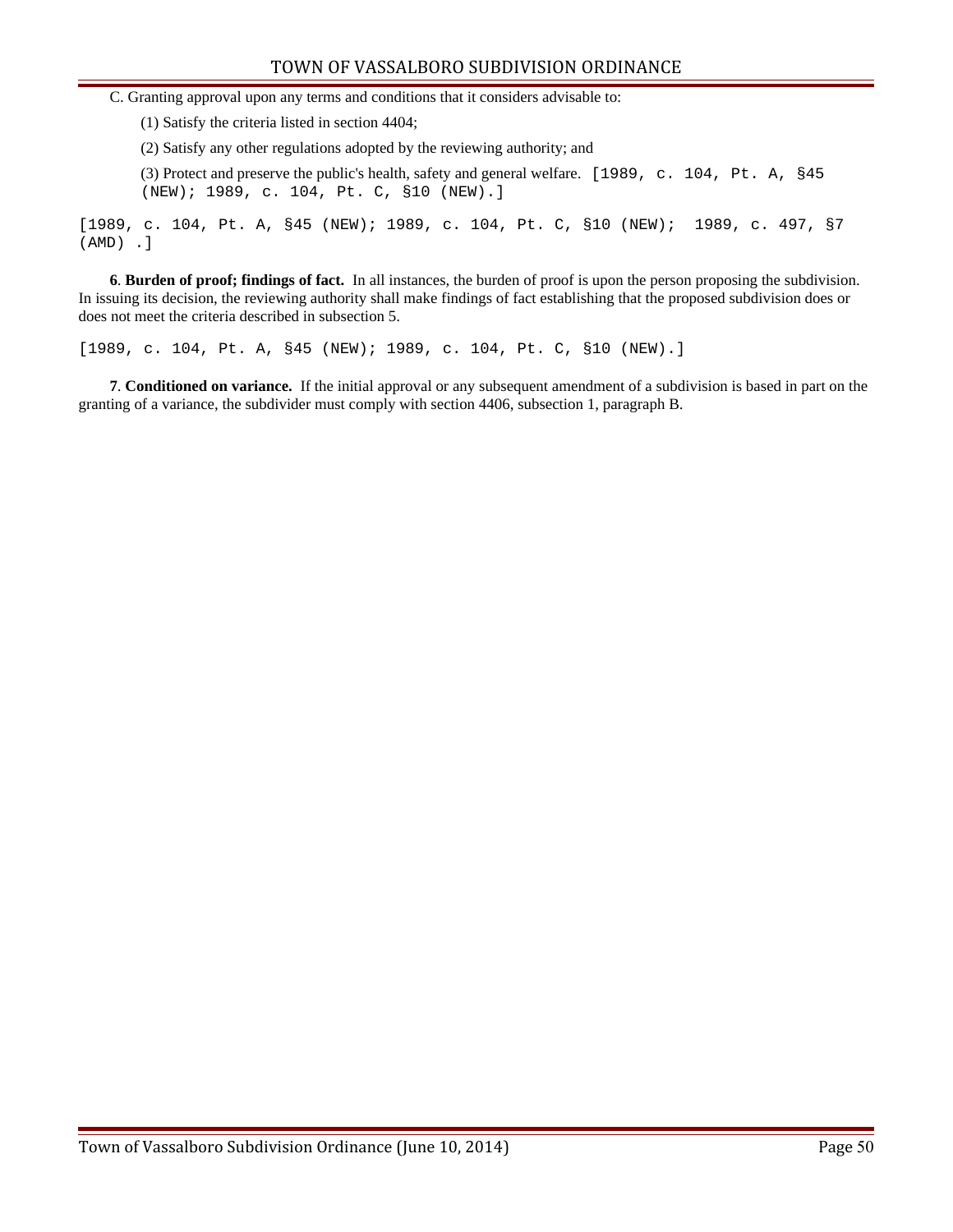C. Granting approval upon any terms and conditions that it considers advisable to:

(1) Satisfy the criteria listed in section 4404;

(2) Satisfy any other regulations adopted by the reviewing authority; and

(3) Protect and preserve the public's health, safety and general welfare. [1989, c. 104, Pt. A, §45 (NEW); 1989, c. 104, Pt. C, §10 (NEW).]

[1989, c. 104, Pt. A, §45 (NEW); 1989, c. 104, Pt. C, §10 (NEW); 1989, c. 497, §7 (AMD) .]

**6**. **Burden of proof; findings of fact.** In all instances, the burden of proof is upon the person proposing the subdivision. In issuing its decision, the reviewing authority shall make findings of fact establishing that the proposed subdivision does or does not meet the criteria described in subsection 5.

[1989, c. 104, Pt. A, §45 (NEW); 1989, c. 104, Pt. C, §10 (NEW).]

**7**. **Conditioned on variance.** If the initial approval or any subsequent amendment of a subdivision is based in part on the granting of a variance, the subdivider must comply with section 4406, subsection 1, paragraph B.